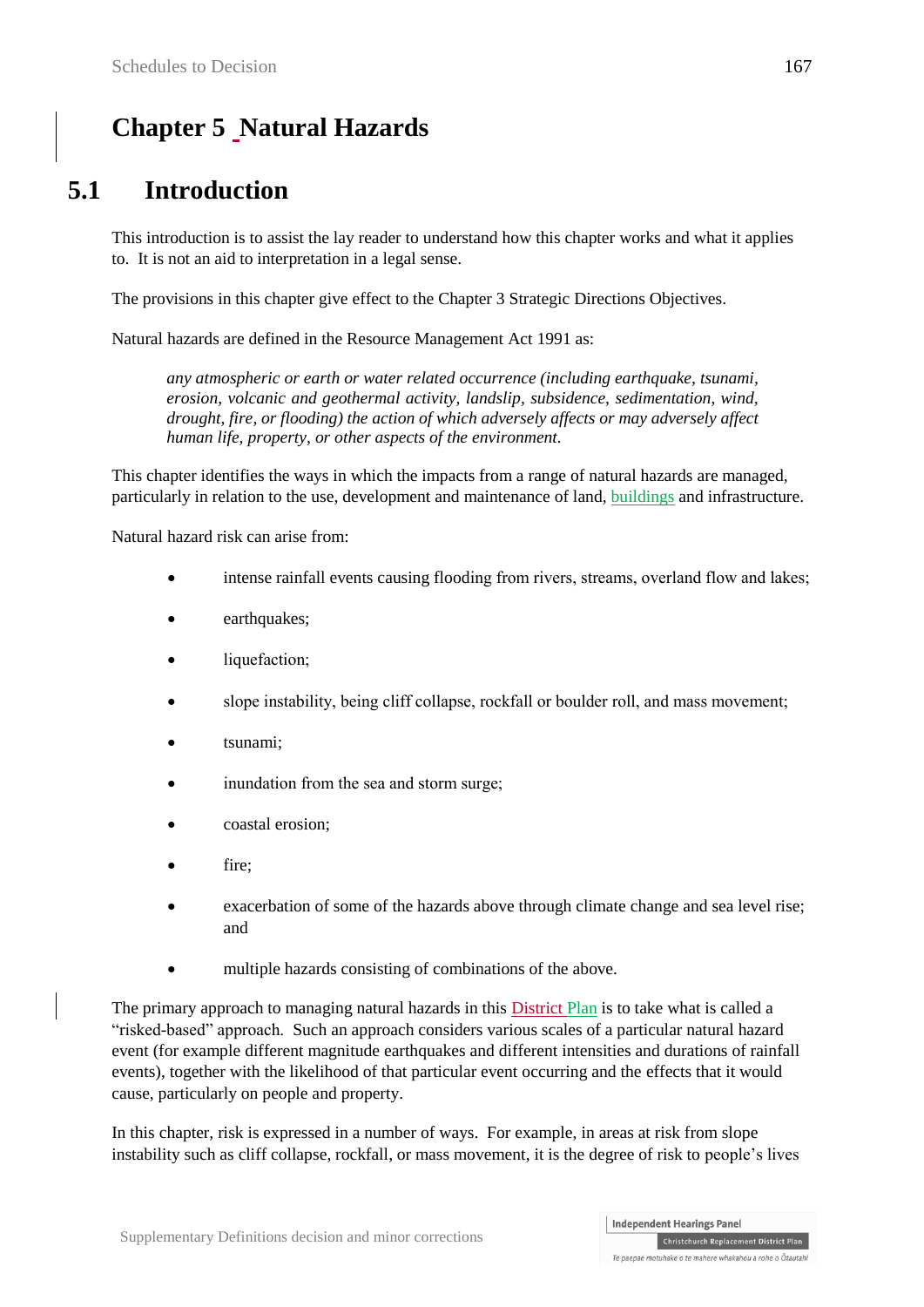# Chapter 5 Natural Hazards

## 5.1 Introduction

This introduction is to assist the lay reader to understand how this chapter works and what it applies to. It is not an aid to interpretation in a legal sense.

The provisions in this chapter give effect to the Chapter 3 Strategic Directions Objectives.

Natural hazards are defined in the Resource Management Act 1991 as:

> *any atmospheric or earth or water related occurrence (including earthquake, tsunami, erosion, volcanic and geothermal activity, landslip, subsidence, sedimentation, wind, drought, fire, or flooding) the action of which adversely affects or may adversely affect human life, property, or other aspects of the environment.*

This chapter identifies the ways in which the impacts from a range of natural hazards are managed, particularly in relation to the use, development and maintenance of land, buildings and infrastructure.

Natural hazard risk can arise from:

- intense rainfall events causing flooding from rivers, streams, overland flow and lakes;
- earthquakes;
- liquefaction;
- slope instability, being cliff collapse, rockfall or boulder roll, and mass movement;
- tsunami;
- inundation from the sea and storm surge;
- coastal erosion;
- fire;
- exacerbation of some of the hazards above through climate change and sea level rise; and
- multiple hazards consisting of combinations of the above.

The primary approach to managing natural hazards in this District Plan is to take what is called a "risked-based" approach. Such an approach considers various scales of a particular natural hazard event (for example different magnitude earthquakes and different intensities and durations of rainfall events), together with the likelihood of that particular event occurring and the effects that it would cause, particularly on people and property.

In this chapter, risk is expressed in a number of ways. For example, in areas at risk from slope instability such as cliff collapse, rockfall, or mass movement, it is the degree of risk to people's lives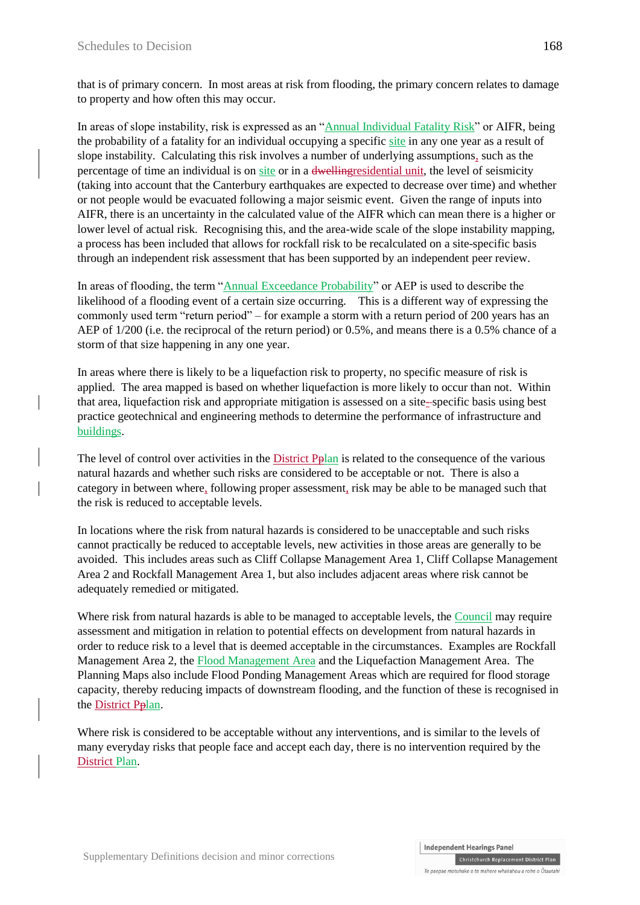that is of primary concern. In most areas at risk from flooding, the primary concern relates to damage to property and how often this may occur.

In areas of slope instability, risk is expressed as an "Annual Individual Fatality Risk" or AIFR, being the probability of a fatality for an individual occupying a specific site in any one year as a result of slope instability. Calculating this risk involves a number of underlying assumptions, such as the percentage of time an individual is on site or in a ~~dwelling~~residential unit, the level of seismicity (taking into account that the Canterbury earthquakes are expected to decrease over time) and whether or not people would be evacuated following a major seismic event. Given the range of inputs into AIFR, there is an uncertainty in the calculated value of the AIFR which can mean there is a higher or lower level of actual risk. Recognising this, and the area-wide scale of the slope instability mapping, a process has been included that allows for rockfall risk to be recalculated on a site-specific basis through an independent risk assessment that has been supported by an independent peer review.

In areas of flooding, the term "Annual Exceedance Probability" or AEP is used to describe the likelihood of a flooding event of a certain size occurring. This is a different way of expressing the commonly used term "return period" – for example a storm with a return period of 200 years has an AEP of 1/200 (i.e. the reciprocal of the return period) or 0.5%, and means there is a 0.5% chance of a storm of that size happening in any one year.

In areas where there is likely to be a liquefaction risk to property, no specific measure of risk is applied. The area mapped is based on whether liquefaction is more likely to occur than not. Within that area, liquefaction risk and appropriate mitigation is assessed on a site-~~-~~specific basis using best practice geotechnical and engineering methods to determine the performance of infrastructure and buildings.

The level of control over activities in the District ~~P~~plan is related to the consequence of the various natural hazards and whether such risks are considered to be acceptable or not. There is also a category in between where, following proper assessment, risk may be able to be managed such that the risk is reduced to acceptable levels.

In locations where the risk from natural hazards is considered to be unacceptable and such risks cannot practically be reduced to acceptable levels, new activities in those areas are generally to be avoided. This includes areas such as Cliff Collapse Management Area 1, Cliff Collapse Management Area 2 and Rockfall Management Area 1, but also includes adjacent areas where risk cannot be adequately remedied or mitigated.

Where risk from natural hazards is able to be managed to acceptable levels, the Council may require assessment and mitigation in relation to potential effects on development from natural hazards in order to reduce risk to a level that is deemed acceptable in the circumstances. Examples are Rockfall Management Area 2, the Flood Management Area and the Liquefaction Management Area. The Planning Maps also include Flood Ponding Management Areas which are required for flood storage capacity, thereby reducing impacts of downstream flooding, and the function of these is recognised in the District ~~P~~plan.

Where risk is considered to be acceptable without any interventions, and is similar to the levels of many everyday risks that people face and accept each day, there is no intervention required by the District Plan.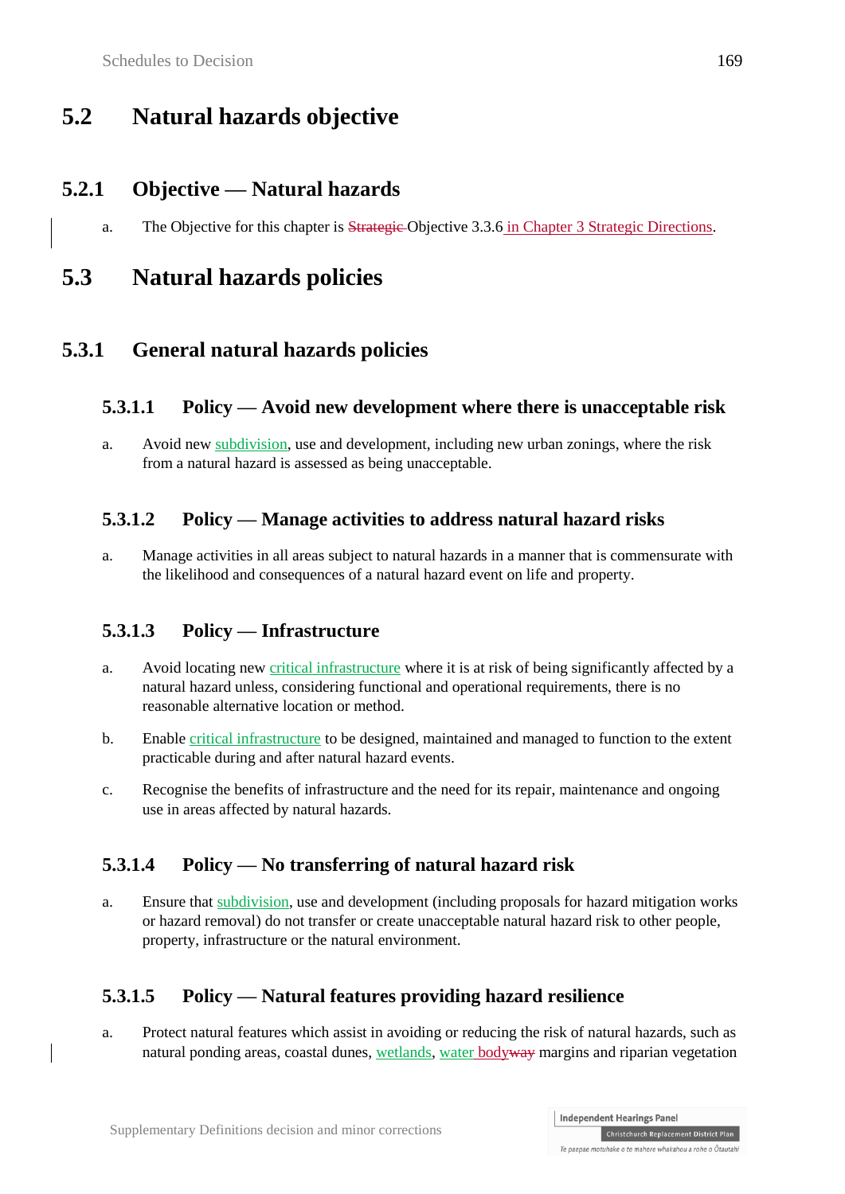## 5.2 Natural hazards objective

### 5.2.1 Objective — Natural hazards

a. The Objective for this chapter is ~~Strategic~~ Objective 3.3.6 in Chapter 3 Strategic Directions.

## 5.3 Natural hazards policies

### 5.3.1 General natural hazards policies

#### 5.3.1.1 Policy — Avoid new development where there is unacceptable risk

a. Avoid new subdivision, use and development, including new urban zonings, where the risk from a natural hazard is assessed as being unacceptable.

#### 5.3.1.2 Policy — Manage activities to address natural hazard risks

a. Manage activities in all areas subject to natural hazards in a manner that is commensurate with the likelihood and consequences of a natural hazard event on life and property.

#### 5.3.1.3 Policy — Infrastructure

a. Avoid locating new critical infrastructure where it is at risk of being significantly affected by a natural hazard unless, considering functional and operational requirements, there is no reasonable alternative location or method.

b. Enable critical infrastructure to be designed, maintained and managed to function to the extent practicable during and after natural hazard events.

c. Recognise the benefits of infrastructure and the need for its repair, maintenance and ongoing use in areas affected by natural hazards.

#### 5.3.1.4 Policy — No transferring of natural hazard risk

a. Ensure that subdivision, use and development (including proposals for hazard mitigation works or hazard removal) do not transfer or create unacceptable natural hazard risk to other people, property, infrastructure or the natural environment.

#### 5.3.1.5 Policy — Natural features providing hazard resilience

a. Protect natural features which assist in avoiding or reducing the risk of natural hazards, such as natural ponding areas, coastal dunes, wetlands, water body~~way~~ margins and riparian vegetation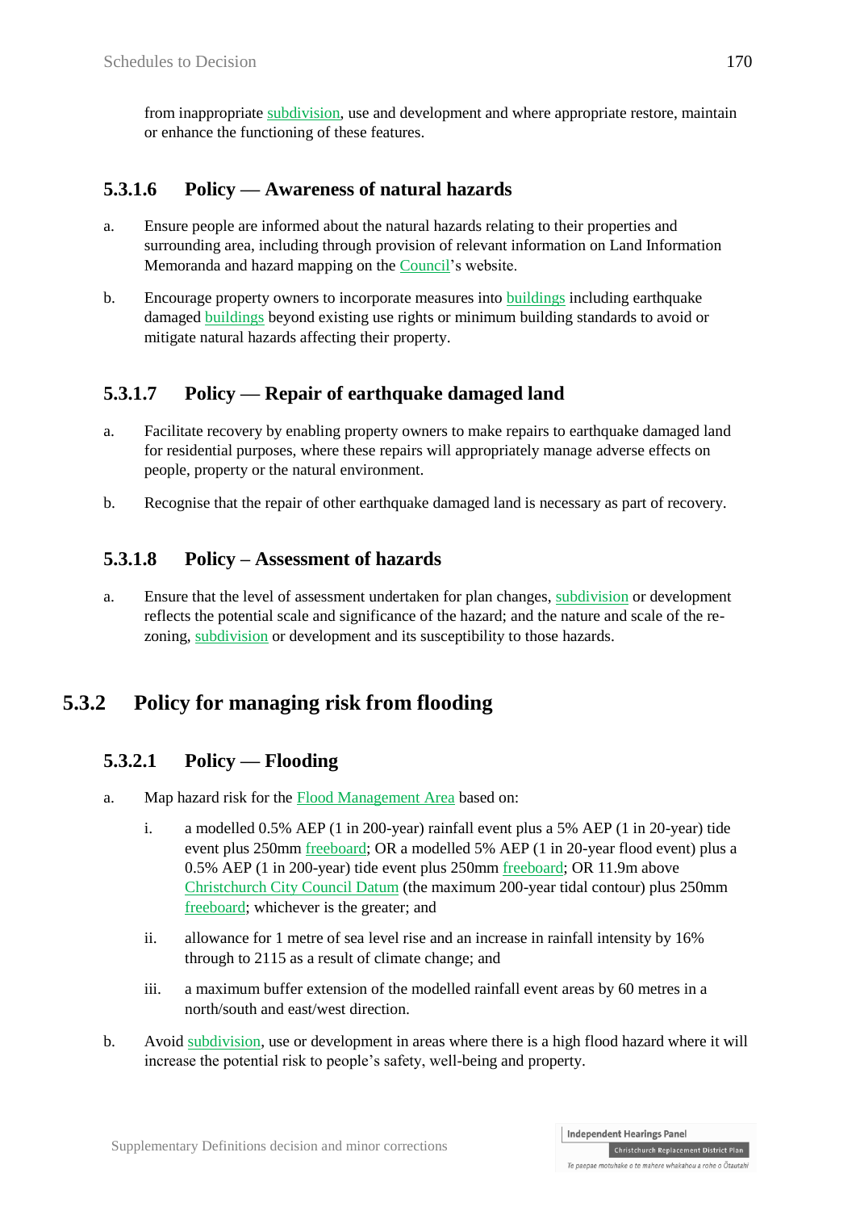from inappropriate subdivision, use and development and where appropriate restore, maintain or enhance the functioning of these features.

### 5.3.1.6 Policy — Awareness of natural hazards

a. Ensure people are informed about the natural hazards relating to their properties and surrounding area, including through provision of relevant information on Land Information Memoranda and hazard mapping on the Council's website.

b. Encourage property owners to incorporate measures into buildings including earthquake damaged buildings beyond existing use rights or minimum building standards to avoid or mitigate natural hazards affecting their property.

### 5.3.1.7 Policy — Repair of earthquake damaged land

a. Facilitate recovery by enabling property owners to make repairs to earthquake damaged land for residential purposes, where these repairs will appropriately manage adverse effects on people, property or the natural environment.

b. Recognise that the repair of other earthquake damaged land is necessary as part of recovery.

### 5.3.1.8 Policy – Assessment of hazards

a. Ensure that the level of assessment undertaken for plan changes, subdivision or development reflects the potential scale and significance of the hazard; and the nature and scale of the re-zoning, subdivision or development and its susceptibility to those hazards.

## 5.3.2 Policy for managing risk from flooding

### 5.3.2.1 Policy — Flooding

a. Map hazard risk for the Flood Management Area based on:

   i. a modelled 0.5% AEP (1 in 200-year) rainfall event plus a 5% AEP (1 in 20-year) tide event plus 250mm freeboard; OR a modelled 5% AEP (1 in 20-year flood event) plus a 0.5% AEP (1 in 200-year) tide event plus 250mm freeboard; OR 11.9m above Christchurch City Council Datum (the maximum 200-year tidal contour) plus 250mm freeboard; whichever is the greater; and

   ii. allowance for 1 metre of sea level rise and an increase in rainfall intensity by 16% through to 2115 as a result of climate change; and

   iii. a maximum buffer extension of the modelled rainfall event areas by 60 metres in a north/south and east/west direction.

b. Avoid subdivision, use or development in areas where there is a high flood hazard where it will increase the potential risk to people's safety, well-being and property.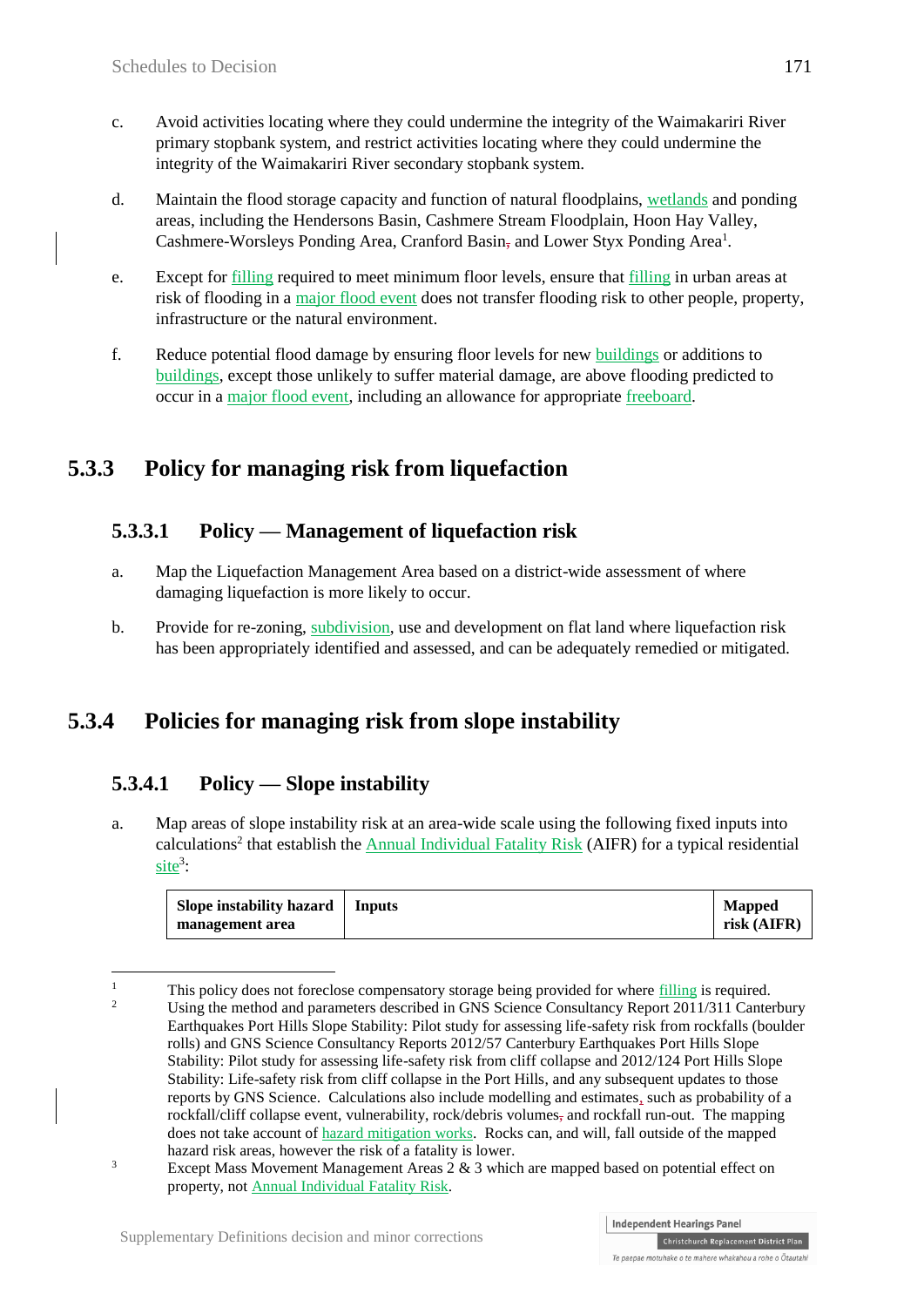c. Avoid activities locating where they could undermine the integrity of the Waimakariri River primary stopbank system, and restrict activities locating where they could undermine the integrity of the Waimakariri River secondary stopbank system.

d. Maintain the flood storage capacity and function of natural floodplains, wetlands and ponding areas, including the Hendersons Basin, Cashmere Stream Floodplain, Hoon Hay Valley, Cashmere-Worsleys Ponding Area, Cranford Basin, and Lower Styx Ponding Area[1].

e. Except for filling required to meet minimum floor levels, ensure that filling in urban areas at risk of flooding in a major flood event does not transfer flooding risk to other people, property, infrastructure or the natural environment.

f. Reduce potential flood damage by ensuring floor levels for new buildings or additions to buildings, except those unlikely to suffer material damage, are above flooding predicted to occur in a major flood event, including an allowance for appropriate freeboard.

## 5.3.3 Policy for managing risk from liquefaction

### 5.3.3.1 Policy — Management of liquefaction risk

a. Map the Liquefaction Management Area based on a district-wide assessment of where damaging liquefaction is more likely to occur.

b. Provide for re-zoning, subdivision, use and development on flat land where liquefaction risk has been appropriately identified and assessed, and can be adequately remedied or mitigated.

## 5.3.4 Policies for managing risk from slope instability

### 5.3.4.1 Policy — Slope instability

a. Map areas of slope instability risk at an area-wide scale using the following fixed inputs into calculations[2] that establish the Annual Individual Fatality Risk (AIFR) for a typical residential site[3]:

| Slope instability hazard management area | Inputs | Mapped risk (AIFR) |
|---|---|---|

[1] This policy does not foreclose compensatory storage being provided for where filling is required.

[2] Using the method and parameters described in GNS Science Consultancy Report 2011/311 Canterbury Earthquakes Port Hills Slope Stability: Pilot study for assessing life-safety risk from rockfalls (boulder rolls) and GNS Science Consultancy Reports 2012/57 Canterbury Earthquakes Port Hills Slope Stability: Pilot study for assessing life-safety risk from cliff collapse and 2012/124 Port Hills Slope Stability: Life-safety risk from cliff collapse in the Port Hills, and any subsequent updates to those reports by GNS Science. Calculations also include modelling and estimates, such as probability of a rockfall/cliff collapse event, vulnerability, rock/debris volumes, and rockfall run-out. The mapping does not take account of hazard mitigation works. Rocks can, and will, fall outside of the mapped hazard risk areas, however the risk of a fatality is lower.

[3] Except Mass Movement Management Areas 2 & 3 which are mapped based on potential effect on property, not Annual Individual Fatality Risk.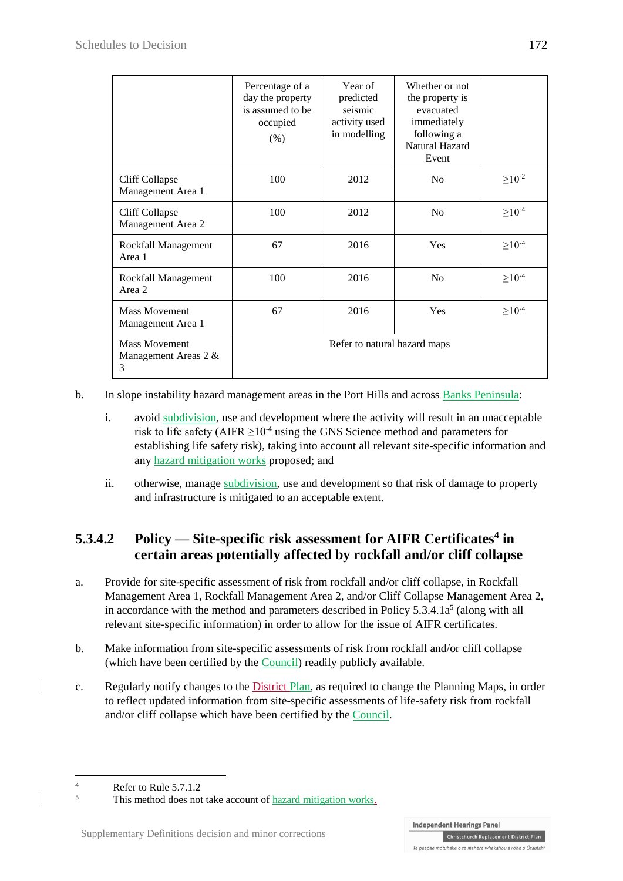| | Percentage of a day the property is assumed to be occupied (%) | Year of predicted seismic activity used in modelling | Whether or not the property is evacuated immediately following a Natural Hazard Event | |
|---|---|---|---|---|
| Cliff Collapse Management Area 1 | 100 | 2012 | No | $\geq 10^{-2}$ |
| Cliff Collapse Management Area 2 | 100 | 2012 | No | $\geq 10^{-4}$ |
| Rockfall Management Area 1 | 67 | 2016 | Yes | $\geq 10^{-4}$ |
| Rockfall Management Area 2 | 100 | 2016 | No | $\geq 10^{-4}$ |
| Mass Movement Management Area 1 | 67 | 2016 | Yes | $\geq 10^{-4}$ |
| Mass Movement Management Areas 2 & 3 | Refer to natural hazard maps | | | |

b. In slope instability hazard management areas in the Port Hills and across Banks Peninsula:

   i. avoid subdivision, use and development where the activity will result in an unacceptable risk to life safety (AIFR $\geq 10^{-4}$ using the GNS Science method and parameters for establishing life safety risk), taking into account all relevant site-specific information and any hazard mitigation works proposed; and

   ii. otherwise, manage subdivision, use and development so that risk of damage to property and infrastructure is mitigated to an acceptable extent.

### 5.3.4.2 Policy — Site-specific risk assessment for AIFR Certificates[4] in certain areas potentially affected by rockfall and/or cliff collapse

a. Provide for site-specific assessment of risk from rockfall and/or cliff collapse, in Rockfall Management Area 1, Rockfall Management Area 2, and/or Cliff Collapse Management Area 2, in accordance with the method and parameters described in Policy 5.3.4.1a[5] (along with all relevant site-specific information) in order to allow for the issue of AIFR certificates.

b. Make information from site-specific assessments of risk from rockfall and/or cliff collapse (which have been certified by the Council) readily publicly available.

c. Regularly notify changes to the District Plan, as required to change the Planning Maps, in order to reflect updated information from site-specific assessments of life-safety risk from rockfall and/or cliff collapse which have been certified by the Council.

---

[4] Refer to Rule 5.7.1.2

[5] This method does not take account of hazard mitigation works.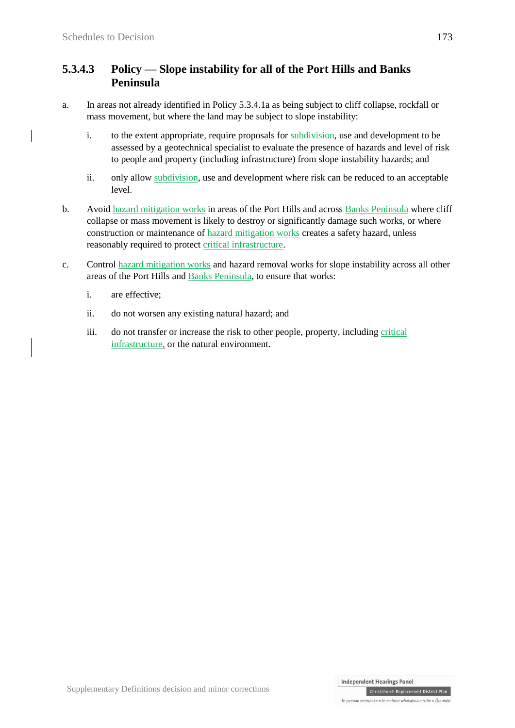### 5.3.4.3 Policy — Slope instability for all of the Port Hills and Banks Peninsula

a. In areas not already identified in Policy 5.3.4.1a as being subject to cliff collapse, rockfall or mass movement, but where the land may be subject to slope instability:

   i. to the extent appropriate, require proposals for subdivision, use and development to be assessed by a geotechnical specialist to evaluate the presence of hazards and level of risk to people and property (including infrastructure) from slope instability hazards; and

   ii. only allow subdivision, use and development where risk can be reduced to an acceptable level.

b. Avoid hazard mitigation works in areas of the Port Hills and across Banks Peninsula where cliff collapse or mass movement is likely to destroy or significantly damage such works, or where construction or maintenance of hazard mitigation works creates a safety hazard, unless reasonably required to protect critical infrastructure.

c. Control hazard mitigation works and hazard removal works for slope instability across all other areas of the Port Hills and Banks Peninsula, to ensure that works:

   i. are effective;

   ii. do not worsen any existing natural hazard; and

   iii. do not transfer or increase the risk to other people, property, including critical infrastructure, or the natural environment.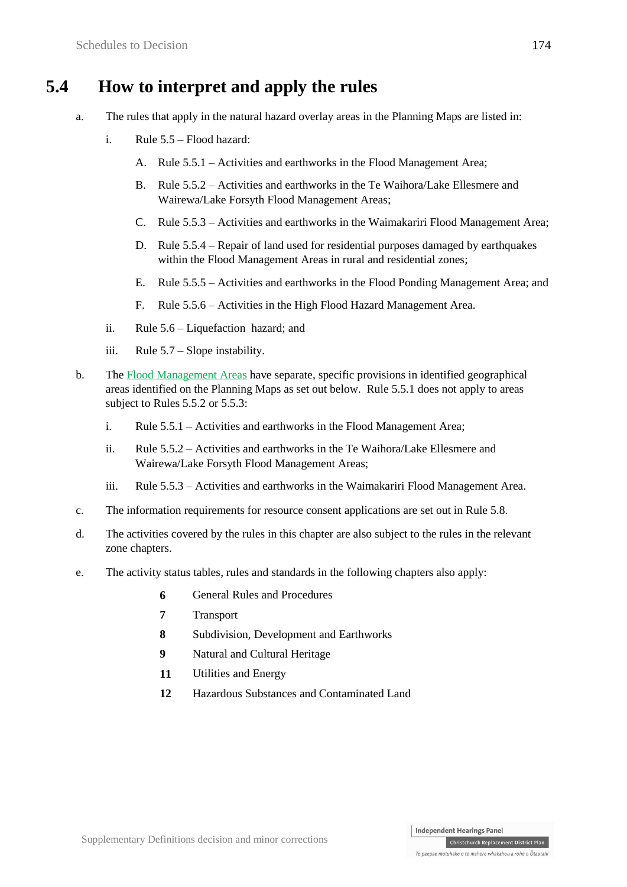## 5.4 How to interpret and apply the rules

a. The rules that apply in the natural hazard overlay areas in the Planning Maps are listed in:

   i. Rule 5.5 – Flood hazard:

      A. Rule 5.5.1 – Activities and earthworks in the Flood Management Area;

      B. Rule 5.5.2 – Activities and earthworks in the Te Waihora/Lake Ellesmere and Wairewa/Lake Forsyth Flood Management Areas;

      C. Rule 5.5.3 – Activities and earthworks in the Waimakariri Flood Management Area;

      D. Rule 5.5.4 – Repair of land used for residential purposes damaged by earthquakes within the Flood Management Areas in rural and residential zones;

      E. Rule 5.5.5 – Activities and earthworks in the Flood Ponding Management Area; and

      F. Rule 5.5.6 – Activities in the High Flood Hazard Management Area.

   ii. Rule 5.6 – Liquefaction hazard; and

   iii. Rule 5.7 – Slope instability.

b. The Flood Management Areas have separate, specific provisions in identified geographical areas identified on the Planning Maps as set out below. Rule 5.5.1 does not apply to areas subject to Rules 5.5.2 or 5.5.3:

   i. Rule 5.5.1 – Activities and earthworks in the Flood Management Area;

   ii. Rule 5.5.2 – Activities and earthworks in the Te Waihora/Lake Ellesmere and Wairewa/Lake Forsyth Flood Management Areas;

   iii. Rule 5.5.3 – Activities and earthworks in the Waimakariri Flood Management Area.

c. The information requirements for resource consent applications are set out in Rule 5.8.

d. The activities covered by the rules in this chapter are also subject to the rules in the relevant zone chapters.

e. The activity status tables, rules and standards in the following chapters also apply:

   **6** General Rules and Procedures

   **7** Transport

   **8** Subdivision, Development and Earthworks

   **9** Natural and Cultural Heritage

   **11** Utilities and Energy

   **12** Hazardous Substances and Contaminated Land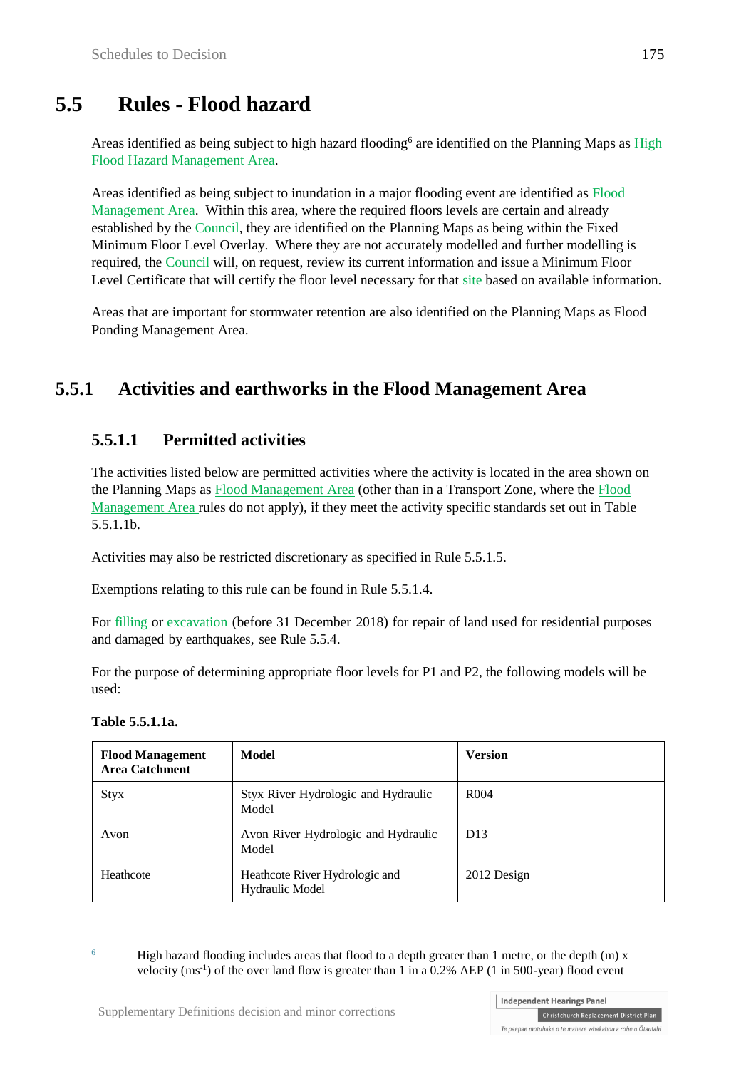# 5.5 Rules - Flood hazard

Areas identified as being subject to high hazard flooding[6] are identified on the Planning Maps as High Flood Hazard Management Area.

Areas identified as being subject to inundation in a major flooding event are identified as Flood Management Area. Within this area, where the required floors levels are certain and already established by the Council, they are identified on the Planning Maps as being within the Fixed Minimum Floor Level Overlay. Where they are not accurately modelled and further modelling is required, the Council will, on request, review its current information and issue a Minimum Floor Level Certificate that will certify the floor level necessary for that site based on available information.

Areas that are important for stormwater retention are also identified on the Planning Maps as Flood Ponding Management Area.

## 5.5.1 Activities and earthworks in the Flood Management Area

### 5.5.1.1 Permitted activities

The activities listed below are permitted activities where the activity is located in the area shown on the Planning Maps as Flood Management Area (other than in a Transport Zone, where the Flood Management Area rules do not apply), if they meet the activity specific standards set out in Table 5.5.1.1b.

Activities may also be restricted discretionary as specified in Rule 5.5.1.5.

Exemptions relating to this rule can be found in Rule 5.5.1.4.

For filling or excavation (before 31 December 2018) for repair of land used for residential purposes and damaged by earthquakes, see Rule 5.5.4.

For the purpose of determining appropriate floor levels for P1 and P2, the following models will be used:

**Table 5.5.1.1a.**

| Flood Management Area Catchment | Model | Version |
|---|---|---|
| Styx | Styx River Hydrologic and Hydraulic Model | R004 |
| Avon | Avon River Hydrologic and Hydraulic Model | D13 |
| Heathcote | Heathcote River Hydrologic and Hydraulic Model | 2012 Design |

---

[6] High hazard flooding includes areas that flood to a depth greater than 1 metre, or the depth (m) x velocity ($ms^{-1}$) of the over land flow is greater than 1 in a 0.2% AEP (1 in 500-year) flood event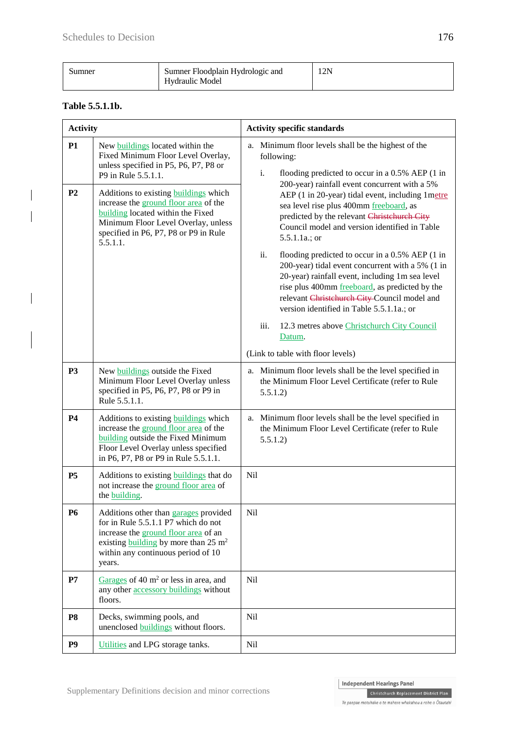| Sumner | Sumner Floodplain Hydrologic and Hydraulic Model | 12N |
|---|---|---|

**Table 5.5.1.1b.**

| | Activity | Activity specific standards |
|---|---|---|
| **P1** | New buildings located within the Fixed Minimum Floor Level Overlay, unless specified in P5, P6, P7, P8 or P9 in Rule 5.5.1.1. | a. Minimum floor levels shall be the highest of the following:<br>i. flooding predicted to occur in a 0.5% AEP (1 in 200-year) rainfall event concurrent with a 5% AEP (1 in 20-year) tidal event, including 1metre sea level rise plus 400mm freeboard, as predicted by the relevant ~~Christchurch City~~ Council model and version identified in Table 5.5.1.1a.; or<br>ii. flooding predicted to occur in a 0.5% AEP (1 in 200-year) tidal event concurrent with a 5% (1 in 20-year) rainfall event, including 1m sea level rise plus 400mm freeboard, as predicted by the relevant ~~Christchurch City~~ Council model and version identified in Table 5.5.1.1a.; or<br>iii. 12.3 metres above Christchurch City Council Datum.<br>(Link to table with floor levels) |
| **P2** | Additions to existing buildings which increase the ground floor area of the building located within the Fixed Minimum Floor Level Overlay, unless specified in P6, P7, P8 or P9 in Rule 5.5.1.1. | |
| **P3** | New buildings outside the Fixed Minimum Floor Level Overlay unless specified in P5, P6, P7, P8 or P9 in Rule 5.5.1.1. | a. Minimum floor levels shall be the level specified in the Minimum Floor Level Certificate (refer to Rule 5.5.1.2) |
| **P4** | Additions to existing buildings which increase the ground floor area of the building outside the Fixed Minimum Floor Level Overlay unless specified in P6, P7, P8 or P9 in Rule 5.5.1.1. | a. Minimum floor levels shall be the level specified in the Minimum Floor Level Certificate (refer to Rule 5.5.1.2) |
| **P5** | Additions to existing buildings that do not increase the ground floor area of the building. | Nil |
| **P6** | Additions other than garages provided for in Rule 5.5.1.1 P7 which do not increase the ground floor area of an existing building by more than 25 m$^2$ within any continuous period of 10 years. | Nil |
| **P7** | Garages of 40 m$^2$ or less in area, and any other accessory buildings without floors. | Nil |
| **P8** | Decks, swimming pools, and unenclosed buildings without floors. | Nil |
| **P9** | Utilities and LPG storage tanks. | Nil |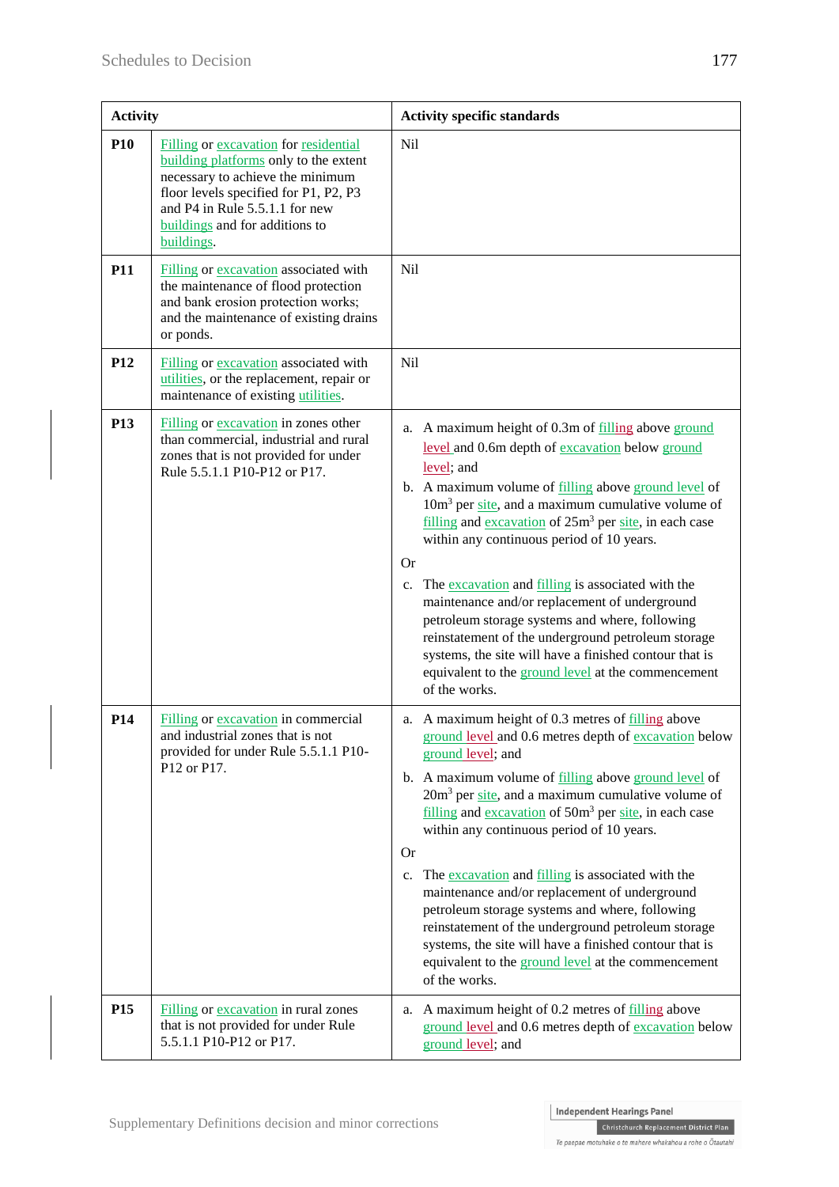| Activity | | Activity specific standards |
|---|---|---|
| **P10** | Filling or excavation for residential building platforms only to the extent necessary to achieve the minimum floor levels specified for P1, P2, P3 and P4 in Rule 5.5.1.1 for new buildings and for additions to buildings. | Nil |
| **P11** | Filling or excavation associated with the maintenance of flood protection and bank erosion protection works; and the maintenance of existing drains or ponds. | Nil |
| **P12** | Filling or excavation associated with utilities, or the replacement, repair or maintenance of existing utilities. | Nil |
| **P13** | Filling or excavation in zones other than commercial, industrial and rural zones that is not provided for under Rule 5.5.1.1 P10-P12 or P17. | a. A maximum height of 0.3m of filling above ground level and 0.6m depth of excavation below ground level; and<br>b. A maximum volume of filling above ground level of 10m$^3$ per site, and a maximum cumulative volume of filling and excavation of 25m$^3$ per site, in each case within any continuous period of 10 years.<br>Or<br>c. The excavation and filling is associated with the maintenance and/or replacement of underground petroleum storage systems and where, following reinstatement of the underground petroleum storage systems, the site will have a finished contour that is equivalent to the ground level at the commencement of the works. |
| **P14** | Filling or excavation in commercial and industrial zones that is not provided for under Rule 5.5.1.1 P10-P12 or P17. | a. A maximum height of 0.3 metres of filling above ground level and 0.6 metres depth of excavation below ground level; and<br>b. A maximum volume of filling above ground level of 20m$^3$ per site, and a maximum cumulative volume of filling and excavation of 50m$^3$ per site, in each case within any continuous period of 10 years.<br>Or<br>c. The excavation and filling is associated with the maintenance and/or replacement of underground petroleum storage systems and where, following reinstatement of the underground petroleum storage systems, the site will have a finished contour that is equivalent to the ground level at the commencement of the works. |
| **P15** | Filling or excavation in rural zones that is not provided for under Rule 5.5.1.1 P10-P12 or P17. | a. A maximum height of 0.2 metres of filling above ground level and 0.6 metres depth of excavation below ground level; and |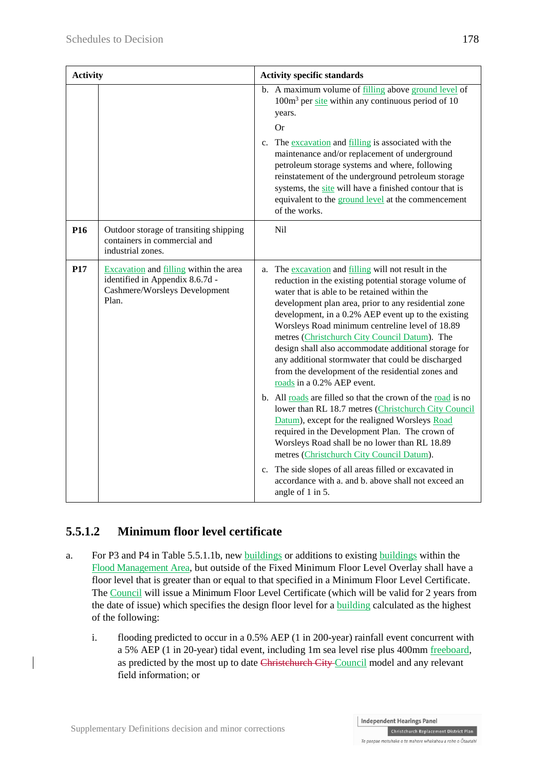| Activity | | Activity specific standards |
|---|---|---|
| | | b. A maximum volume of filling above ground level of 100m$^3$ per site within any continuous period of 10 years.<br><br>Or<br><br>c. The excavation and filling is associated with the maintenance and/or replacement of underground petroleum storage systems and where, following reinstatement of the underground petroleum storage systems, the site will have a finished contour that is equivalent to the ground level at the commencement of the works. |
| **P16** | Outdoor storage of transiting shipping containers in commercial and industrial zones. | Nil |
| **P17** | Excavation and filling within the area identified in Appendix 8.6.7d - Cashmere/Worsleys Development Plan. | a. The excavation and filling will not result in the reduction in the existing potential storage volume of water that is able to be retained within the development plan area, prior to any residential zone development, in a 0.2% AEP event up to the existing Worsleys Road minimum centreline level of 18.89 metres (Christchurch City Council Datum). The design shall also accommodate additional storage for any additional stormwater that could be discharged from the development of the residential zones and roads in a 0.2% AEP event.<br><br>b. All roads are filled so that the crown of the road is no lower than RL 18.7 metres (Christchurch City Council Datum), except for the realigned Worsleys Road required in the Development Plan. The crown of Worsleys Road shall be no lower than RL 18.89 metres (Christchurch City Council Datum).<br><br>c. The side slopes of all areas filled or excavated in accordance with a. and b. above shall not exceed an angle of 1 in 5. |

## 5.5.1.2 Minimum floor level certificate

a. For P3 and P4 in Table 5.5.1.1b, new buildings or additions to existing buildings within the Flood Management Area, but outside of the Fixed Minimum Floor Level Overlay shall have a floor level that is greater than or equal to that specified in a Minimum Floor Level Certificate. The Council will issue a Minimum Floor Level Certificate (which will be valid for 2 years from the date of issue) which specifies the design floor level for a building calculated as the highest of the following:

   i. flooding predicted to occur in a 0.5% AEP (1 in 200-year) rainfall event concurrent with a 5% AEP (1 in 20-year) tidal event, including 1m sea level rise plus 400mm freeboard, as predicted by the most up to date ~~Christchurch City~~ Council model and any relevant field information; or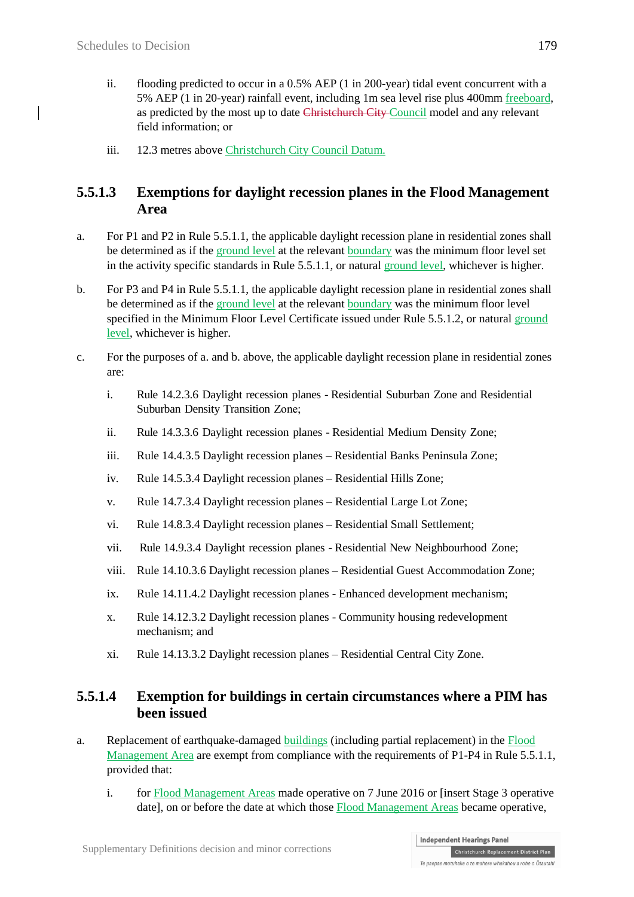ii. flooding predicted to occur in a 0.5% AEP (1 in 200-year) tidal event concurrent with a 5% AEP (1 in 20-year) rainfall event, including 1m sea level rise plus 400mm freeboard, as predicted by the most up to date ~~Christchurch City~~ Council model and any relevant field information; or

iii. 12.3 metres above Christchurch City Council Datum.

### 5.5.1.3 Exemptions for daylight recession planes in the Flood Management Area

a. For P1 and P2 in Rule 5.5.1.1, the applicable daylight recession plane in residential zones shall be determined as if the ground level at the relevant boundary was the minimum floor level set in the activity specific standards in Rule 5.5.1.1, or natural ground level, whichever is higher.

b. For P3 and P4 in Rule 5.5.1.1, the applicable daylight recession plane in residential zones shall be determined as if the ground level at the relevant boundary was the minimum floor level specified in the Minimum Floor Level Certificate issued under Rule 5.5.1.2, or natural ground level, whichever is higher.

c. For the purposes of a. and b. above, the applicable daylight recession plane in residential zones are:

   i. Rule 14.2.3.6 Daylight recession planes - Residential Suburban Zone and Residential Suburban Density Transition Zone;

   ii. Rule 14.3.3.6 Daylight recession planes - Residential Medium Density Zone;

   iii. Rule 14.4.3.5 Daylight recession planes – Residential Banks Peninsula Zone;

   iv. Rule 14.5.3.4 Daylight recession planes – Residential Hills Zone;

   v. Rule 14.7.3.4 Daylight recession planes – Residential Large Lot Zone;

   vi. Rule 14.8.3.4 Daylight recession planes – Residential Small Settlement;

   vii. Rule 14.9.3.4 Daylight recession planes - Residential New Neighbourhood Zone;

   viii. Rule 14.10.3.6 Daylight recession planes – Residential Guest Accommodation Zone;

   ix. Rule 14.11.4.2 Daylight recession planes - Enhanced development mechanism;

   x. Rule 14.12.3.2 Daylight recession planes - Community housing redevelopment mechanism; and

   xi. Rule 14.13.3.2 Daylight recession planes – Residential Central City Zone.

### 5.5.1.4 Exemption for buildings in certain circumstances where a PIM has been issued

a. Replacement of earthquake-damaged buildings (including partial replacement) in the Flood Management Area are exempt from compliance with the requirements of P1-P4 in Rule 5.5.1.1, provided that:

   i. for Flood Management Areas made operative on 7 June 2016 or [insert Stage 3 operative date], on or before the date at which those Flood Management Areas became operative,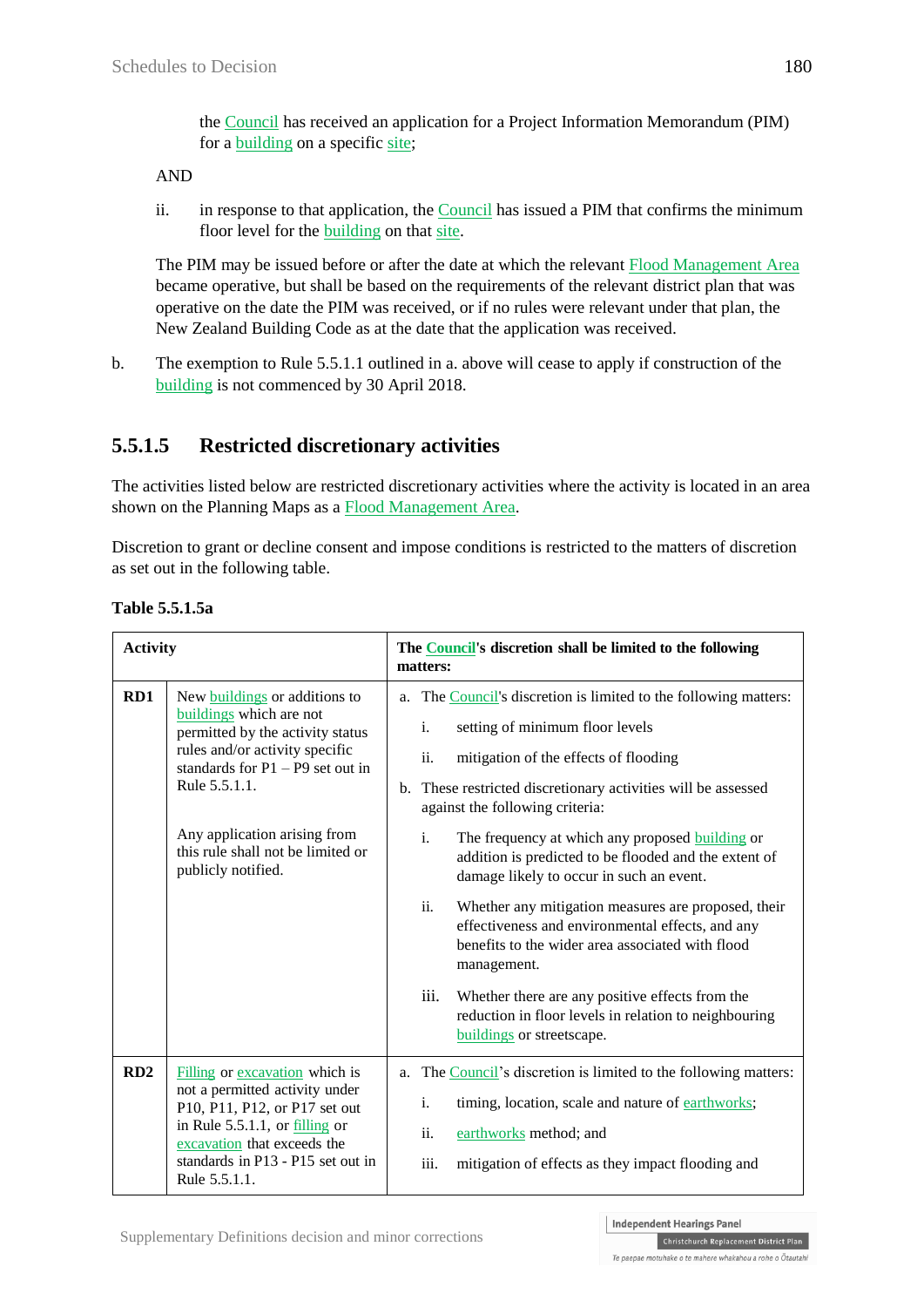the Council has received an application for a Project Information Memorandum (PIM) for a building on a specific site;

AND

ii. in response to that application, the Council has issued a PIM that confirms the minimum floor level for the building on that site.

The PIM may be issued before or after the date at which the relevant Flood Management Area became operative, but shall be based on the requirements of the relevant district plan that was operative on the date the PIM was received, or if no rules were relevant under that plan, the New Zealand Building Code as at the date that the application was received.

b. The exemption to Rule 5.5.1.1 outlined in a. above will cease to apply if construction of the building is not commenced by 30 April 2018.

### 5.5.1.5 Restricted discretionary activities

The activities listed below are restricted discretionary activities where the activity is located in an area shown on the Planning Maps as a Flood Management Area.

Discretion to grant or decline consent and impose conditions is restricted to the matters of discretion as set out in the following table.

**Table 5.5.1.5a**

| Activity | | The Council's discretion shall be limited to the following matters: |
|---|---|---|
| **RD1** | New buildings or additions to buildings which are not permitted by the activity status rules and/or activity specific standards for P1 – P9 set out in Rule 5.5.1.1.<br><br>Any application arising from this rule shall not be limited or publicly notified. | a. The Council's discretion is limited to the following matters:<br>i. setting of minimum floor levels<br>ii. mitigation of the effects of flooding<br>b. These restricted discretionary activities will be assessed against the following criteria:<br>i. The frequency at which any proposed building or addition is predicted to be flooded and the extent of damage likely to occur in such an event.<br>ii. Whether any mitigation measures are proposed, their effectiveness and environmental effects, and any benefits to the wider area associated with flood management.<br>iii. Whether there are any positive effects from the reduction in floor levels in relation to neighbouring buildings or streetscape. |
| **RD2** | Filling or excavation which is not a permitted activity under P10, P11, P12, or P17 set out in Rule 5.5.1.1, or filling or excavation that exceeds the standards in P13 - P15 set out in Rule 5.5.1.1. | a. The Council's discretion is limited to the following matters:<br>i. timing, location, scale and nature of earthworks;<br>ii. earthworks method; and<br>iii. mitigation of effects as they impact flooding and |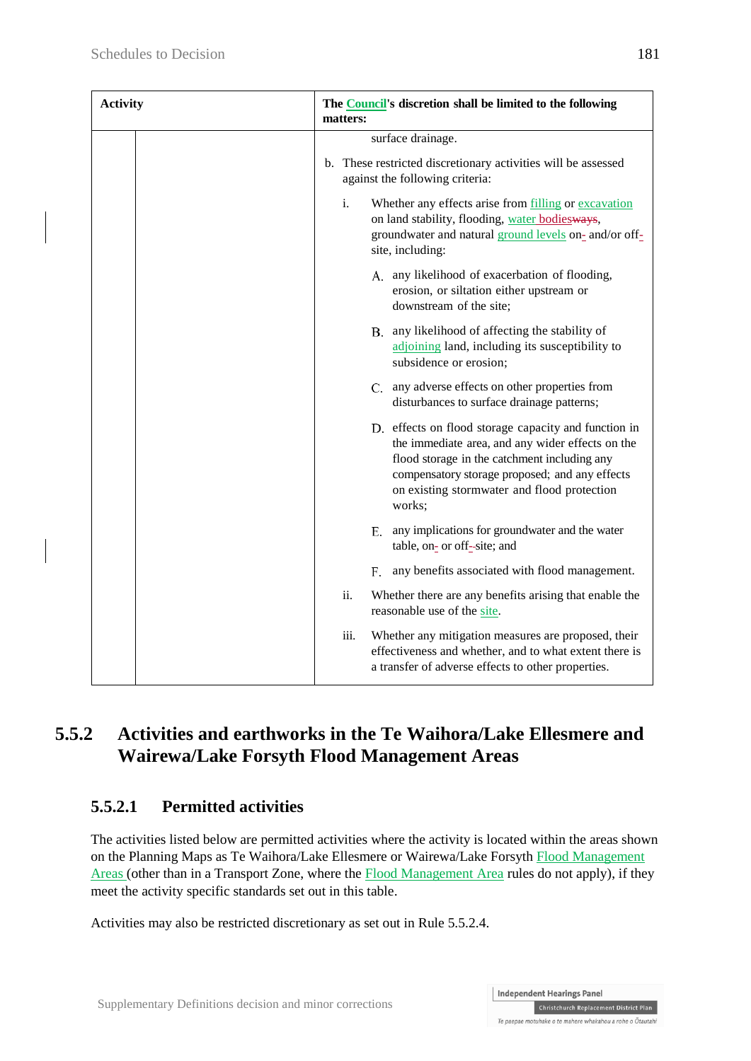| Activity | | The Council's discretion shall be limited to the following matters: |
|---|---|---|
| | | surface drainage.<br><br>b. These restricted discretionary activities will be assessed against the following criteria:<br><br>i. Whether any effects arise from filling or excavation on land stability, flooding, water bodiesways, groundwater and natural ground levels on- and/or off-site, including:<br><br>A. any likelihood of exacerbation of flooding, erosion, or siltation either upstream or downstream of the site;<br><br>B. any likelihood of affecting the stability of adjoining land, including its susceptibility to subsidence or erosion;<br><br>C. any adverse effects on other properties from disturbances to surface drainage patterns;<br><br>D. effects on flood storage capacity and function in the immediate area, and any wider effects on the flood storage in the catchment including any compensatory storage proposed; and any effects on existing stormwater and flood protection works;<br><br>E. any implications for groundwater and the water table, on- or off--site; and<br><br>F. any benefits associated with flood management.<br><br>ii. Whether there are any benefits arising that enable the reasonable use of the site.<br><br>iii. Whether any mitigation measures are proposed, their effectiveness and whether, and to what extent there is a transfer of adverse effects to other properties. |

## 5.5.2 Activities and earthworks in the Te Waihora/Lake Ellesmere and Wairewa/Lake Forsyth Flood Management Areas

### 5.5.2.1 Permitted activities

The activities listed below are permitted activities where the activity is located within the areas shown on the Planning Maps as Te Waihora/Lake Ellesmere or Wairewa/Lake Forsyth Flood Management Areas (other than in a Transport Zone, where the Flood Management Area rules do not apply), if they meet the activity specific standards set out in this table.

Activities may also be restricted discretionary as set out in Rule 5.5.2.4.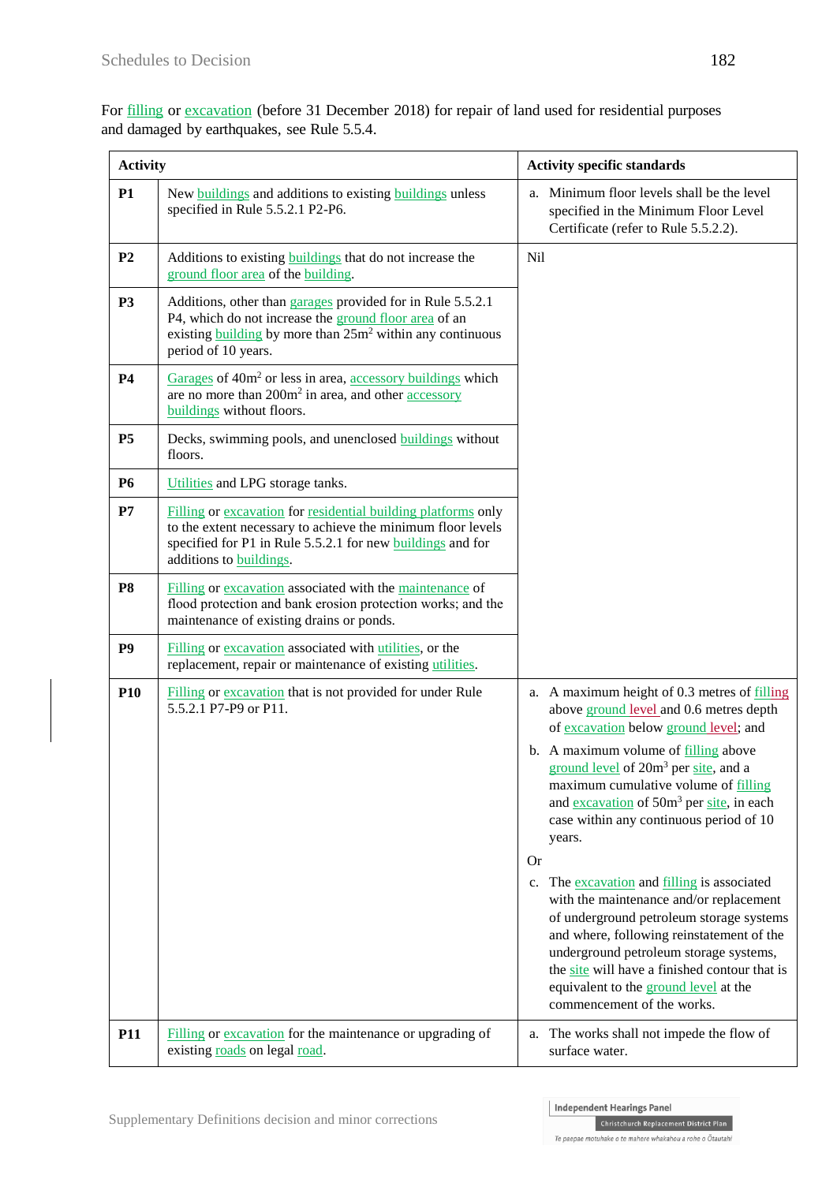For filling or excavation (before 31 December 2018) for repair of land used for residential purposes and damaged by earthquakes, see Rule 5.5.4.

| Activity | | Activity specific standards |
|---|---|---|
| **P1** | New buildings and additions to existing buildings unless specified in Rule 5.5.2.1 P2-P6. | a. Minimum floor levels shall be the level specified in the Minimum Floor Level Certificate (refer to Rule 5.5.2.2). |
| **P2** | Additions to existing buildings that do not increase the ground floor area of the building. | Nil |
| **P3** | Additions, other than garages provided for in Rule 5.5.2.1 P4, which do not increase the ground floor area of an existing building by more than 25m² within any continuous period of 10 years. | |
| **P4** | Garages of 40m² or less in area, accessory buildings which are no more than 200m² in area, and other accessory buildings without floors. | |
| **P5** | Decks, swimming pools, and unenclosed buildings without floors. | |
| **P6** | Utilities and LPG storage tanks. | |
| **P7** | Filling or excavation for residential building platforms only to the extent necessary to achieve the minimum floor levels specified for P1 in Rule 5.5.2.1 for new buildings and for additions to buildings. | |
| **P8** | Filling or excavation associated with the maintenance of flood protection and bank erosion protection works; and the maintenance of existing drains or ponds. | |
| **P9** | Filling or excavation associated with utilities, or the replacement, repair or maintenance of existing utilities. | |
| **P10** | Filling or excavation that is not provided for under Rule 5.5.2.1 P7-P9 or P11. | a. A maximum height of 0.3 metres of filling above ground level and 0.6 metres depth of excavation below ground level; and<br>b. A maximum volume of filling above ground level of 20m³ per site, and a maximum cumulative volume of filling and excavation of 50m³ per site, in each case within any continuous period of 10 years.<br>Or<br>c. The excavation and filling is associated with the maintenance and/or replacement of underground petroleum storage systems and where, following reinstatement of the underground petroleum storage systems, the site will have a finished contour that is equivalent to the ground level at the commencement of the works. |
| **P11** | Filling or excavation for the maintenance or upgrading of existing roads on legal road. | a. The works shall not impede the flow of surface water. |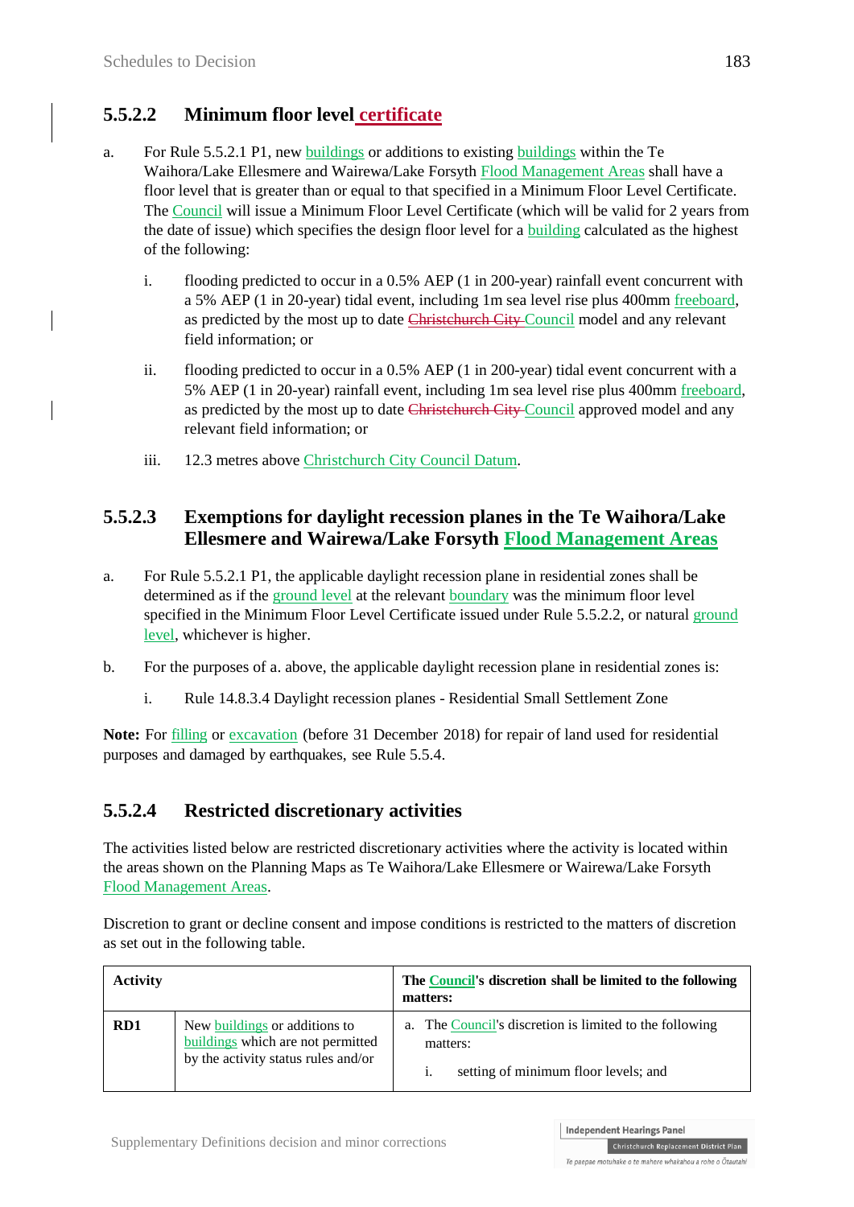### 5.5.2.2 Minimum floor level certificate

a. For Rule 5.5.2.1 P1, new buildings or additions to existing buildings within the Te Waihora/Lake Ellesmere and Wairewa/Lake Forsyth Flood Management Areas shall have a floor level that is greater than or equal to that specified in a Minimum Floor Level Certificate. The Council will issue a Minimum Floor Level Certificate (which will be valid for 2 years from the date of issue) which specifies the design floor level for a building calculated as the highest of the following:

   i. flooding predicted to occur in a 0.5% AEP (1 in 200-year) rainfall event concurrent with a 5% AEP (1 in 20-year) tidal event, including 1m sea level rise plus 400mm freeboard, as predicted by the most up to date ~~Christchurch City~~ Council model and any relevant field information; or

   ii. flooding predicted to occur in a 0.5% AEP (1 in 200-year) tidal event concurrent with a 5% AEP (1 in 20-year) rainfall event, including 1m sea level rise plus 400mm freeboard, as predicted by the most up to date ~~Christchurch City~~ Council approved model and any relevant field information; or

   iii. 12.3 metres above Christchurch City Council Datum.

### 5.5.2.3 Exemptions for daylight recession planes in the Te Waihora/Lake Ellesmere and Wairewa/Lake Forsyth Flood Management Areas

a. For Rule 5.5.2.1 P1, the applicable daylight recession plane in residential zones shall be determined as if the ground level at the relevant boundary was the minimum floor level specified in the Minimum Floor Level Certificate issued under Rule 5.5.2.2, or natural ground level, whichever is higher.

b. For the purposes of a. above, the applicable daylight recession plane in residential zones is:

   i. Rule 14.8.3.4 Daylight recession planes - Residential Small Settlement Zone

**Note:** For filling or excavation (before 31 December 2018) for repair of land used for residential purposes and damaged by earthquakes, see Rule 5.5.4.

### 5.5.2.4 Restricted discretionary activities

The activities listed below are restricted discretionary activities where the activity is located within the areas shown on the Planning Maps as Te Waihora/Lake Ellesmere or Wairewa/Lake Forsyth Flood Management Areas.

Discretion to grant or decline consent and impose conditions is restricted to the matters of discretion as set out in the following table.

| **Activity** | | **The Council's discretion shall be limited to the following matters:** |
|---|---|---|
| **RD1** | New buildings or additions to buildings which are not permitted by the activity status rules and/or | a. The Council's discretion is limited to the following matters:<br>i. setting of minimum floor levels; and |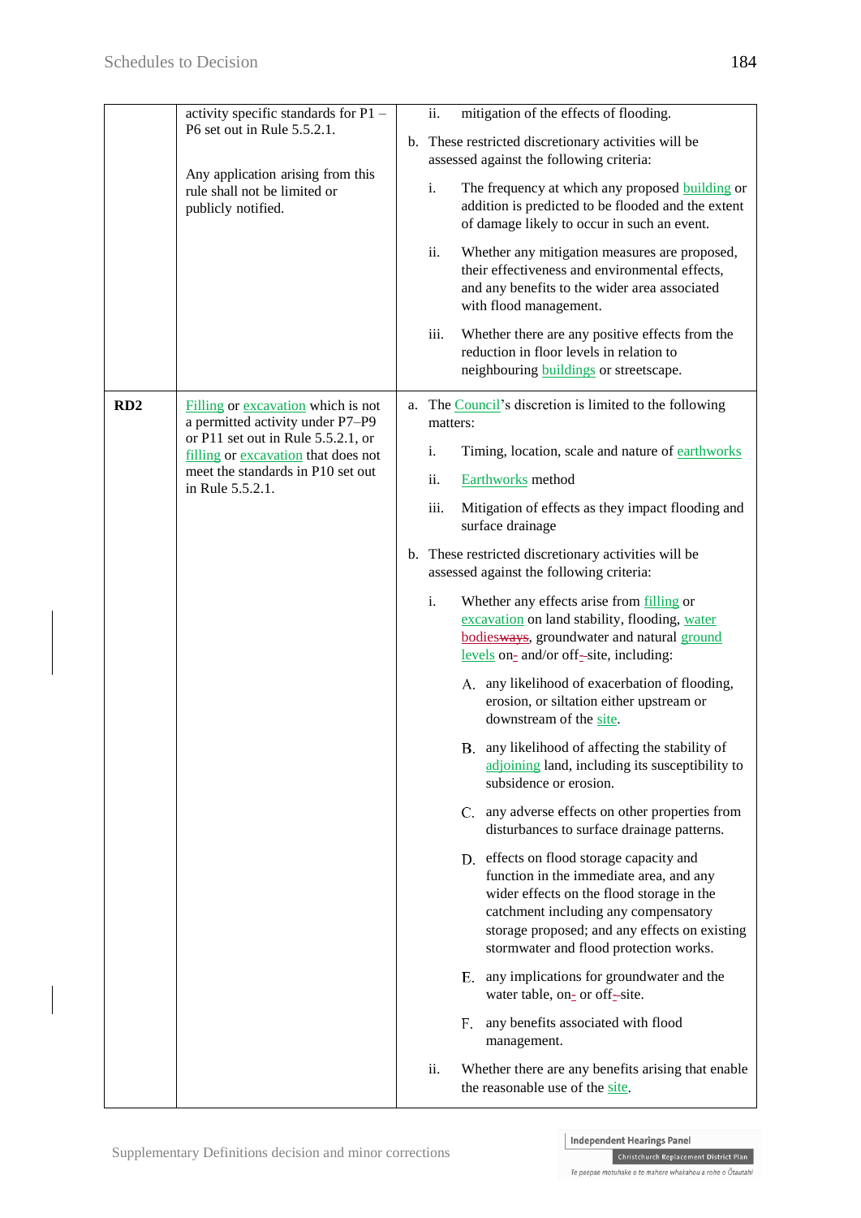| | | |
|---|---|---|
| | activity specific standards for P1 – P6 set out in Rule 5.5.2.1.<br><br>Any application arising from this rule shall not be limited or publicly notified. | ii. mitigation of the effects of flooding.<br><br>b. These restricted discretionary activities will be assessed against the following criteria:<br><br>i. The frequency at which any proposed building or addition is predicted to be flooded and the extent of damage likely to occur in such an event.<br><br>ii. Whether any mitigation measures are proposed, their effectiveness and environmental effects, and any benefits to the wider area associated with flood management.<br><br>iii. Whether there are any positive effects from the reduction in floor levels in relation to neighbouring buildings or streetscape. |
| **RD2** | Filling or excavation which is not a permitted activity under P7–P9 or P11 set out in Rule 5.5.2.1, or filling or excavation that does not meet the standards in P10 set out in Rule 5.5.2.1. | a. The Council's discretion is limited to the following matters:<br><br>i. Timing, location, scale and nature of earthworks<br><br>ii. Earthworks method<br><br>iii. Mitigation of effects as they impact flooding and surface drainage<br><br>b. These restricted discretionary activities will be assessed against the following criteria:<br><br>i. Whether any effects arise from filling or excavation on land stability, flooding, water bodies~~ways~~, groundwater and natural ground levels on- and/or off-site, including:<br><br>A. any likelihood of exacerbation of flooding, erosion, or siltation either upstream or downstream of the site.<br><br>B. any likelihood of affecting the stability of adjoining land, including its susceptibility to subsidence or erosion.<br><br>C. any adverse effects on other properties from disturbances to surface drainage patterns.<br><br>D. effects on flood storage capacity and function in the immediate area, and any wider effects on the flood storage in the catchment including any compensatory storage proposed; and any effects on existing stormwater and flood protection works.<br><br>E. any implications for groundwater and the water table, on- or off-site.<br><br>F. any benefits associated with flood management.<br><br>ii. Whether there are any benefits arising that enable the reasonable use of the site. |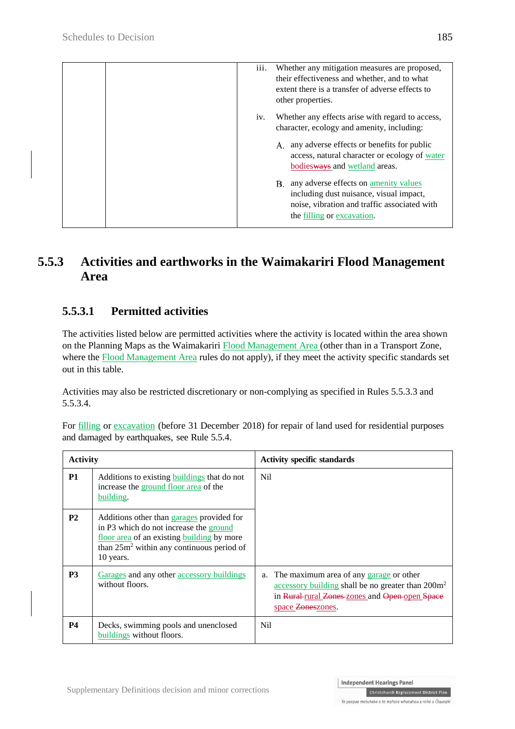| | | iii. Whether any mitigation measures are proposed, their effectiveness and whether, and to what extent there is a transfer of adverse effects to other properties.<br><br>iv. Whether any effects arise with regard to access, character, ecology and amenity, including:<br><br>A. any adverse effects or benefits for public access, natural character or ecology of water bodies~~ways~~ and wetland areas.<br><br>B. any adverse effects on amenity values including dust nuisance, visual impact, noise, vibration and traffic associated with the filling or excavation. |
|---|---|---|

## 5.5.3 Activities and earthworks in the Waimakariri Flood Management Area

### 5.5.3.1 Permitted activities

The activities listed below are permitted activities where the activity is located within the area shown on the Planning Maps as the Waimakariri Flood Management Area (other than in a Transport Zone, where the Flood Management Area rules do not apply), if they meet the activity specific standards set out in this table.

Activities may also be restricted discretionary or non-complying as specified in Rules 5.5.3.3 and 5.5.3.4.

For filling or excavation (before 31 December 2018) for repair of land used for residential purposes and damaged by earthquakes, see Rule 5.5.4.

| Activity | | Activity specific standards |
|---|---|---|
| **P1** | Additions to existing buildings that do not increase the ground floor area of the building. | Nil |
| **P2** | Additions other than garages provided for in P3 which do not increase the ground floor area of an existing building by more than 25m² within any continuous period of 10 years. | |
| **P3** | Garages and any other accessory buildings without floors. | a. The maximum area of any garage or other accessory building shall be no greater than 200m² in ~~Rural~~ rural ~~Zones~~ zones and ~~Open~~ open ~~Space~~ space ~~Zones~~zones. |
| **P4** | Decks, swimming pools and unenclosed buildings without floors. | Nil |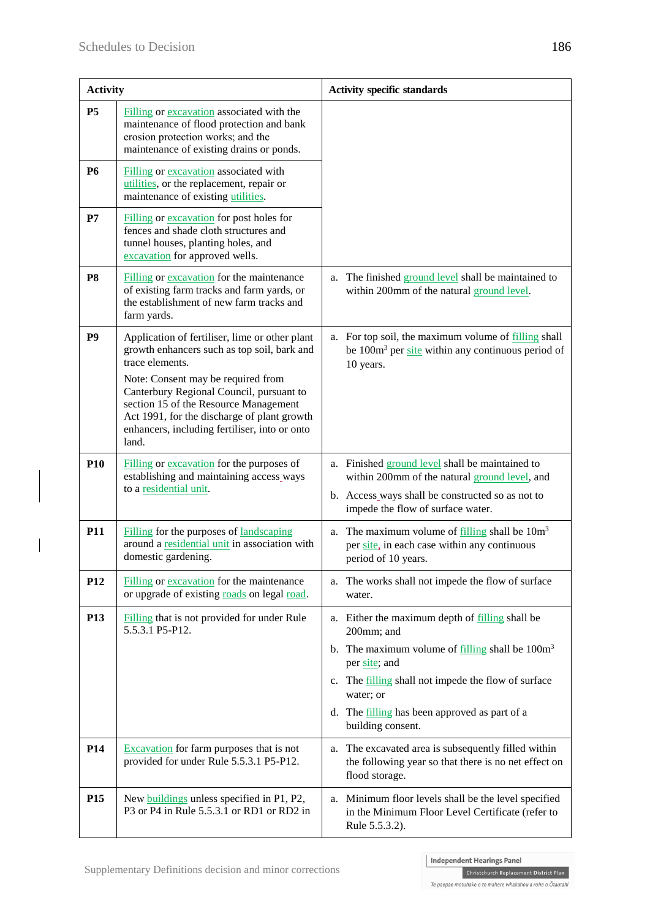| | Activity | Activity specific standards |
|---|---|---|
| **P5** | Filling or excavation associated with the maintenance of flood protection and bank erosion protection works; and the maintenance of existing drains or ponds. | |
| **P6** | Filling or excavation associated with utilities, or the replacement, repair or maintenance of existing utilities. | |
| **P7** | Filling or excavation for post holes for fences and shade cloth structures and tunnel houses, planting holes, and excavation for approved wells. | |
| **P8** | Filling or excavation for the maintenance of existing farm tracks and farm yards, or the establishment of new farm tracks and farm yards. | a. The finished ground level shall be maintained to within 200mm of the natural ground level. |
| **P9** | Application of fertiliser, lime or other plant growth enhancers such as top soil, bark and trace elements. <br><br> Note: Consent may be required from Canterbury Regional Council, pursuant to section 15 of the Resource Management Act 1991, for the discharge of plant growth enhancers, including fertiliser, into or onto land. | a. For top soil, the maximum volume of filling shall be $100m^3$ per site within any continuous period of 10 years. |
| **P10** | Filling or excavation for the purposes of establishing and maintaining access ways to a residential unit. | a. Finished ground level shall be maintained to within 200mm of the natural ground level, and <br><br> b. Access ways shall be constructed so as not to impede the flow of surface water. |
| **P11** | Filling for the purposes of landscaping around a residential unit in association with domestic gardening. | a. The maximum volume of filling shall be $10m^3$ per site, in each case within any continuous period of 10 years. |
| **P12** | Filling or excavation for the maintenance or upgrade of existing roads on legal road. | a. The works shall not impede the flow of surface water. |
| **P13** | Filling that is not provided for under Rule 5.5.3.1 P5-P12. | a. Either the maximum depth of filling shall be 200mm; and <br><br> b. The maximum volume of filling shall be $100m^3$ per site; and <br><br> c. The filling shall not impede the flow of surface water; or <br><br> d. The filling has been approved as part of a building consent. |
| **P14** | Excavation for farm purposes that is not provided for under Rule 5.5.3.1 P5-P12. | a. The excavated area is subsequently filled within the following year so that there is no net effect on flood storage. |
| **P15** | New buildings unless specified in P1, P2, P3 or P4 in Rule 5.5.3.1 or RD1 or RD2 in | a. Minimum floor levels shall be the level specified in the Minimum Floor Level Certificate (refer to Rule 5.5.3.2). |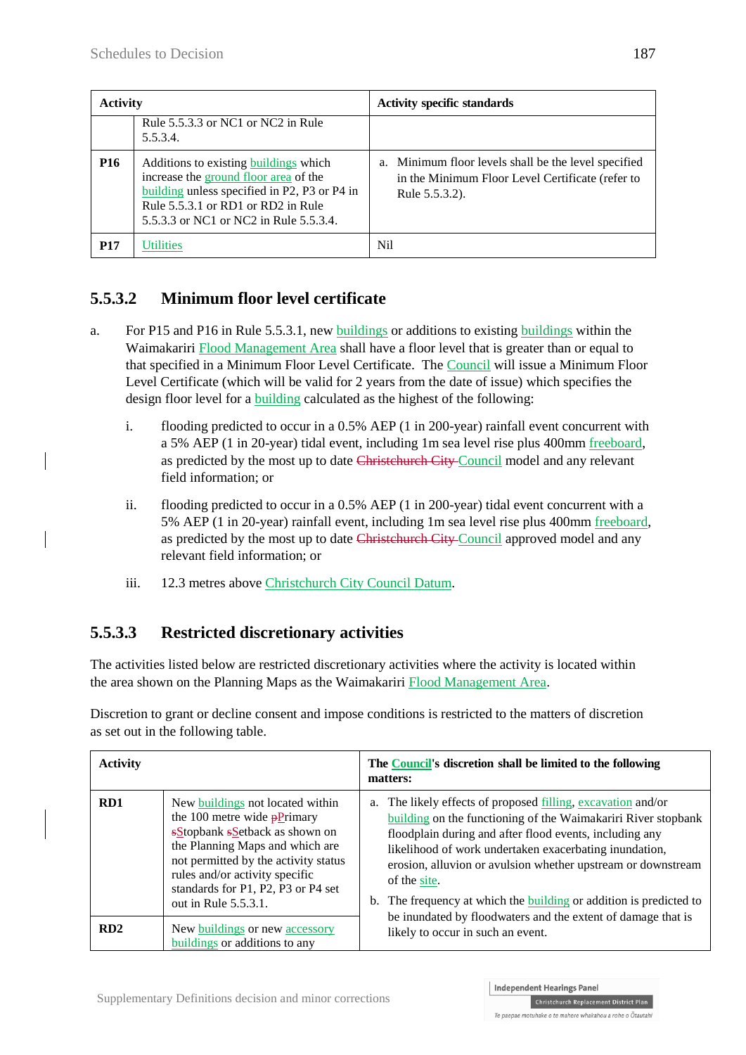| Activity | | Activity specific standards |
|---|---|---|
| | Rule 5.5.3.3 or NC1 or NC2 in Rule 5.5.3.4. | |
| **P16** | Additions to existing buildings which increase the ground floor area of the building unless specified in P2, P3 or P4 in Rule 5.5.3.1 or RD1 or RD2 in Rule 5.5.3.3 or NC1 or NC2 in Rule 5.5.3.4. | a. Minimum floor levels shall be the level specified in the Minimum Floor Level Certificate (refer to Rule 5.5.3.2). |
| **P17** | Utilities | Nil |

## 5.5.3.2 Minimum floor level certificate

a. For P15 and P16 in Rule 5.5.3.1, new buildings or additions to existing buildings within the Waimakariri Flood Management Area shall have a floor level that is greater than or equal to that specified in a Minimum Floor Level Certificate. The Council will issue a Minimum Floor Level Certificate (which will be valid for 2 years from the date of issue) which specifies the design floor level for a building calculated as the highest of the following:

   i. flooding predicted to occur in a 0.5% AEP (1 in 200-year) rainfall event concurrent with a 5% AEP (1 in 20-year) tidal event, including 1m sea level rise plus 400mm freeboard, as predicted by the most up to date ~~Christchurch City~~ Council model and any relevant field information; or

   ii. flooding predicted to occur in a 0.5% AEP (1 in 200-year) tidal event concurrent with a 5% AEP (1 in 20-year) rainfall event, including 1m sea level rise plus 400mm freeboard, as predicted by the most up to date ~~Christchurch City~~ Council approved model and any relevant field information; or

   iii. 12.3 metres above Christchurch City Council Datum.

## 5.5.3.3 Restricted discretionary activities

The activities listed below are restricted discretionary activities where the activity is located within the area shown on the Planning Maps as the Waimakariri Flood Management Area.

Discretion to grant or decline consent and impose conditions is restricted to the matters of discretion as set out in the following table.

| Activity | | The Council's discretion shall be limited to the following matters: |
|---|---|---|
| **RD1** | New buildings not located within the 100 metre wide ~~p~~Primary ~~s~~Stopbank ~~s~~Setback as shown on the Planning Maps and which are not permitted by the activity status rules and/or activity specific standards for P1, P2, P3 or P4 set out in Rule 5.5.3.1. | a. The likely effects of proposed filling, excavation and/or building on the functioning of the Waimakariri River stopbank floodplain during and after flood events, including any likelihood of work undertaken exacerbating inundation, erosion, alluvion or avulsion whether upstream or downstream of the site.<br>b. The frequency at which the building or addition is predicted to be inundated by floodwaters and the extent of damage that is likely to occur in such an event. |
| **RD2** | New buildings or new accessory buildings or additions to any | |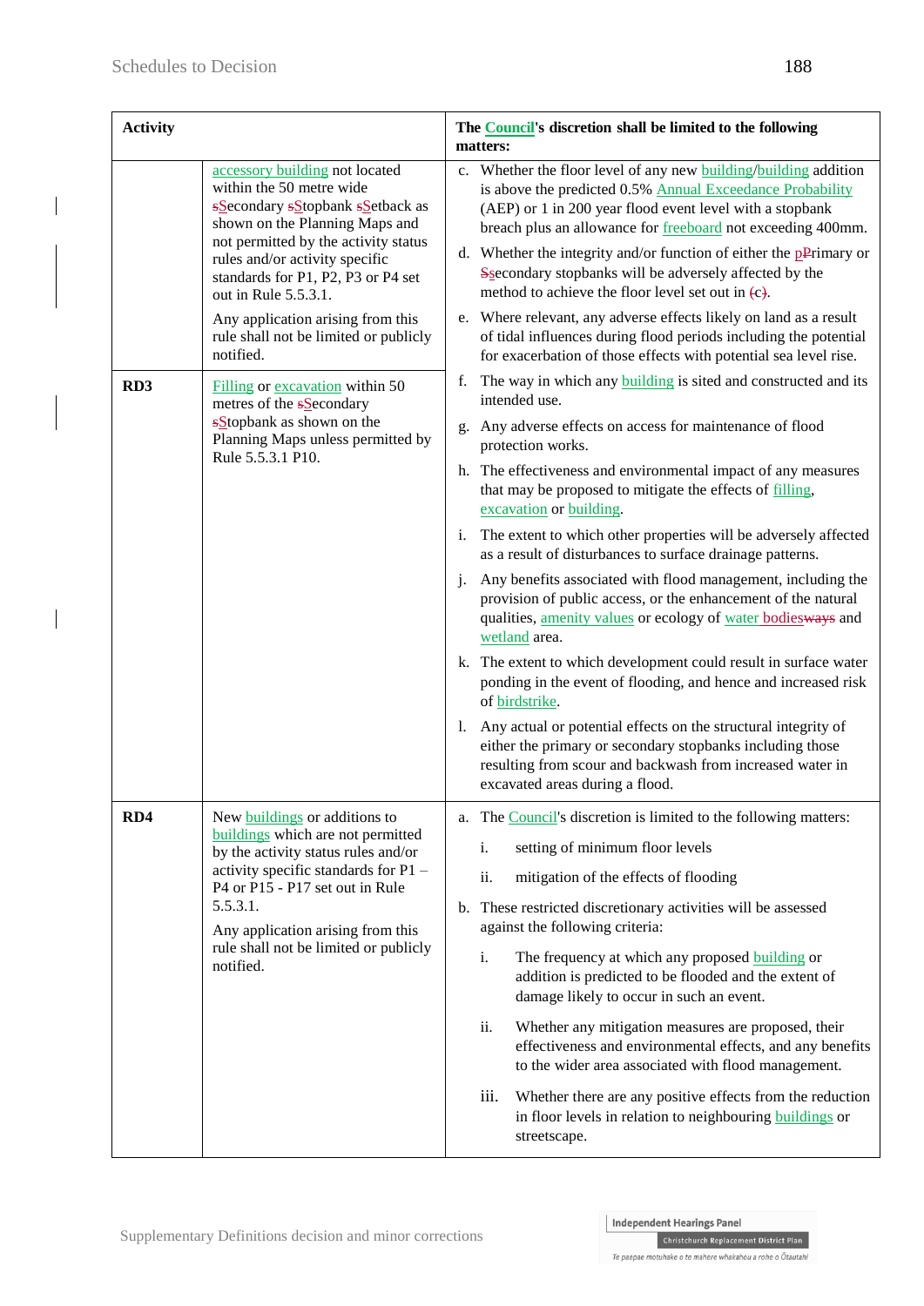| Activity | | The Council's discretion shall be limited to the following matters: |
|---|---|---|
| | accessory building not located within the 50 metre wide sSecondary sStopbank sSetback as shown on the Planning Maps and not permitted by the activity status rules and/or activity specific standards for P1, P2, P3 or P4 set out in Rule 5.5.3.1.<br><br>Any application arising from this rule shall not be limited or publicly notified. | c. Whether the floor level of any new building/building addition is above the predicted 0.5% Annual Exceedance Probability (AEP) or 1 in 200 year flood event level with a stopbank breach plus an allowance for freeboard not exceeding 400mm.<br><br>d. Whether the integrity and/or function of either the pPrimary or Sssecondary stopbanks will be adversely affected by the method to achieve the floor level set out in (c).<br><br>e. Where relevant, any adverse effects likely on land as a result of tidal influences during flood periods including the potential for exacerbation of those effects with potential sea level rise. |
| **RD3** | Filling or excavation within 50 metres of the sSecondary sStopbank as shown on the Planning Maps unless permitted by Rule 5.5.3.1 P10. | f. The way in which any building is sited and constructed and its intended use.<br><br>g. Any adverse effects on access for maintenance of flood protection works.<br><br>h. The effectiveness and environmental impact of any measures that may be proposed to mitigate the effects of filling, excavation or building.<br><br>i. The extent to which other properties will be adversely affected as a result of disturbances to surface drainage patterns.<br><br>j. Any benefits associated with flood management, including the provision of public access, or the enhancement of the natural qualities, amenity values or ecology of water bodiesways and wetland area.<br><br>k. The extent to which development could result in surface water ponding in the event of flooding, and hence and increased risk of birdstrike.<br><br>l. Any actual or potential effects on the structural integrity of either the primary or secondary stopbanks including those resulting from scour and backwash from increased water in excavated areas during a flood. |
| **RD4** | New buildings or additions to buildings which are not permitted by the activity status rules and/or activity specific standards for P1 – P4 or P15 - P17 set out in Rule 5.5.3.1.<br><br>Any application arising from this rule shall not be limited or publicly notified. | a. The Council's discretion is limited to the following matters:<br>i. setting of minimum floor levels<br>ii. mitigation of the effects of flooding<br><br>b. These restricted discretionary activities will be assessed against the following criteria:<br>i. The frequency at which any proposed building or addition is predicted to be flooded and the extent of damage likely to occur in such an event.<br>ii. Whether any mitigation measures are proposed, their effectiveness and environmental effects, and any benefits to the wider area associated with flood management.<br>iii. Whether there are any positive effects from the reduction in floor levels in relation to neighbouring buildings or streetscape. |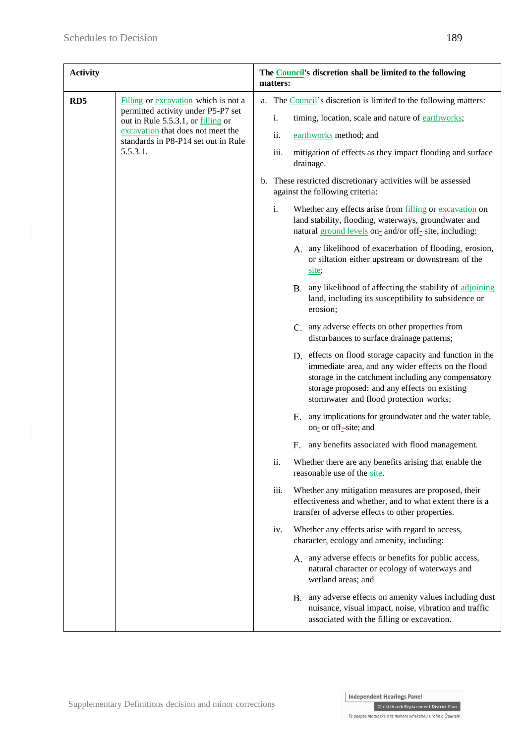| Activity | | The Council's discretion shall be limited to the following matters: |
|---|---|---|
| **RD5** | Filling or excavation which is not a permitted activity under P5-P7 set out in Rule 5.5.3.1, or filling or excavation that does not meet the standards in P8-P14 set out in Rule 5.5.3.1. | a. The Council's discretion is limited to the following matters:<br>i. timing, location, scale and nature of earthworks;<br>ii. earthworks method; and<br>iii. mitigation of effects as they impact flooding and surface drainage.<br>b. These restricted discretionary activities will be assessed against the following criteria:<br>i. Whether any effects arise from filling or excavation on land stability, flooding, waterways, groundwater and natural ground levels on- and/or off--site, including:<br>A. any likelihood of exacerbation of flooding, erosion, or siltation either upstream or downstream of the site;<br>B. any likelihood of affecting the stability of adjoining land, including its susceptibility to subsidence or erosion;<br>C. any adverse effects on other properties from disturbances to surface drainage patterns;<br>D. effects on flood storage capacity and function in the immediate area, and any wider effects on the flood storage in the catchment including any compensatory storage proposed; and any effects on existing stormwater and flood protection works;<br>E. any implications for groundwater and the water table, on- or off--site; and<br>F. any benefits associated with flood management.<br>ii. Whether there are any benefits arising that enable the reasonable use of the site.<br>iii. Whether any mitigation measures are proposed, their effectiveness and whether, and to what extent there is a transfer of adverse effects to other properties.<br>iv. Whether any effects arise with regard to access, character, ecology and amenity, including:<br>A. any adverse effects or benefits for public access, natural character or ecology of waterways and wetland areas; and<br>B. any adverse effects on amenity values including dust nuisance, visual impact, noise, vibration and traffic associated with the filling or excavation. |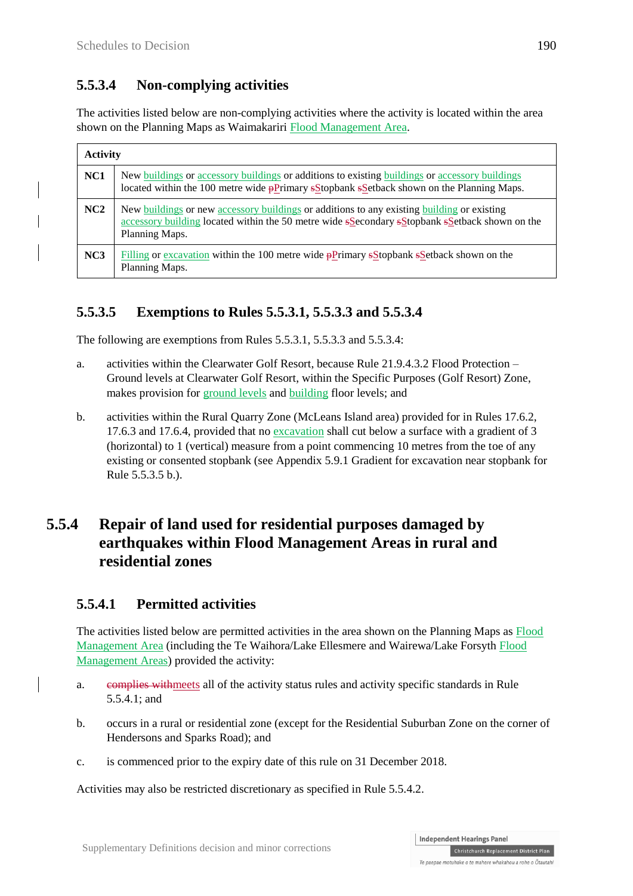### 5.5.3.4 Non-complying activities

The activities listed below are non-complying activities where the activity is located within the area shown on the Planning Maps as Waimakariri Flood Management Area.

| Activity | |
|---|---|
| NC1 | New buildings or accessory buildings or additions to existing buildings or accessory buildings located within the 100 metre wide pPrimary sStopbank sSetback shown on the Planning Maps. |
| NC2 | New buildings or new accessory buildings or additions to any existing building or existing accessory building located within the 50 metre wide sSecondary sStopbank sSetback shown on the Planning Maps. |
| NC3 | Filling or excavation within the 100 metre wide pPrimary sStopbank sSetback shown on the Planning Maps. |

### 5.5.3.5 Exemptions to Rules 5.5.3.1, 5.5.3.3 and 5.5.3.4

The following are exemptions from Rules 5.5.3.1, 5.5.3.3 and 5.5.3.4:

a. activities within the Clearwater Golf Resort, because Rule 21.9.4.3.2 Flood Protection – Ground levels at Clearwater Golf Resort, within the Specific Purposes (Golf Resort) Zone, makes provision for ground levels and building floor levels; and

b. activities within the Rural Quarry Zone (McLeans Island area) provided for in Rules 17.6.2, 17.6.3 and 17.6.4, provided that no excavation shall cut below a surface with a gradient of 3 (horizontal) to 1 (vertical) measure from a point commencing 10 metres from the toe of any existing or consented stopbank (see Appendix 5.9.1 Gradient for excavation near stopbank for Rule 5.5.3.5 b.).

## 5.5.4 Repair of land used for residential purposes damaged by earthquakes within Flood Management Areas in rural and residential zones

### 5.5.4.1 Permitted activities

The activities listed below are permitted activities in the area shown on the Planning Maps as Flood Management Area (including the Te Waihora/Lake Ellesmere and Wairewa/Lake Forsyth Flood Management Areas) provided the activity:

a. ~~complies with~~meets all of the activity status rules and activity specific standards in Rule 5.5.4.1; and

b. occurs in a rural or residential zone (except for the Residential Suburban Zone on the corner of Hendersons and Sparks Road); and

c. is commenced prior to the expiry date of this rule on 31 December 2018.

Activities may also be restricted discretionary as specified in Rule 5.5.4.2.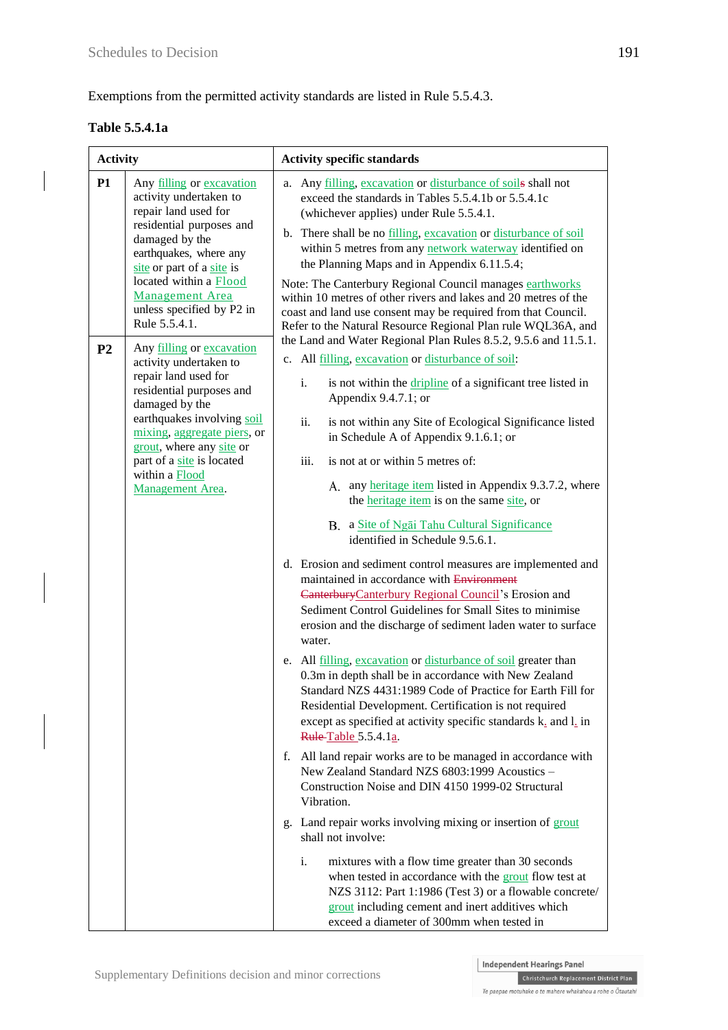Exemptions from the permitted activity standards are listed in Rule 5.5.4.3.

**Table 5.5.4.1a**

| | Activity | Activity specific standards |
|---|---|---|
| **P1** | Any filling or excavation activity undertaken to repair land used for residential purposes and damaged by the earthquakes, where any site or part of a site is located within a Flood Management Area unless specified by P2 in Rule 5.5.4.1. | a. Any filling, excavation or disturbance of soils shall not exceed the standards in Tables 5.5.4.1b or 5.5.4.1c (whichever applies) under Rule 5.5.4.1.<br><br>b. There shall be no filling, excavation or disturbance of soil within 5 metres from any network waterway identified on the Planning Maps and in Appendix 6.11.5.4;<br><br>Note: The Canterbury Regional Council manages earthworks within 10 metres of other rivers and lakes and 20 metres of the coast and land use consent may be required from that Council. Refer to the Natural Resource Regional Plan rule WQL36A, and the Land and Water Regional Plan Rules 8.5.2, 9.5.6 and 11.5.1.<br><br>c. All filling, excavation or disturbance of soil:<br><br>i. is not within the dripline of a significant tree listed in Appendix 9.4.7.1; or<br><br>ii. is not within any Site of Ecological Significance listed in Schedule A of Appendix 9.1.6.1; or<br><br>iii. is not at or within 5 metres of:<br><br>A. any heritage item listed in Appendix 9.3.7.2, where the heritage item is on the same site, or<br><br>B. a Site of Ngāi Tahu Cultural Significance identified in Schedule 9.5.6.1.<br><br>d. Erosion and sediment control measures are implemented and maintained in accordance with ~~Environment Canterbury~~Canterbury Regional Council's Erosion and Sediment Control Guidelines for Small Sites to minimise erosion and the discharge of sediment laden water to surface water.<br><br>e. All filling, excavation or disturbance of soil greater than 0.3m in depth shall be in accordance with New Zealand Standard NZS 4431:1989 Code of Practice for Earth Fill for Residential Development. Certification is not required except as specified at activity specific standards k. and l. in ~~Rule~~ Table 5.5.4.1a.<br><br>f. All land repair works are to be managed in accordance with New Zealand Standard NZS 6803:1999 Acoustics – Construction Noise and DIN 4150 1999-02 Structural Vibration.<br><br>g. Land repair works involving mixing or insertion of grout shall not involve:<br><br>i. mixtures with a flow time greater than 30 seconds when tested in accordance with the grout flow test at NZS 3112: Part 1:1986 (Test 3) or a flowable concrete/grout including cement and inert additives which exceed a diameter of 300mm when tested in |
| **P2** | Any filling or excavation activity undertaken to repair land used for residential purposes and damaged by the earthquakes involving soil mixing, aggregate piers, or grout, where any site or part of a site is located within a Flood Management Area. | |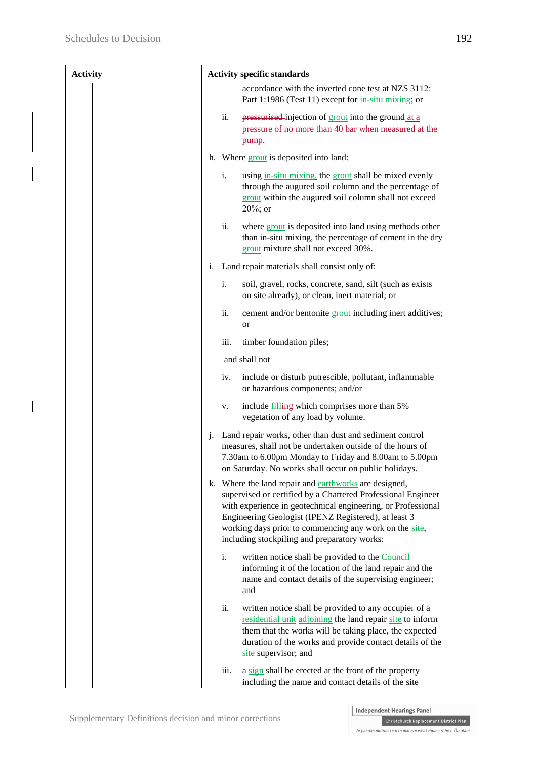| Activity | | Activity specific standards |
|---|---|---|
| | | accordance with the inverted cone test at NZS 3112: Part 1:1986 (Test 11) except for in-situ mixing; or<br><br>ii. ~~pressurised~~ injection of grout into the ground at a pressure of no more than 40 bar when measured at the pump.<br><br>h. Where grout is deposited into land:<br><br>i. using in-situ mixing, the grout shall be mixed evenly through the augured soil column and the percentage of grout within the augured soil column shall not exceed 20%; or<br><br>ii. where grout is deposited into land using methods other than in-situ mixing, the percentage of cement in the dry grout mixture shall not exceed 30%.<br><br>i. Land repair materials shall consist only of:<br><br>i. soil, gravel, rocks, concrete, sand, silt (such as exists on site already), or clean, inert material; or<br><br>ii. cement and/or bentonite grout including inert additives; or<br><br>iii. timber foundation piles;<br><br>and shall not<br><br>iv. include or disturb putrescible, pollutant, inflammable or hazardous components; and/or<br><br>v. include filling which comprises more than 5% vegetation of any load by volume.<br><br>j. Land repair works, other than dust and sediment control measures, shall not be undertaken outside of the hours of 7.30am to 6.00pm Monday to Friday and 8.00am to 5.00pm on Saturday. No works shall occur on public holidays.<br><br>k. Where the land repair and earthworks are designed, supervised or certified by a Chartered Professional Engineer with experience in geotechnical engineering, or Professional Engineering Geologist (IPENZ Registered), at least 3 working days prior to commencing any work on the site, including stockpiling and preparatory works:<br><br>i. written notice shall be provided to the Council informing it of the location of the land repair and the name and contact details of the supervising engineer; and<br><br>ii. written notice shall be provided to any occupier of a residential unit adjoining the land repair site to inform them that the works will be taking place, the expected duration of the works and provide contact details of the site supervisor; and<br><br>iii. a sign shall be erected at the front of the property including the name and contact details of the site |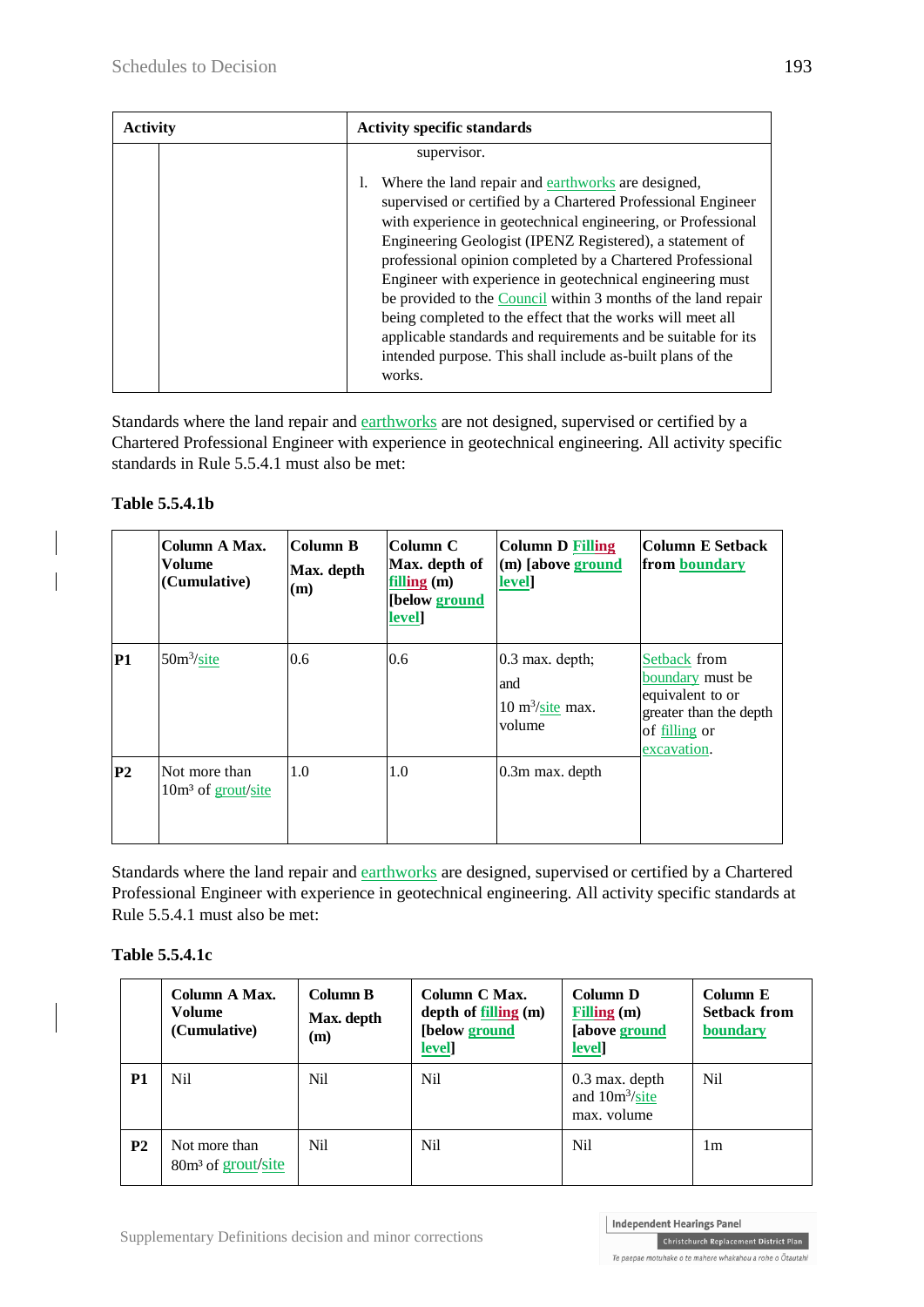| Activity | | Activity specific standards |
|---|---|---|
| | | supervisor.<br><br>l. Where the land repair and earthworks are designed, supervised or certified by a Chartered Professional Engineer with experience in geotechnical engineering, or Professional Engineering Geologist (IPENZ Registered), a statement of professional opinion completed by a Chartered Professional Engineer with experience in geotechnical engineering must be provided to the Council within 3 months of the land repair being completed to the effect that the works will meet all applicable standards and requirements and be suitable for its intended purpose. This shall include as-built plans of the works. |

Standards where the land repair and earthworks are not designed, supervised or certified by a Chartered Professional Engineer with experience in geotechnical engineering. All activity specific standards in Rule 5.5.4.1 must also be met:

**Table 5.5.4.1b**

| | **Column A Max. Volume (Cumulative)** | **Column B Max. depth (m)** | **Column C Max. depth of filling (m) [below ground level]** | **Column D Filling (m) [above ground level]** | **Column E Setback from boundary** |
|---|---|---|---|---|---|
| **P1** | 50m$^3$/site | 0.6 | 0.6 | 0.3 max. depth; and 10 m$^3$/site max. volume | Setback from boundary must be equivalent to or greater than the depth of filling or excavation. |
| **P2** | Not more than 10m$^3$ of grout/site | 1.0 | 1.0 | 0.3m max. depth | |

Standards where the land repair and earthworks are designed, supervised or certified by a Chartered Professional Engineer with experience in geotechnical engineering. All activity specific standards at Rule 5.5.4.1 must also be met:

**Table 5.5.4.1c**

| | **Column A Max. Volume (Cumulative)** | **Column B Max. depth (m)** | **Column C Max. depth of filling (m) [below ground level]** | **Column D Filling (m) [above ground level]** | **Column E Setback from boundary** |
|---|---|---|---|---|---|
| **P1** | Nil | Nil | Nil | 0.3 max. depth and 10m$^3$/site max. volume | Nil |
| **P2** | Not more than 80m$^3$ of grout/site | Nil | Nil | Nil | 1m |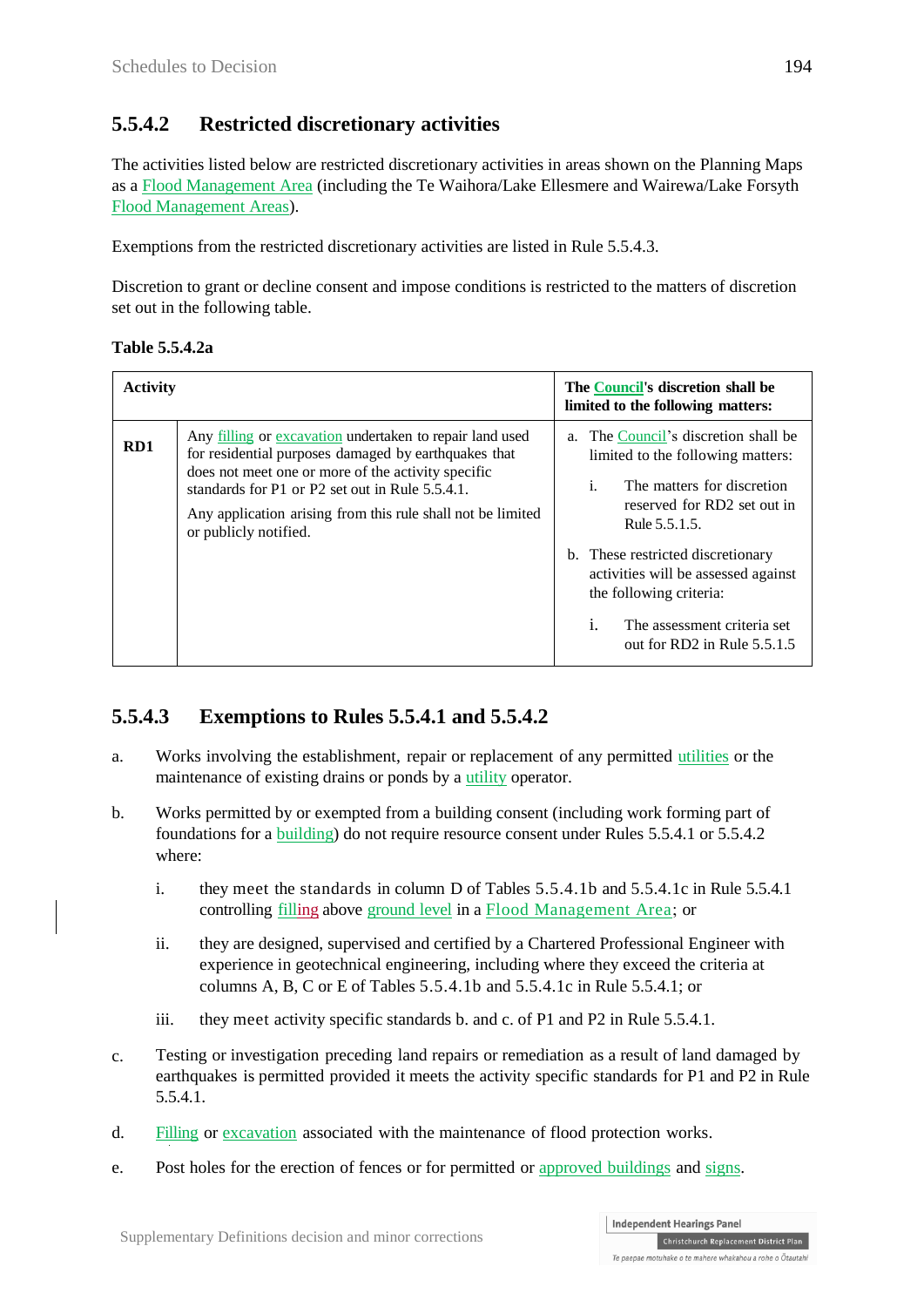### 5.5.4.2 Restricted discretionary activities

The activities listed below are restricted discretionary activities in areas shown on the Planning Maps as a Flood Management Area (including the Te Waihora/Lake Ellesmere and Wairewa/Lake Forsyth Flood Management Areas).

Exemptions from the restricted discretionary activities are listed in Rule 5.5.4.3.

Discretion to grant or decline consent and impose conditions is restricted to the matters of discretion set out in the following table.

**Table 5.5.4.2a**

| Activity | | The Council's discretion shall be limited to the following matters: |
|---|---|---|
| RD1 | Any filling or excavation undertaken to repair land used for residential purposes damaged by earthquakes that does not meet one or more of the activity specific standards for P1 or P2 set out in Rule 5.5.4.1.<br><br>Any application arising from this rule shall not be limited or publicly notified. | a. The Council's discretion shall be limited to the following matters:<br>i. The matters for discretion reserved for RD2 set out in Rule 5.5.1.5.<br>b. These restricted discretionary activities will be assessed against the following criteria:<br>i. The assessment criteria set out for RD2 in Rule 5.5.1.5 |

### 5.5.4.3 Exemptions to Rules 5.5.4.1 and 5.5.4.2

a. Works involving the establishment, repair or replacement of any permitted utilities or the maintenance of existing drains or ponds by a utility operator.

b. Works permitted by or exempted from a building consent (including work forming part of foundations for a building) do not require resource consent under Rules 5.5.4.1 or 5.5.4.2 where:

   i. they meet the standards in column D of Tables 5.5.4.1b and 5.5.4.1c in Rule 5.5.4.1 controlling filling above ground level in a Flood Management Area; or

   ii. they are designed, supervised and certified by a Chartered Professional Engineer with experience in geotechnical engineering, including where they exceed the criteria at columns A, B, C or E of Tables 5.5.4.1b and 5.5.4.1c in Rule 5.5.4.1; or

   iii. they meet activity specific standards b. and c. of P1 and P2 in Rule 5.5.4.1.

c. Testing or investigation preceding land repairs or remediation as a result of land damaged by earthquakes is permitted provided it meets the activity specific standards for P1 and P2 in Rule 5.5.4.1.

d. Filling or excavation associated with the maintenance of flood protection works.

e. Post holes for the erection of fences or for permitted or approved buildings and signs.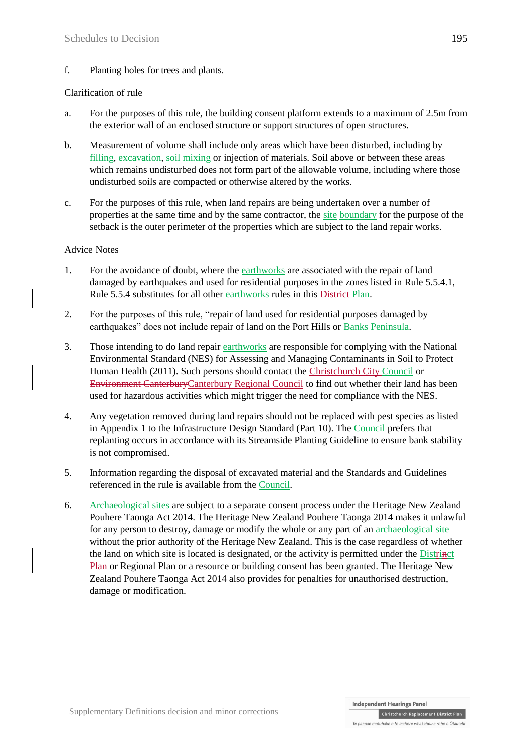f. Planting holes for trees and plants.

Clarification of rule

a. For the purposes of this rule, the building consent platform extends to a maximum of 2.5m from the exterior wall of an enclosed structure or support structures of open structures.

b. Measurement of volume shall include only areas which have been disturbed, including by filling, excavation, soil mixing or injection of materials. Soil above or between these areas which remains undisturbed does not form part of the allowable volume, including where those undisturbed soils are compacted or otherwise altered by the works.

c. For the purposes of this rule, when land repairs are being undertaken over a number of properties at the same time and by the same contractor, the site boundary for the purpose of the setback is the outer perimeter of the properties which are subject to the land repair works.

Advice Notes

1. For the avoidance of doubt, where the earthworks are associated with the repair of land damaged by earthquakes and used for residential purposes in the zones listed in Rule 5.5.4.1, Rule 5.5.4 substitutes for all other earthworks rules in this District Plan.

2. For the purposes of this rule, "repair of land used for residential purposes damaged by earthquakes" does not include repair of land on the Port Hills or Banks Peninsula.

3. Those intending to do land repair earthworks are responsible for complying with the National Environmental Standard (NES) for Assessing and Managing Contaminants in Soil to Protect Human Health (2011). Such persons should contact the ~~Christchurch City~~ Council or ~~Environment Canterbury~~Canterbury Regional Council to find out whether their land has been used for hazardous activities which might trigger the need for compliance with the NES.

4. Any vegetation removed during land repairs should not be replaced with pest species as listed in Appendix 1 to the Infrastructure Design Standard (Part 10). The Council prefers that replanting occurs in accordance with its Streamside Planting Guideline to ensure bank stability is not compromised.

5. Information regarding the disposal of excavated material and the Standards and Guidelines referenced in the rule is available from the Council.

6. Archaeological sites are subject to a separate consent process under the Heritage New Zealand Pouhere Taonga Act 2014. The Heritage New Zealand Pouhere Taonga 2014 makes it unlawful for any person to destroy, damage or modify the whole or any part of an archaeological site without the prior authority of the Heritage New Zealand. This is the case regardless of whether the land on which site is located is designated, or the activity is permitted under the Distri~~n~~ct Plan or Regional Plan or a resource or building consent has been granted. The Heritage New Zealand Pouhere Taonga Act 2014 also provides for penalties for unauthorised destruction, damage or modification.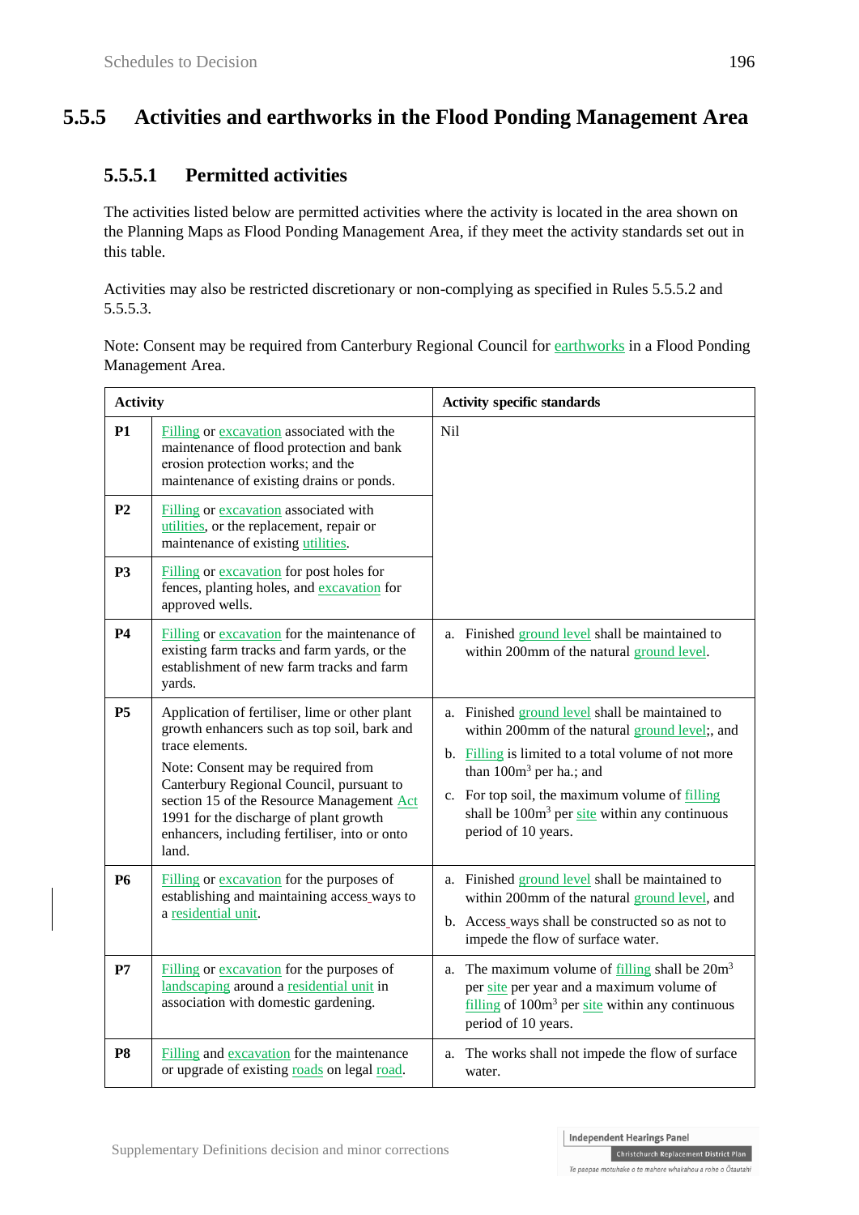## 5.5.5 Activities and earthworks in the Flood Ponding Management Area

### 5.5.5.1 Permitted activities

The activities listed below are permitted activities where the activity is located in the area shown on the Planning Maps as Flood Ponding Management Area, if they meet the activity standards set out in this table.

Activities may also be restricted discretionary or non-complying as specified in Rules 5.5.5.2 and 5.5.5.3.

Note: Consent may be required from Canterbury Regional Council for earthworks in a Flood Ponding Management Area.

| Activity | | Activity specific standards |
|---|---|---|
| **P1** | Filling or excavation associated with the maintenance of flood protection and bank erosion protection works; and the maintenance of existing drains or ponds. | Nil |
| **P2** | Filling or excavation associated with utilities, or the replacement, repair or maintenance of existing utilities. | |
| **P3** | Filling or excavation for post holes for fences, planting holes, and excavation for approved wells. | |
| **P4** | Filling or excavation for the maintenance of existing farm tracks and farm yards, or the establishment of new farm tracks and farm yards. | a. Finished ground level shall be maintained to within 200mm of the natural ground level. |
| **P5** | Application of fertiliser, lime or other plant growth enhancers such as top soil, bark and trace elements.<br><br>Note: Consent may be required from Canterbury Regional Council, pursuant to section 15 of the Resource Management Act 1991 for the discharge of plant growth enhancers, including fertiliser, into or onto land. | a. Finished ground level shall be maintained to within 200mm of the natural ground level;, and<br><br>b. Filling is limited to a total volume of not more than 100m$^3$ per ha.; and<br><br>c. For top soil, the maximum volume of filling shall be 100m$^3$ per site within any continuous period of 10 years. |
| **P6** | Filling or excavation for the purposes of establishing and maintaining access_ways to a residential unit. | a. Finished ground level shall be maintained to within 200mm of the natural ground level, and<br><br>b. Access_ways shall be constructed so as not to impede the flow of surface water. |
| **P7** | Filling or excavation for the purposes of landscaping around a residential unit in association with domestic gardening. | a. The maximum volume of filling shall be 20m$^3$ per site per year and a maximum volume of filling of 100m$^3$ per site within any continuous period of 10 years. |
| **P8** | Filling and excavation for the maintenance or upgrade of existing roads on legal road. | a. The works shall not impede the flow of surface water. |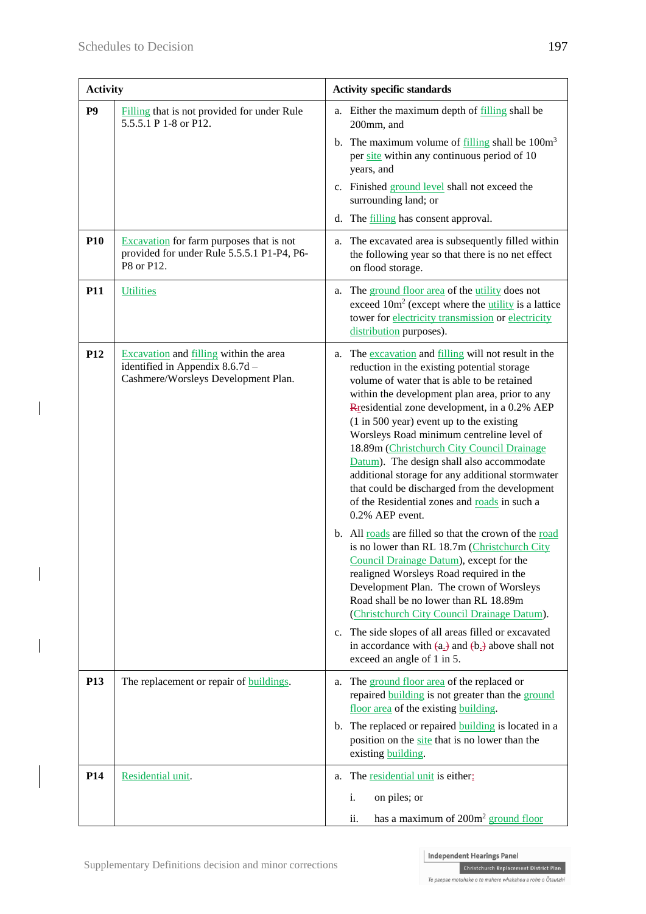| Activity | | Activity specific standards |
|---|---|---|
| **P9** | Filling that is not provided for under Rule 5.5.5.1 P 1-8 or P12. | a. Either the maximum depth of filling shall be 200mm, and<br><br>b. The maximum volume of filling shall be $100m^3$ per site within any continuous period of 10 years, and<br><br>c. Finished ground level shall not exceed the surrounding land; or<br><br>d. The filling has consent approval. |
| **P10** | Excavation for farm purposes that is not provided for under Rule 5.5.5.1 P1-P4, P6-P8 or P12. | a. The excavated area is subsequently filled within the following year so that there is no net effect on flood storage. |
| **P11** | Utilities | a. The ground floor area of the utility does not exceed $10m^2$ (except where the utility is a lattice tower for electricity transmission or electricity distribution purposes). |
| **P12** | Excavation and filling within the area identified in Appendix 8.6.7d – Cashmere/Worsleys Development Plan. | a. The excavation and filling will not result in the reduction in the existing potential storage volume of water that is able to be retained within the development plan area, prior to any Rresidential zone development, in a 0.2% AEP (1 in 500 year) event up to the existing Worsleys Road minimum centreline level of 18.89m (Christchurch City Council Drainage Datum). The design shall also accommodate additional storage for any additional stormwater that could be discharged from the development of the Residential zones and roads in such a 0.2% AEP event.<br><br>b. All roads are filled so that the crown of the road is no lower than RL 18.7m (Christchurch City Council Drainage Datum), except for the realigned Worsleys Road required in the Development Plan. The crown of Worsleys Road shall be no lower than RL 18.89m (Christchurch City Council Drainage Datum).<br><br>c. The side slopes of all areas filled or excavated in accordance with (a.) and (b.) above shall not exceed an angle of 1 in 5. |
| **P13** | The replacement or repair of buildings. | a. The ground floor area of the replaced or repaired building is not greater than the ground floor area of the existing building.<br><br>b. The replaced or repaired building is located in a position on the site that is no lower than the existing building. |
| **P14** | Residential unit. | a. The residential unit is either:<br><br>i. on piles; or<br><br>ii. has a maximum of $200m^2$ ground floor |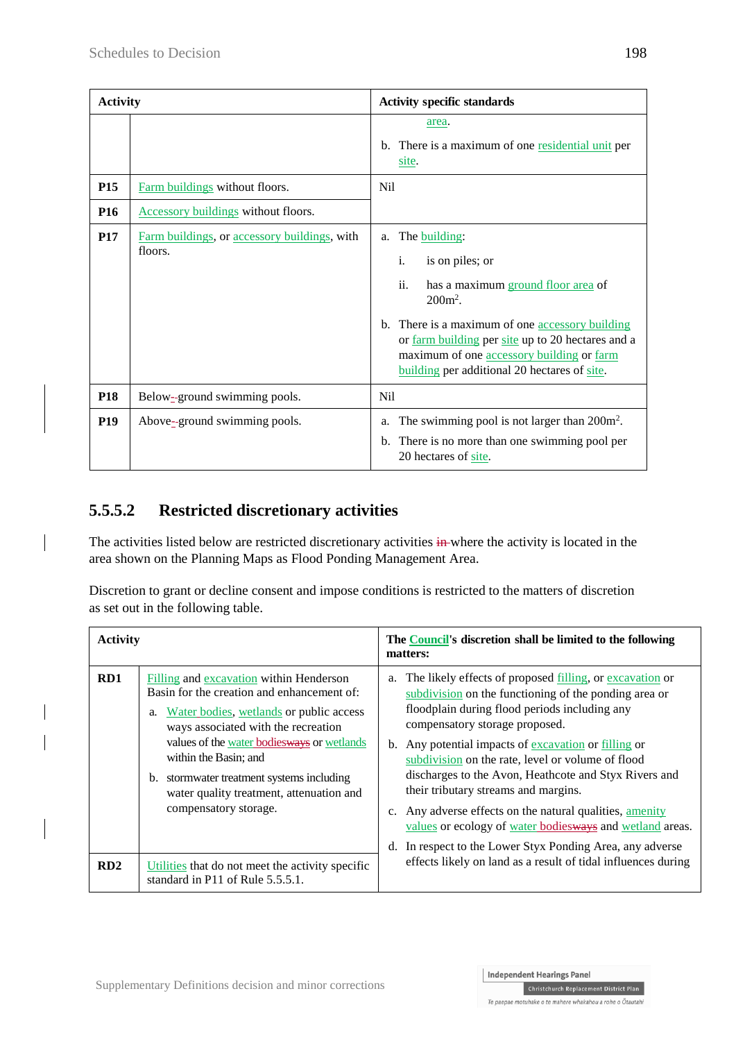| Activity | | Activity specific standards |
|---|---|---|
| | | area.<br><br>b. There is a maximum of one residential unit per site. |
| **P15** | Farm buildings without floors. | Nil |
| **P16** | Accessory buildings without floors. | |
| **P17** | Farm buildings, or accessory buildings, with floors. | a. The building:<br>i. is on piles; or<br>ii. has a maximum ground floor area of 200m².<br><br>b. There is a maximum of one accessory building or farm building per site up to 20 hectares and a maximum of one accessory building or farm building per additional 20 hectares of site. |
| **P18** | Below-ground swimming pools. | Nil |
| **P19** | Above-ground swimming pools. | a. The swimming pool is not larger than 200m².<br>b. There is no more than one swimming pool per 20 hectares of site. |

### 5.5.5.2 Restricted discretionary activities

The activities listed below are restricted discretionary activities in where the activity is located in the area shown on the Planning Maps as Flood Ponding Management Area.

Discretion to grant or decline consent and impose conditions is restricted to the matters of discretion as set out in the following table.

| Activity | | The Council's discretion shall be limited to the following matters: |
|---|---|---|
| **RD1** | Filling and excavation within Henderson Basin for the creation and enhancement of:<br>a. Water bodies, wetlands or public access ways associated with the recreation values of the water bodiesways or wetlands within the Basin; and<br>b. stormwater treatment systems including water quality treatment, attenuation and compensatory storage. | a. The likely effects of proposed filling, or excavation or subdivision on the functioning of the ponding area or floodplain during flood periods including any compensatory storage proposed.<br>b. Any potential impacts of excavation or filling or subdivision on the rate, level or volume of flood discharges to the Avon, Heathcote and Styx Rivers and their tributary streams and margins.<br>c. Any adverse effects on the natural qualities, amenity values or ecology of water bodiesways and wetland areas.<br>d. In respect to the Lower Styx Ponding Area, any adverse effects likely on land as a result of tidal influences during |
| **RD2** | Utilities that do not meet the activity specific standard in P11 of Rule 5.5.5.1. | |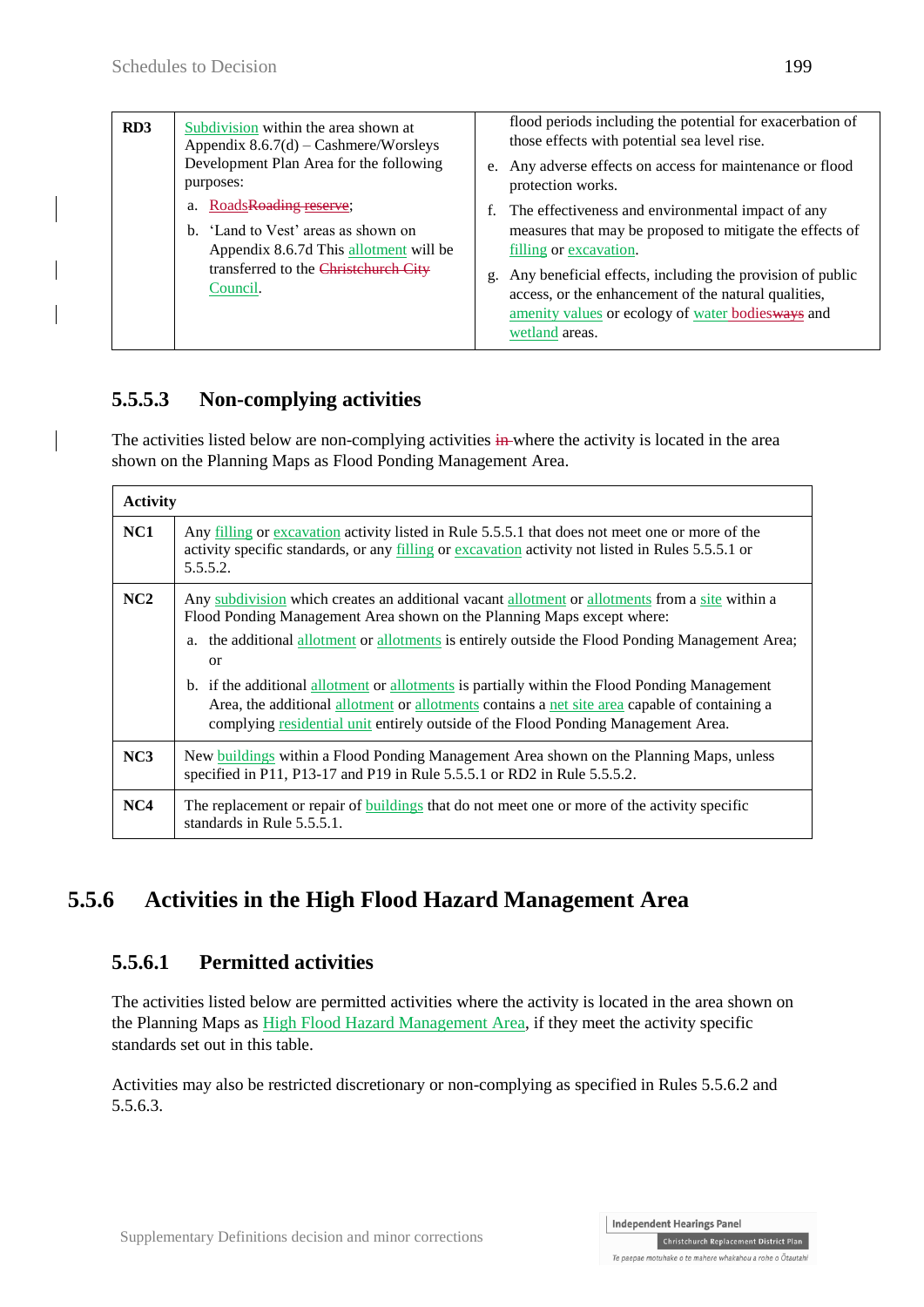| RD3 | Subdivision within the area shown at Appendix 8.6.7(d) – Cashmere/Worsleys Development Plan Area for the following purposes:<br>a. RoadsRoading reserve;<br>b. 'Land to Vest' areas as shown on Appendix 8.6.7d This allotment will be transferred to the Christchurch City Council. | flood periods including the potential for exacerbation of those effects with potential sea level rise.<br>e. Any adverse effects on access for maintenance or flood protection works.<br>f. The effectiveness and environmental impact of any measures that may be proposed to mitigate the effects of filling or excavation.<br>g. Any beneficial effects, including the provision of public access, or the enhancement of the natural qualities, amenity values or ecology of water bodiesways and wetland areas. |
|---|---|---|

### 5.5.5.3 Non-complying activities

The activities listed below are non-complying activities in where the activity is located in the area shown on the Planning Maps as Flood Ponding Management Area.

| | Activity |
|---|---|
| NC1 | Any filling or excavation activity listed in Rule 5.5.5.1 that does not meet one or more of the activity specific standards, or any filling or excavation activity not listed in Rules 5.5.5.1 or 5.5.5.2. |
| NC2 | Any subdivision which creates an additional vacant allotment or allotments from a site within a Flood Ponding Management Area shown on the Planning Maps except where:<br>a. the additional allotment or allotments is entirely outside the Flood Ponding Management Area; or<br>b. if the additional allotment or allotments is partially within the Flood Ponding Management Area, the additional allotment or allotments contains a net site area capable of containing a complying residential unit entirely outside of the Flood Ponding Management Area. |
| NC3 | New buildings within a Flood Ponding Management Area shown on the Planning Maps, unless specified in P11, P13-17 and P19 in Rule 5.5.5.1 or RD2 in Rule 5.5.5.2. |
| NC4 | The replacement or repair of buildings that do not meet one or more of the activity specific standards in Rule 5.5.5.1. |

## 5.5.6 Activities in the High Flood Hazard Management Area

### 5.5.6.1 Permitted activities

The activities listed below are permitted activities where the activity is located in the area shown on the Planning Maps as High Flood Hazard Management Area, if they meet the activity specific standards set out in this table.

Activities may also be restricted discretionary or non-complying as specified in Rules 5.5.6.2 and 5.5.6.3.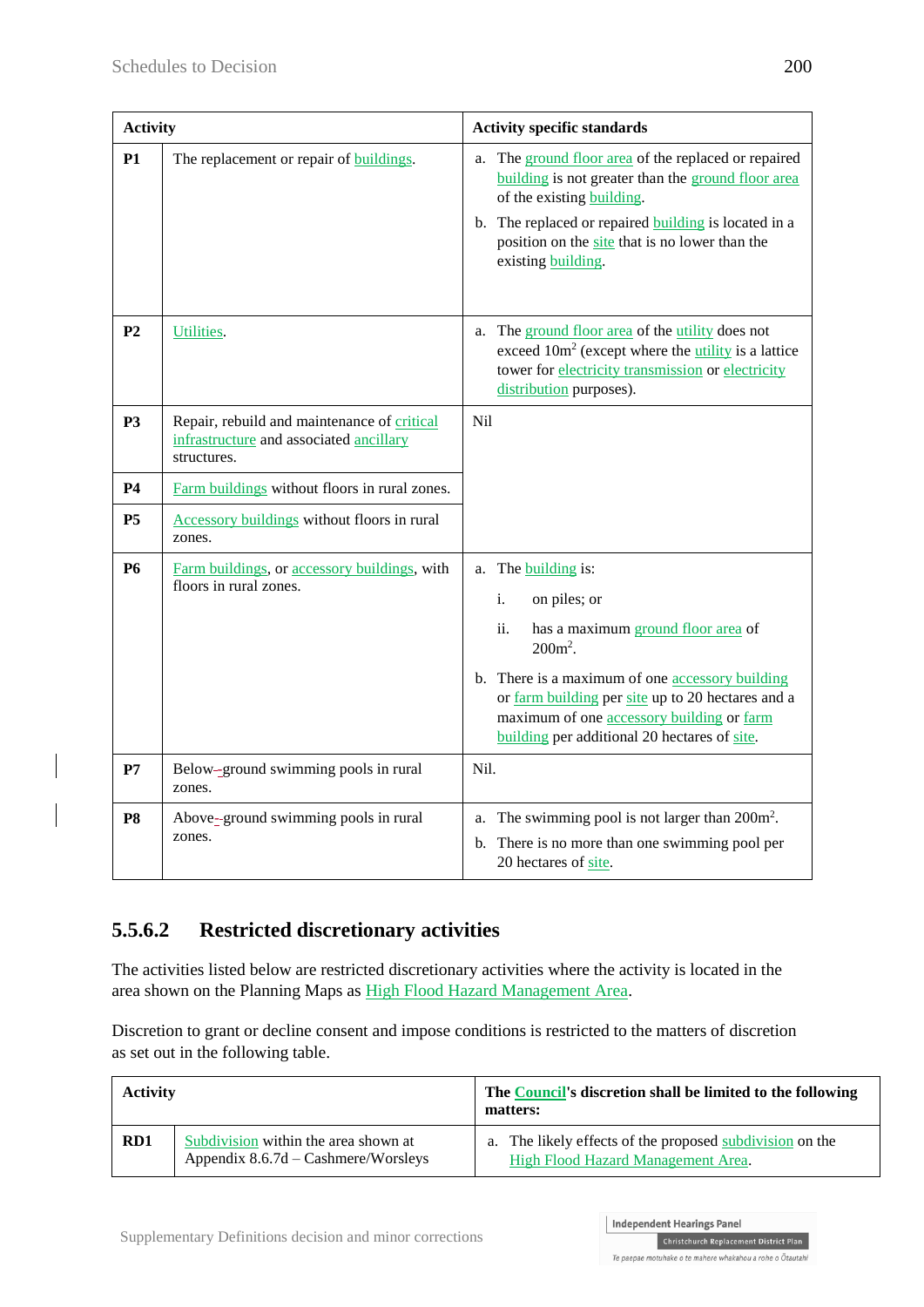| Activity | | Activity specific standards |
|---|---|---|
| **P1** | The replacement or repair of buildings. | a. The ground floor area of the replaced or repaired building is not greater than the ground floor area of the existing building.<br>b. The replaced or repaired building is located in a position on the site that is no lower than the existing building. |
| **P2** | Utilities. | a. The ground floor area of the utility does not exceed $10m^2$ (except where the utility is a lattice tower for electricity transmission or electricity distribution purposes). |
| **P3** | Repair, rebuild and maintenance of critical infrastructure and associated ancillary structures. | Nil |
| **P4** | Farm buildings without floors in rural zones. | |
| **P5** | Accessory buildings without floors in rural zones. | |
| **P6** | Farm buildings, or accessory buildings, with floors in rural zones. | a. The building is:<br>i. on piles; or<br>ii. has a maximum ground floor area of $200m^2$.<br>b. There is a maximum of one accessory building or farm building per site up to 20 hectares and a maximum of one accessory building or farm building per additional 20 hectares of site. |
| **P7** | Below-ground swimming pools in rural zones. | Nil. |
| **P8** | Above-ground swimming pools in rural zones. | a. The swimming pool is not larger than $200m^2$.<br>b. There is no more than one swimming pool per 20 hectares of site. |

## 5.5.6.2 Restricted discretionary activities

The activities listed below are restricted discretionary activities where the activity is located in the area shown on the Planning Maps as High Flood Hazard Management Area.

Discretion to grant or decline consent and impose conditions is restricted to the matters of discretion as set out in the following table.

| Activity | | The Council's discretion shall be limited to the following matters: |
|---|---|---|
| **RD1** | Subdivision within the area shown at Appendix 8.6.7d – Cashmere/Worsleys | a. The likely effects of the proposed subdivision on the High Flood Hazard Management Area. |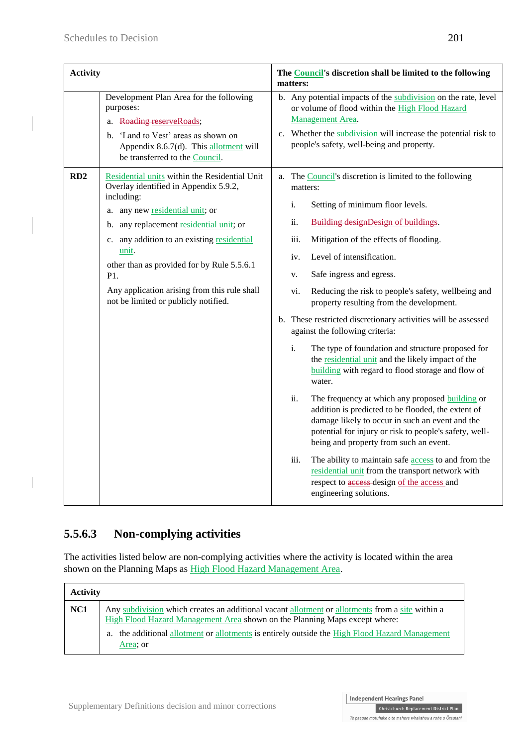| Activity | | The Council's discretion shall be limited to the following matters: |
|---|---|---|
| | Development Plan Area for the following purposes:<br>a. ~~Roading reserve~~Roads;<br>b. 'Land to Vest' areas as shown on Appendix 8.6.7(d). This allotment will be transferred to the Council. | b. Any potential impacts of the subdivision on the rate, level or volume of flood within the High Flood Hazard Management Area.<br>c. Whether the subdivision will increase the potential risk to people's safety, well-being and property. |
| RD2 | Residential units within the Residential Unit Overlay identified in Appendix 5.9.2, including:<br>a. any new residential unit; or<br>b. any replacement residential unit; or<br>c. any addition to an existing residential unit.<br>other than as provided for by Rule 5.5.6.1 P1.<br>Any application arising from this rule shall not be limited or publicly notified. | a. The Council's discretion is limited to the following matters:<br>i. Setting of minimum floor levels.<br>ii. ~~Building design~~Design of buildings.<br>iii. Mitigation of the effects of flooding.<br>iv. Level of intensification.<br>v. Safe ingress and egress.<br>vi. Reducing the risk to people's safety, wellbeing and property resulting from the development.<br>b. These restricted discretionary activities will be assessed against the following criteria:<br>i. The type of foundation and structure proposed for the residential unit and the likely impact of the building with regard to flood storage and flow of water.<br>ii. The frequency at which any proposed building or addition is predicted to be flooded, the extent of damage likely to occur in such an event and the potential for injury or risk to people's safety, well-being and property from such an event.<br>iii. The ability to maintain safe access to and from the residential unit from the transport network with respect to ~~access~~ design of the access and engineering solutions. |

### 5.5.6.3 Non-complying activities

The activities listed below are non-complying activities where the activity is located within the area shown on the Planning Maps as High Flood Hazard Management Area.

| Activity | |
|---|---|
| NC1 | Any subdivision which creates an additional vacant allotment or allotments from a site within a High Flood Hazard Management Area shown on the Planning Maps except where:<br>a. the additional allotment or allotments is entirely outside the High Flood Hazard Management Area; or |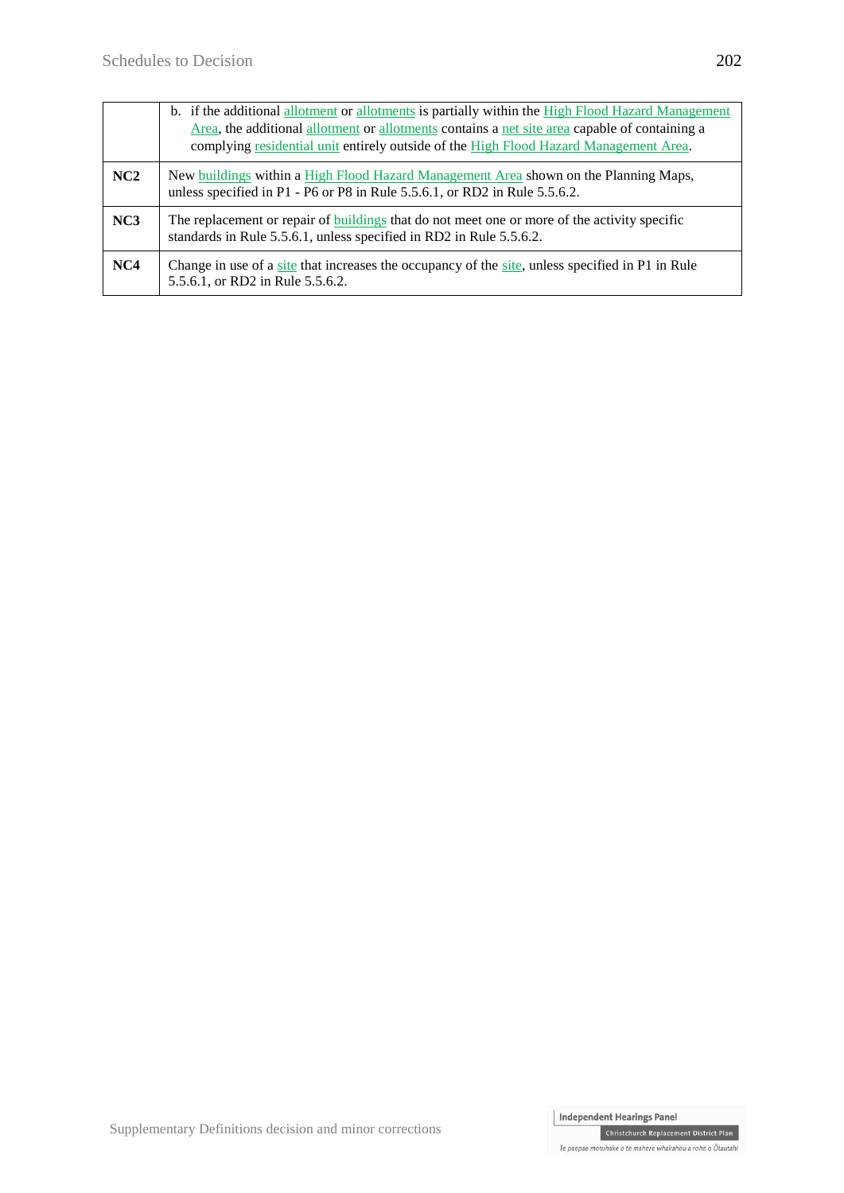| | |
|---|---|
| | b. if the additional allotment or allotments is partially within the High Flood Hazard Management Area, the additional allotment or allotments contains a net site area capable of containing a complying residential unit entirely outside of the High Flood Hazard Management Area. |
| **NC2** | New buildings within a High Flood Hazard Management Area shown on the Planning Maps, unless specified in P1 - P6 or P8 in Rule 5.5.6.1, or RD2 in Rule 5.5.6.2. |
| **NC3** | The replacement or repair of buildings that do not meet one or more of the activity specific standards in Rule 5.5.6.1, unless specified in RD2 in Rule 5.5.6.2. |
| **NC4** | Change in use of a site that increases the occupancy of the site, unless specified in P1 in Rule 5.5.6.1, or RD2 in Rule 5.5.6.2. |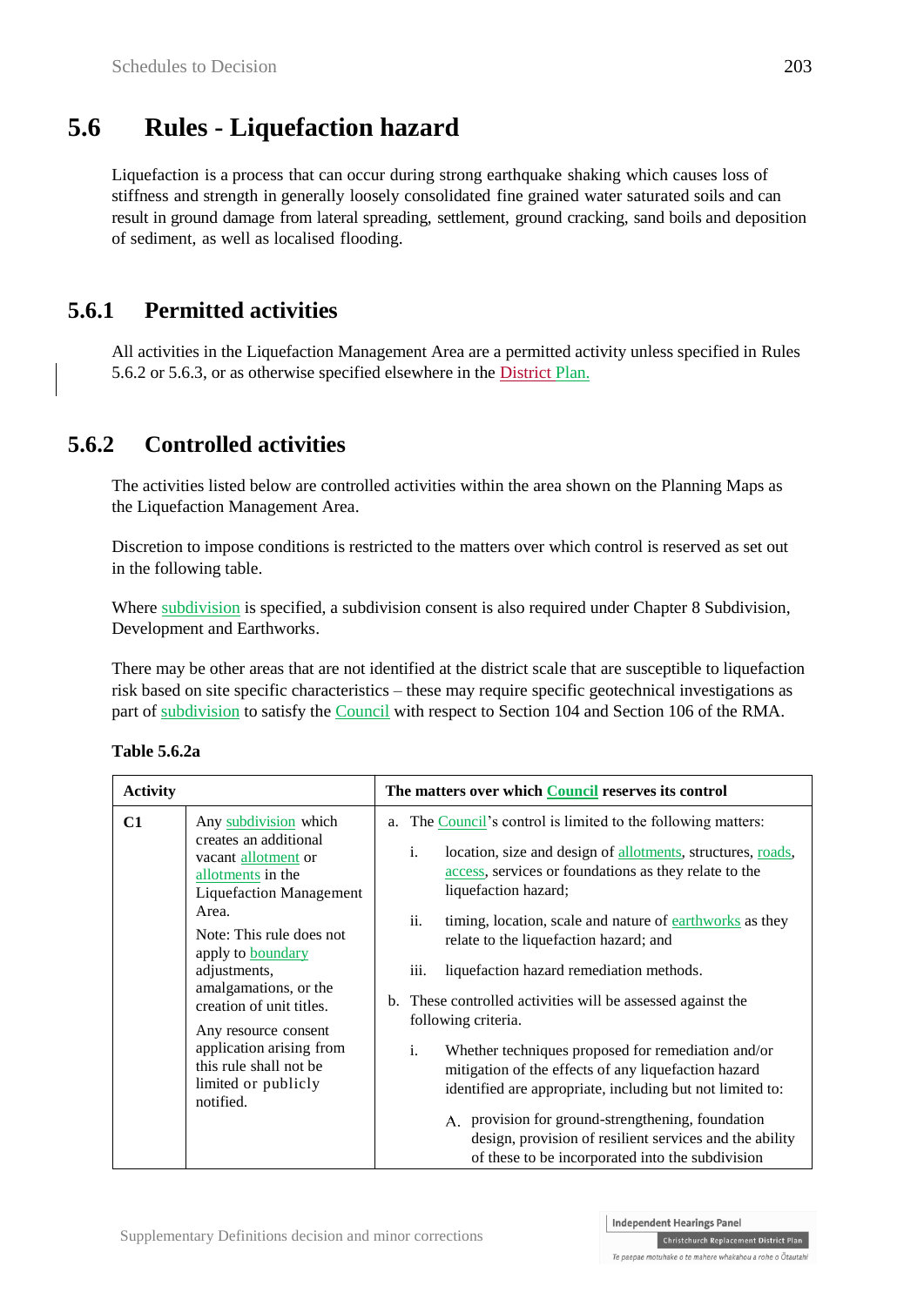# 5.6 Rules - Liquefaction hazard

Liquefaction is a process that can occur during strong earthquake shaking which causes loss of stiffness and strength in generally loosely consolidated fine grained water saturated soils and can result in ground damage from lateral spreading, settlement, ground cracking, sand boils and deposition of sediment, as well as localised flooding.

## 5.6.1 Permitted activities

All activities in the Liquefaction Management Area are a permitted activity unless specified in Rules 5.6.2 or 5.6.3, or as otherwise specified elsewhere in the District Plan.

## 5.6.2 Controlled activities

The activities listed below are controlled activities within the area shown on the Planning Maps as the Liquefaction Management Area.

Discretion to impose conditions is restricted to the matters over which control is reserved as set out in the following table.

Where subdivision is specified, a subdivision consent is also required under Chapter 8 Subdivision, Development and Earthworks.

There may be other areas that are not identified at the district scale that are susceptible to liquefaction risk based on site specific characteristics – these may require specific geotechnical investigations as part of subdivision to satisfy the Council with respect to Section 104 and Section 106 of the RMA.

**Table 5.6.2a**

| Activity | | The matters over which Council reserves its control |
|---|---|---|
| **C1** | Any subdivision which creates an additional vacant allotment or allotments in the Liquefaction Management Area.<br><br>Note: This rule does not apply to boundary adjustments, amalgamations, or the creation of unit titles.<br><br>Any resource consent application arising from this rule shall not be limited or publicly notified. | a. The Council's control is limited to the following matters:<br>i. location, size and design of allotments, structures, roads, access, services or foundations as they relate to the liquefaction hazard;<br>ii. timing, location, scale and nature of earthworks as they relate to the liquefaction hazard; and<br>iii. liquefaction hazard remediation methods.<br>b. These controlled activities will be assessed against the following criteria.<br>i. Whether techniques proposed for remediation and/or mitigation of the effects of any liquefaction hazard identified are appropriate, including but not limited to:<br>A. provision for ground-strengthening, foundation design, provision of resilient services and the ability of these to be incorporated into the subdivision |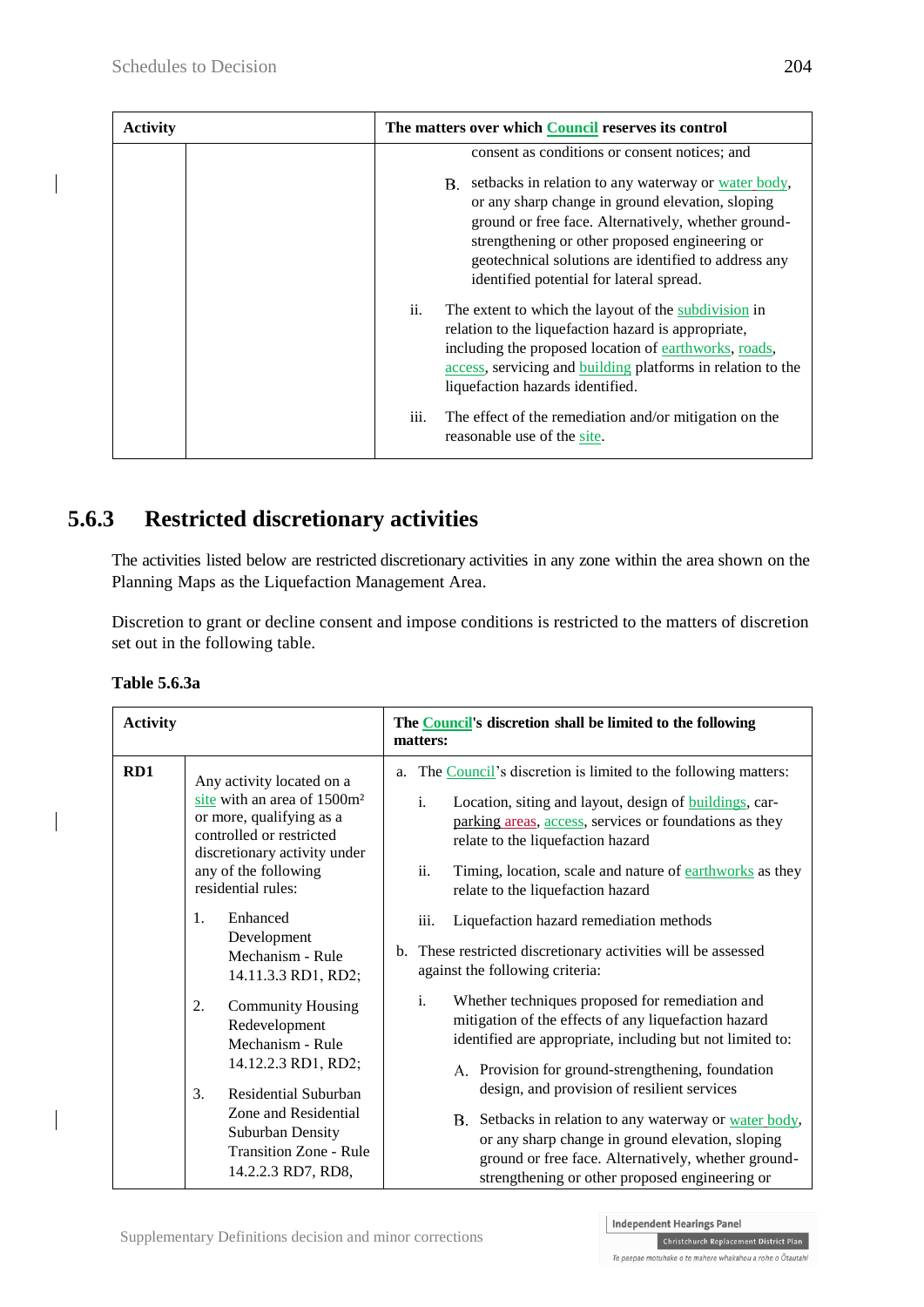| Activity | | The matters over which Council reserves its control |
|---|---|---|
| | | consent as conditions or consent notices; and<br><br>B. setbacks in relation to any waterway or water body, or any sharp change in ground elevation, sloping ground or free face. Alternatively, whether ground-strengthening or other proposed engineering or geotechnical solutions are identified to address any identified potential for lateral spread.<br><br>ii. The extent to which the layout of the subdivision in relation to the liquefaction hazard is appropriate, including the proposed location of earthworks, roads, access, servicing and building platforms in relation to the liquefaction hazards identified.<br><br>iii. The effect of the remediation and/or mitigation on the reasonable use of the site. |

## 5.6.3 Restricted discretionary activities

The activities listed below are restricted discretionary activities in any zone within the area shown on the Planning Maps as the Liquefaction Management Area.

Discretion to grant or decline consent and impose conditions is restricted to the matters of discretion set out in the following table.

**Table 5.6.3a**

| Activity | | The Council's discretion shall be limited to the following matters: |
|---|---|---|
| RD1 | Any activity located on a site with an area of 1500m² or more, qualifying as a controlled or restricted discretionary activity under any of the following residential rules:<br><br>1. Enhanced Development Mechanism - Rule 14.11.3.3 RD1, RD2;<br><br>2. Community Housing Redevelopment Mechanism - Rule 14.12.2.3 RD1, RD2;<br><br>3. Residential Suburban Zone and Residential Suburban Density Transition Zone - Rule 14.2.2.3 RD7, RD8, | a. The Council's discretion is limited to the following matters:<br><br>i. Location, siting and layout, design of buildings, car-parking areas, access, services or foundations as they relate to the liquefaction hazard<br><br>ii. Timing, location, scale and nature of earthworks as they relate to the liquefaction hazard<br><br>iii. Liquefaction hazard remediation methods<br><br>b. These restricted discretionary activities will be assessed against the following criteria:<br><br>i. Whether techniques proposed for remediation and mitigation of the effects of any liquefaction hazard identified are appropriate, including but not limited to:<br><br>A. Provision for ground-strengthening, foundation design, and provision of resilient services<br><br>B. Setbacks in relation to any waterway or water body, or any sharp change in ground elevation, sloping ground or free face. Alternatively, whether ground-strengthening or other proposed engineering or |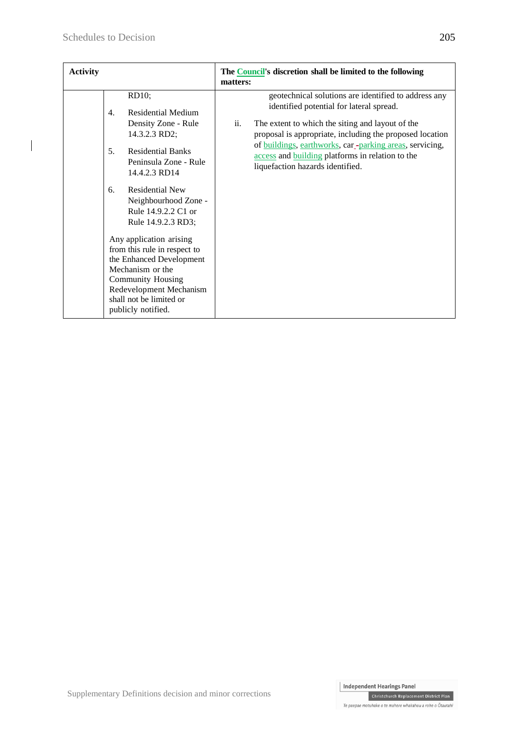| Activity | | The Council's discretion shall be limited to the following matters: |
|---|---|---|
| | RD10;<br><br>4. Residential Medium Density Zone - Rule 14.3.2.3 RD2;<br><br>5. Residential Banks Peninsula Zone - Rule 14.4.2.3 RD14<br><br>6. Residential New Neighbourhood Zone - Rule 14.9.2.2 C1 or Rule 14.9.2.3 RD3;<br><br>Any application arising from this rule in respect to the Enhanced Development Mechanism or the Community Housing Redevelopment Mechanism shall not be limited or publicly notified. | geotechnical solutions are identified to address any identified potential for lateral spread.<br><br>ii. The extent to which the siting and layout of the proposal is appropriate, including the proposed location of buildings, earthworks, car parking areas, servicing, access and building platforms in relation to the liquefaction hazards identified. |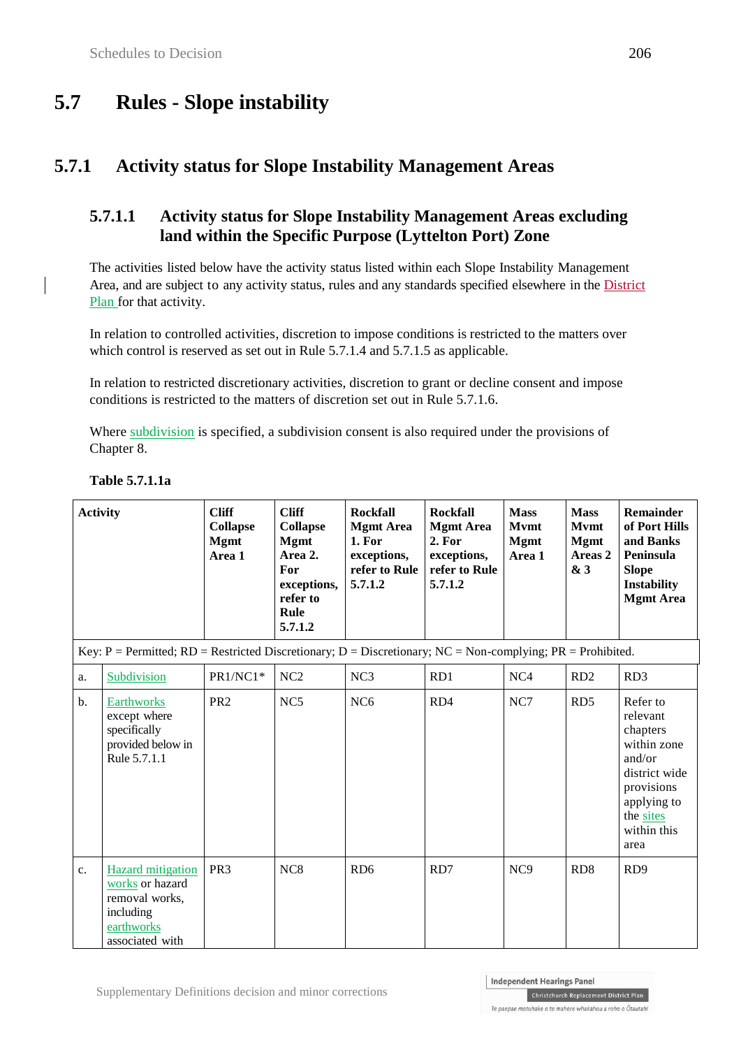# 5.7 Rules - Slope instability

## 5.7.1 Activity status for Slope Instability Management Areas

### 5.7.1.1 Activity status for Slope Instability Management Areas excluding land within the Specific Purpose (Lyttelton Port) Zone

The activities listed below have the activity status listed within each Slope Instability Management Area, and are subject to any activity status, rules and any standards specified elsewhere in the District Plan for that activity.

In relation to controlled activities, discretion to impose conditions is restricted to the matters over which control is reserved as set out in Rule 5.7.1.4 and 5.7.1.5 as applicable.

In relation to restricted discretionary activities, discretion to grant or decline consent and impose conditions is restricted to the matters of discretion set out in Rule 5.7.1.6.

Where subdivision is specified, a subdivision consent is also required under the provisions of Chapter 8.

**Table 5.7.1.1a**

| | Activity | Cliff Collapse Mgmt Area 1 | Cliff Collapse Mgmt Area 2. For exceptions, refer to Rule 5.7.1.2 | Rockfall Mgmt Area 1. For exceptions, refer to Rule 5.7.1.2 | Rockfall Mgmt Area 2. For exceptions, refer to Rule 5.7.1.2 | Mass Mvmt Mgmt Area 1 | Mass Mvmt Mgmt Areas 2 & 3 | Remainder of Port Hills and Banks Peninsula Slope Instability Mgmt Area |
|---|---|---|---|---|---|---|---|---|
| Key: P = Permitted; RD = Restricted Discretionary; D = Discretionary; NC = Non-complying; PR = Prohibited. | | | | | | | | |
| a. | Subdivision | PR1/NC1* | NC2 | NC3 | RD1 | NC4 | RD2 | RD3 |
| b. | Earthworks except where specifically provided below in Rule 5.7.1.1 | PR2 | NC5 | NC6 | RD4 | NC7 | RD5 | Refer to relevant chapters within zone and/or district wide provisions applying to the sites within this area |
| c. | Hazard mitigation works or hazard removal works, including earthworks associated with | PR3 | NC8 | RD6 | RD7 | NC9 | RD8 | RD9 |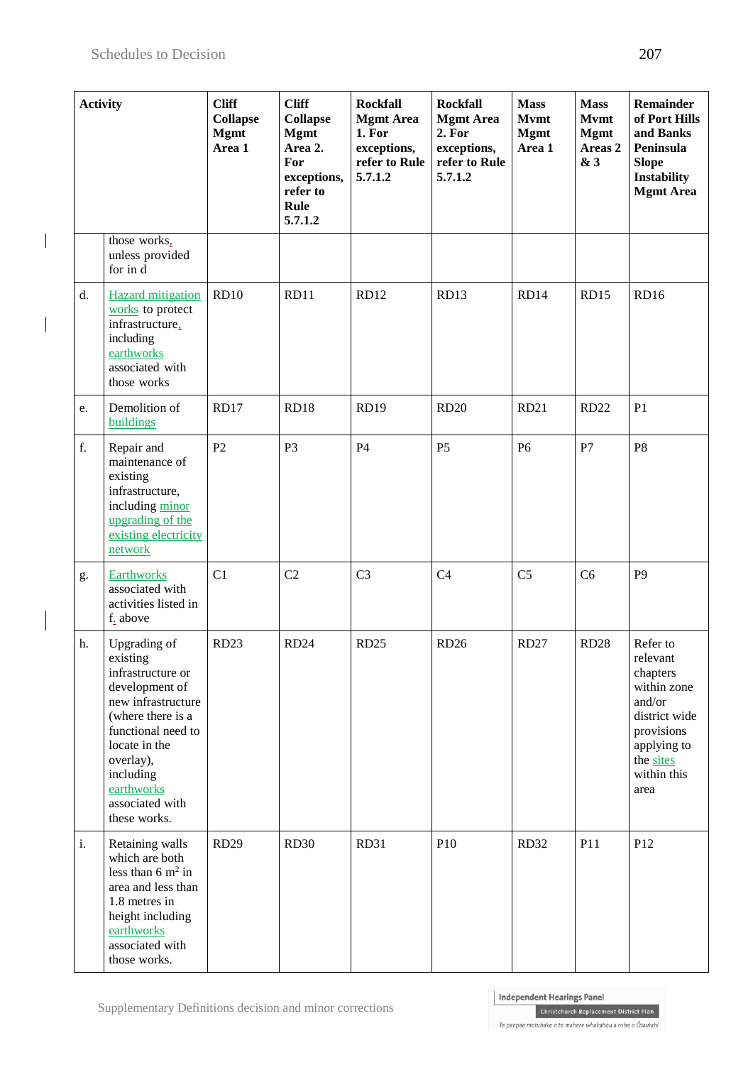| Activity | | Cliff Collapse Mgmt Area 1 | Cliff Collapse Mgmt Area 2. For exceptions, refer to Rule 5.7.1.2 | Rockfall Mgmt Area 1. For exceptions, refer to Rule 5.7.1.2 | Rockfall Mgmt Area 2. For exceptions, refer to Rule 5.7.1.2 | Mass Mvmt Mgmt Area 1 | Mass Mvmt Mgmt Areas 2 & 3 | Remainder of Port Hills and Banks Peninsula Slope Instability Mgmt Area |
|---|---|---|---|---|---|---|---|---|
| | those works, unless provided for in d | | | | | | | |
| d. | Hazard mitigation works to protect infrastructure, including earthworks associated with those works | RD10 | RD11 | RD12 | RD13 | RD14 | RD15 | RD16 |
| e. | Demolition of buildings | RD17 | RD18 | RD19 | RD20 | RD21 | RD22 | P1 |
| f. | Repair and maintenance of existing infrastructure, including minor upgrading of the existing electricity network | P2 | P3 | P4 | P5 | P6 | P7 | P8 |
| g. | Earthworks associated with activities listed in f. above | C1 | C2 | C3 | C4 | C5 | C6 | P9 |
| h. | Upgrading of existing infrastructure or development of new infrastructure (where there is a functional need to locate in the overlay), including earthworks associated with these works. | RD23 | RD24 | RD25 | RD26 | RD27 | RD28 | Refer to relevant chapters within zone and/or district wide provisions applying to the sites within this area |
| i. | Retaining walls which are both less than 6 $m^2$ in area and less than 1.8 metres in height including earthworks associated with those works. | RD29 | RD30 | RD31 | P10 | RD32 | P11 | P12 |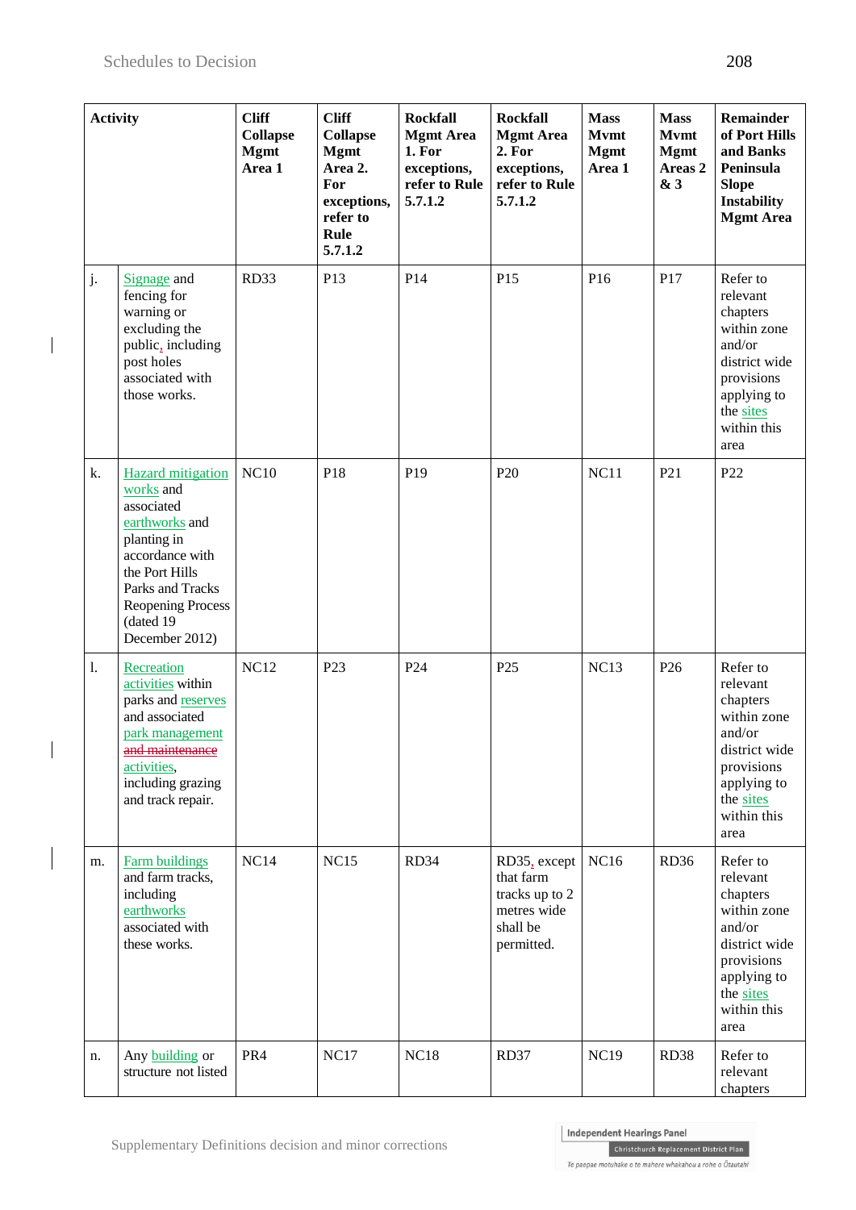| Activity | | Cliff Collapse Mgmt Area 1 | Cliff Collapse Mgmt Area 2. For exceptions, refer to Rule 5.7.1.2 | Rockfall Mgmt Area 1. For exceptions, refer to Rule 5.7.1.2 | Rockfall Mgmt Area 2. For exceptions, refer to Rule 5.7.1.2 | Mass Mvmt Mgmt Area 1 | Mass Mvmt Mgmt Areas 2 & 3 | Remainder of Port Hills and Banks Peninsula Slope Instability Mgmt Area |
|---|---|---|---|---|---|---|---|---|
| j. | Signage and fencing for warning or excluding the public, including post holes associated with those works. | RD33 | P13 | P14 | P15 | P16 | P17 | Refer to relevant chapters within zone and/or district wide provisions applying to the sites within this area |
| k. | Hazard mitigation works and associated earthworks and planting in accordance with the Port Hills Parks and Tracks Reopening Process (dated 19 December 2012) | NC10 | P18 | P19 | P20 | NC11 | P21 | P22 |
| l. | Recreation activities within parks and reserves and associated park management ~~and maintenance~~ activities, including grazing and track repair. | NC12 | P23 | P24 | P25 | NC13 | P26 | Refer to relevant chapters within zone and/or district wide provisions applying to the sites within this area |
| m. | Farm buildings and farm tracks, including earthworks associated with these works. | NC14 | NC15 | RD34 | RD35, except that farm tracks up to 2 metres wide shall be permitted. | NC16 | RD36 | Refer to relevant chapters within zone and/or district wide provisions applying to the sites within this area |
| n. | Any building or structure not listed | PR4 | NC17 | NC18 | RD37 | NC19 | RD38 | Refer to relevant chapters |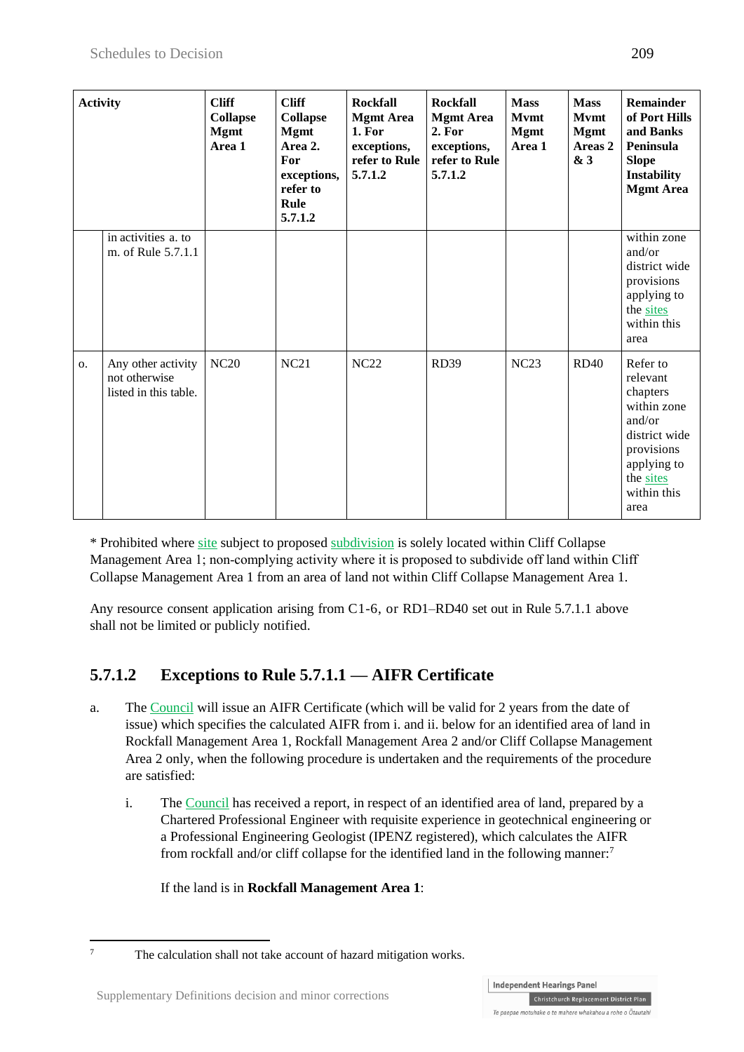| Activity | | Cliff Collapse Mgmt Area 1 | Cliff Collapse Mgmt Area 2. For exceptions, refer to Rule 5.7.1.2 | Rockfall Mgmt Area 1. For exceptions, refer to Rule 5.7.1.2 | Rockfall Mgmt Area 2. For exceptions, refer to Rule 5.7.1.2 | Mass Mvmt Mgmt Area 1 | Mass Mvmt Mgmt Areas 2 & 3 | Remainder of Port Hills and Banks Peninsula Slope Instability Mgmt Area |
|---|---|---|---|---|---|---|---|---|
| | in activities a. to m. of Rule 5.7.1.1 | | | | | | | within zone and/or district wide provisions applying to the sites within this area |
| o. | Any other activity not otherwise listed in this table. | NC20 | NC21 | NC22 | RD39 | NC23 | RD40 | Refer to relevant chapters within zone and/or district wide provisions applying to the sites within this area |

* Prohibited where site subject to proposed subdivision is solely located within Cliff Collapse Management Area 1; non-complying activity where it is proposed to subdivide off land within Cliff Collapse Management Area 1 from an area of land not within Cliff Collapse Management Area 1.

Any resource consent application arising from C1-6, or RD1–RD40 set out in Rule 5.7.1.1 above shall not be limited or publicly notified.

### 5.7.1.2 Exceptions to Rule 5.7.1.1 — AIFR Certificate

a. The Council will issue an AIFR Certificate (which will be valid for 2 years from the date of issue) which specifies the calculated AIFR from i. and ii. below for an identified area of land in Rockfall Management Area 1, Rockfall Management Area 2 and/or Cliff Collapse Management Area 2 only, when the following procedure is undertaken and the requirements of the procedure are satisfied:

   i. The Council has received a report, in respect of an identified area of land, prepared by a Chartered Professional Engineer with requisite experience in geotechnical engineering or a Professional Engineering Geologist (IPENZ registered), which calculates the AIFR from rockfall and/or cliff collapse for the identified land in the following manner:[7]

   If the land is in **Rockfall Management Area 1**:

[7] The calculation shall not take account of hazard mitigation works.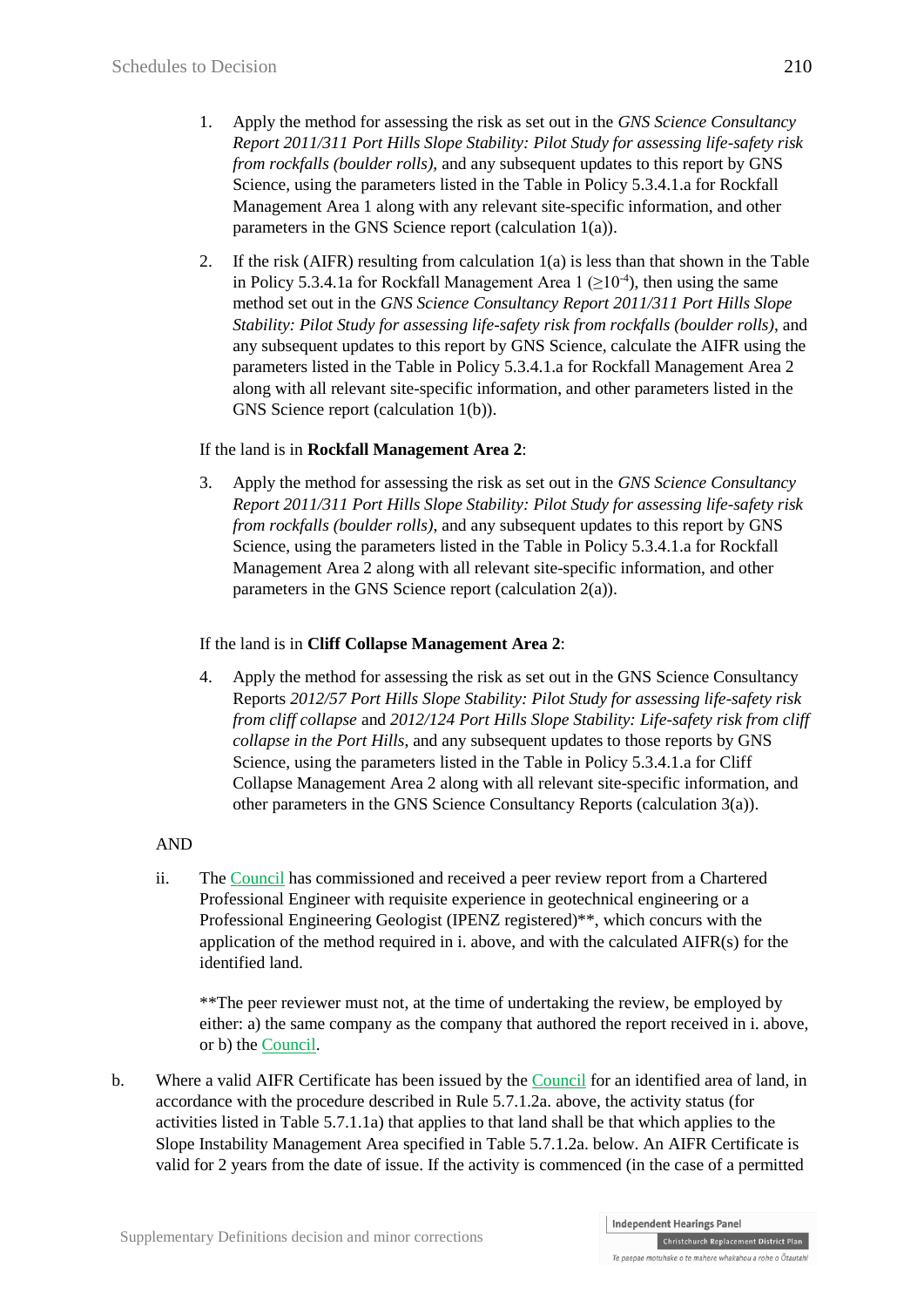1. Apply the method for assessing the risk as set out in the *GNS Science Consultancy Report 2011/311 Port Hills Slope Stability: Pilot Study for assessing life-safety risk from rockfalls (boulder rolls)*, and any subsequent updates to this report by GNS Science, using the parameters listed in the Table in Policy 5.3.4.1.a for Rockfall Management Area 1 along with any relevant site-specific information, and other parameters in the GNS Science report (calculation 1(a)).

2. If the risk (AIFR) resulting from calculation 1(a) is less than that shown in the Table in Policy 5.3.4.1a for Rockfall Management Area 1 ($\geq 10^{-4}$), then using the same method set out in the *GNS Science Consultancy Report 2011/311 Port Hills Slope Stability: Pilot Study for assessing life-safety risk from rockfalls (boulder rolls)*, and any subsequent updates to this report by GNS Science, calculate the AIFR using the parameters listed in the Table in Policy 5.3.4.1.a for Rockfall Management Area 2 along with all relevant site-specific information, and other parameters listed in the GNS Science report (calculation 1(b)).

If the land is in **Rockfall Management Area 2**:

3. Apply the method for assessing the risk as set out in the *GNS Science Consultancy Report 2011/311 Port Hills Slope Stability: Pilot Study for assessing life-safety risk from rockfalls (boulder rolls)*, and any subsequent updates to this report by GNS Science, using the parameters listed in the Table in Policy 5.3.4.1.a for Rockfall Management Area 2 along with all relevant site-specific information, and other parameters in the GNS Science report (calculation 2(a)).

If the land is in **Cliff Collapse Management Area 2**:

4. Apply the method for assessing the risk as set out in the GNS Science Consultancy Reports *2012/57 Port Hills Slope Stability: Pilot Study for assessing life-safety risk from cliff collapse* and *2012/124 Port Hills Slope Stability: Life-safety risk from cliff collapse in the Port Hills*, and any subsequent updates to those reports by GNS Science, using the parameters listed in the Table in Policy 5.3.4.1.a for Cliff Collapse Management Area 2 along with all relevant site-specific information, and other parameters in the GNS Science Consultancy Reports (calculation 3(a)).

AND

ii. The Council has commissioned and received a peer review report from a Chartered Professional Engineer with requisite experience in geotechnical engineering or a Professional Engineering Geologist (IPENZ registered)**, which concurs with the application of the method required in i. above, and with the calculated AIFR(s) for the identified land.

**The peer reviewer must not, at the time of undertaking the review, be employed by either: a) the same company as the company that authored the report received in i. above, or b) the Council.

b. Where a valid AIFR Certificate has been issued by the Council for an identified area of land, in accordance with the procedure described in Rule 5.7.1.2a. above, the activity status (for activities listed in Table 5.7.1.1a) that applies to that land shall be that which applies to the Slope Instability Management Area specified in Table 5.7.1.2a. below. An AIFR Certificate is valid for 2 years from the date of issue. If the activity is commenced (in the case of a permitted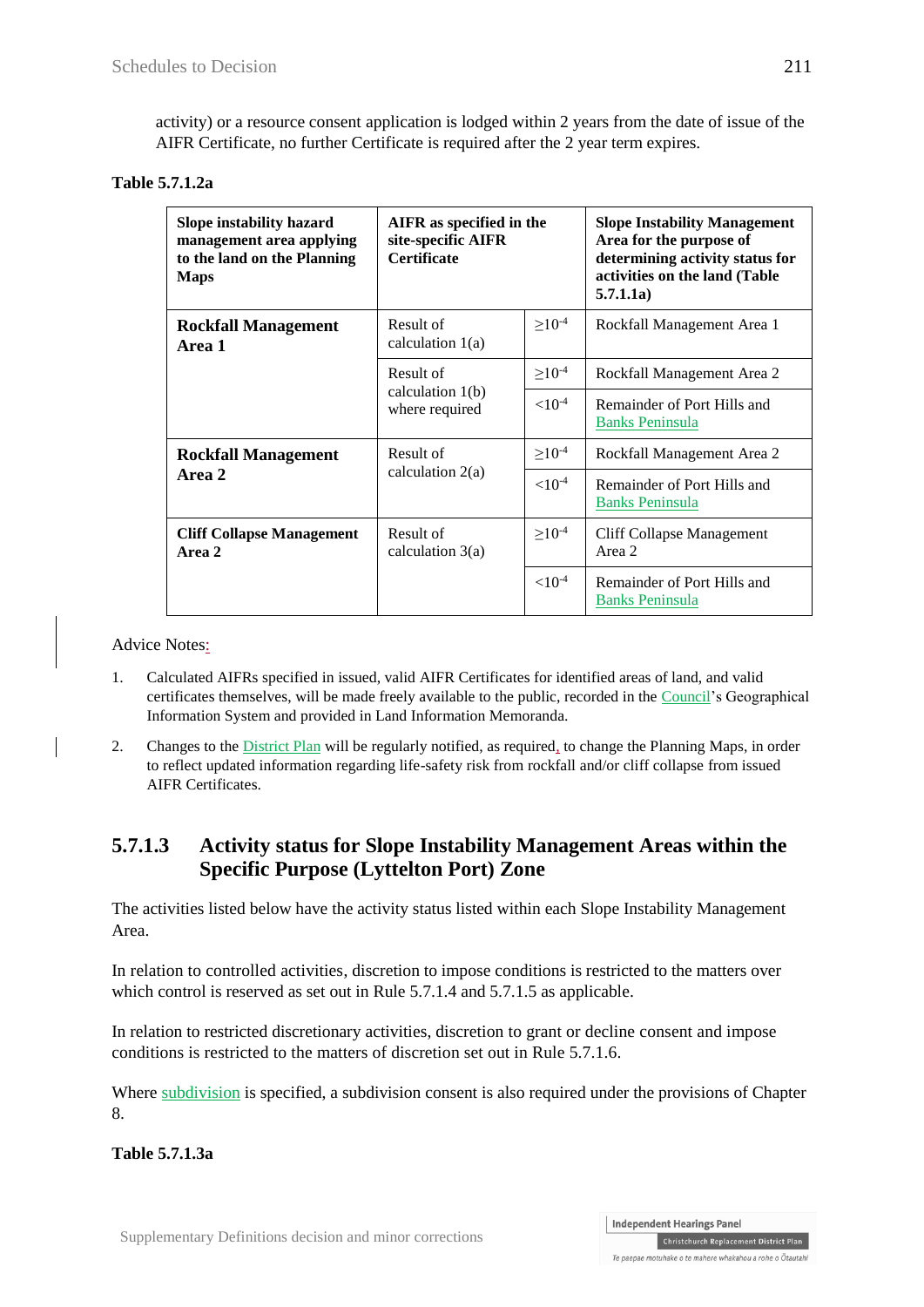activity) or a resource consent application is lodged within 2 years from the date of issue of the AIFR Certificate, no further Certificate is required after the 2 year term expires.

**Table 5.7.1.2a**

| Slope instability hazard management area applying to the land on the Planning Maps | AIFR as specified in the site-specific AIFR Certificate | | Slope Instability Management Area for the purpose of determining activity status for activities on the land (Table 5.7.1.1a) |
|---|---|---|---|
| **Rockfall Management Area 1** | Result of calculation 1(a) | $\geq 10^{-4}$ | Rockfall Management Area 1 |
| | Result of calculation 1(b) where required | $\geq 10^{-4}$ | Rockfall Management Area 2 |
| | | $< 10^{-4}$ | Remainder of Port Hills and Banks Peninsula |
| **Rockfall Management Area 2** | Result of calculation 2(a) | $\geq 10^{-4}$ | Rockfall Management Area 2 |
| | | $< 10^{-4}$ | Remainder of Port Hills and Banks Peninsula |
| **Cliff Collapse Management Area 2** | Result of calculation 3(a) | $\geq 10^{-4}$ | Cliff Collapse Management Area 2 |
| | | $< 10^{-4}$ | Remainder of Port Hills and Banks Peninsula |

Advice Notes:

1. Calculated AIFRs specified in issued, valid AIFR Certificates for identified areas of land, and valid certificates themselves, will be made freely available to the public, recorded in the Council's Geographical Information System and provided in Land Information Memoranda.
2. Changes to the District Plan will be regularly notified, as required, to change the Planning Maps, in order to reflect updated information regarding life-safety risk from rockfall and/or cliff collapse from issued AIFR Certificates.

### 5.7.1.3 Activity status for Slope Instability Management Areas within the Specific Purpose (Lyttelton Port) Zone

The activities listed below have the activity status listed within each Slope Instability Management Area.

In relation to controlled activities, discretion to impose conditions is restricted to the matters over which control is reserved as set out in Rule 5.7.1.4 and 5.7.1.5 as applicable.

In relation to restricted discretionary activities, discretion to grant or decline consent and impose conditions is restricted to the matters of discretion set out in Rule 5.7.1.6.

Where subdivision is specified, a subdivision consent is also required under the provisions of Chapter 8.

**Table 5.7.1.3a**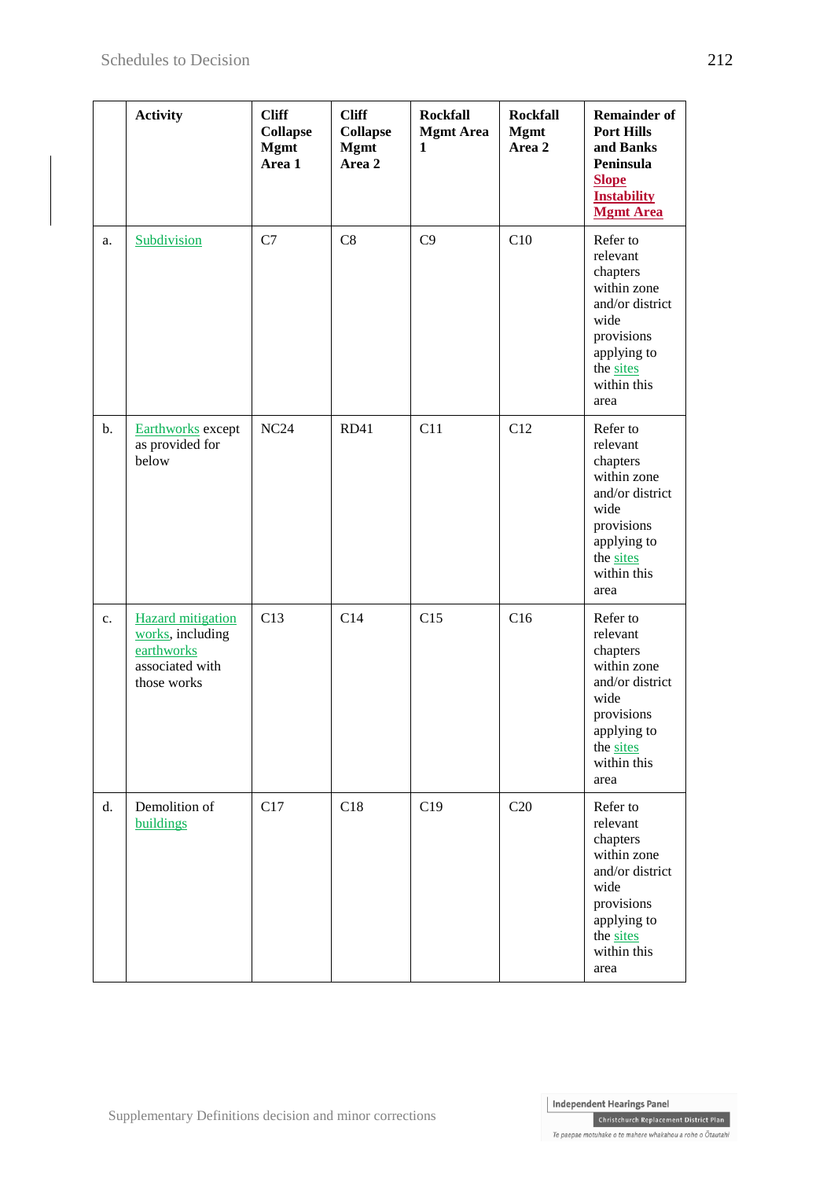| | Activity | Cliff Collapse Mgmt Area 1 | Cliff Collapse Mgmt Area 2 | Rockfall Mgmt Area 1 | Rockfall Mgmt Area 2 | Remainder of Port Hills and Banks Peninsula Slope Instability Mgmt Area |
|---|---|---|---|---|---|---|
| a. | Subdivision | C7 | C8 | C9 | C10 | Refer to relevant chapters within zone and/or district wide provisions applying to the sites within this area |
| b. | Earthworks except as provided for below | NC24 | RD41 | C11 | C12 | Refer to relevant chapters within zone and/or district wide provisions applying to the sites within this area |
| c. | Hazard mitigation works, including earthworks associated with those works | C13 | C14 | C15 | C16 | Refer to relevant chapters within zone and/or district wide provisions applying to the sites within this area |
| d. | Demolition of buildings | C17 | C18 | C19 | C20 | Refer to relevant chapters within zone and/or district wide provisions applying to the sites within this area |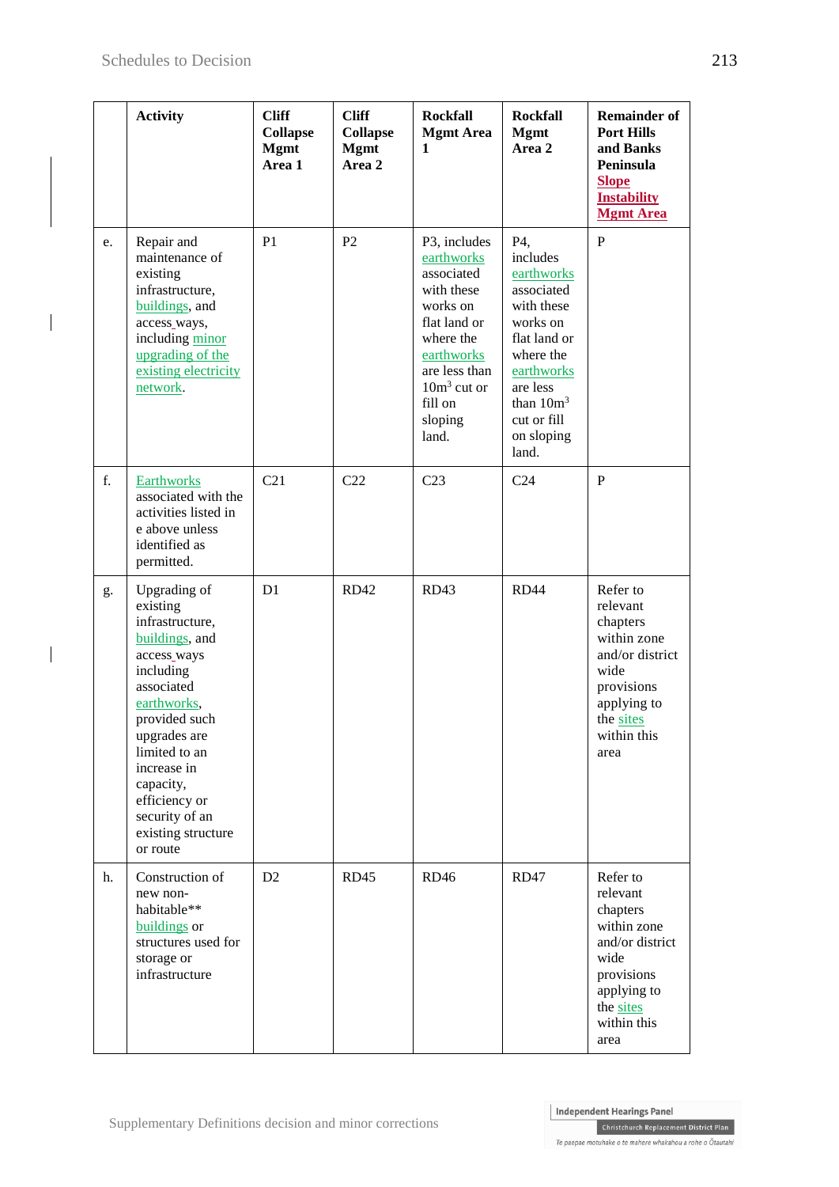| | Activity | Cliff Collapse Mgmt Area 1 | Cliff Collapse Mgmt Area 2 | Rockfall Mgmt Area 1 | Rockfall Mgmt Area 2 | Remainder of Port Hills and Banks Peninsula Slope Instability Mgmt Area |
|---|---|---|---|---|---|---|
| e. | Repair and maintenance of existing infrastructure, buildings, and access ways, including minor upgrading of the existing electricity network. | P1 | P2 | P3, includes earthworks associated with these works on flat land or where the earthworks are less than 10m$^3$ cut or fill on sloping land. | P4, includes earthworks associated with these works on flat land or where the earthworks are less than 10m$^3$ cut or fill on sloping land. | P |
| f. | Earthworks associated with the activities listed in e above unless identified as permitted. | C21 | C22 | C23 | C24 | P |
| g. | Upgrading of existing infrastructure, buildings, and access ways including associated earthworks, provided such upgrades are limited to an increase in capacity, efficiency or security of an existing structure or route | D1 | RD42 | RD43 | RD44 | Refer to relevant chapters within zone and/or district wide provisions applying to the sites within this area |
| h. | Construction of new non-habitable** buildings or structures used for storage or infrastructure | D2 | RD45 | RD46 | RD47 | Refer to relevant chapters within zone and/or district wide provisions applying to the sites within this area |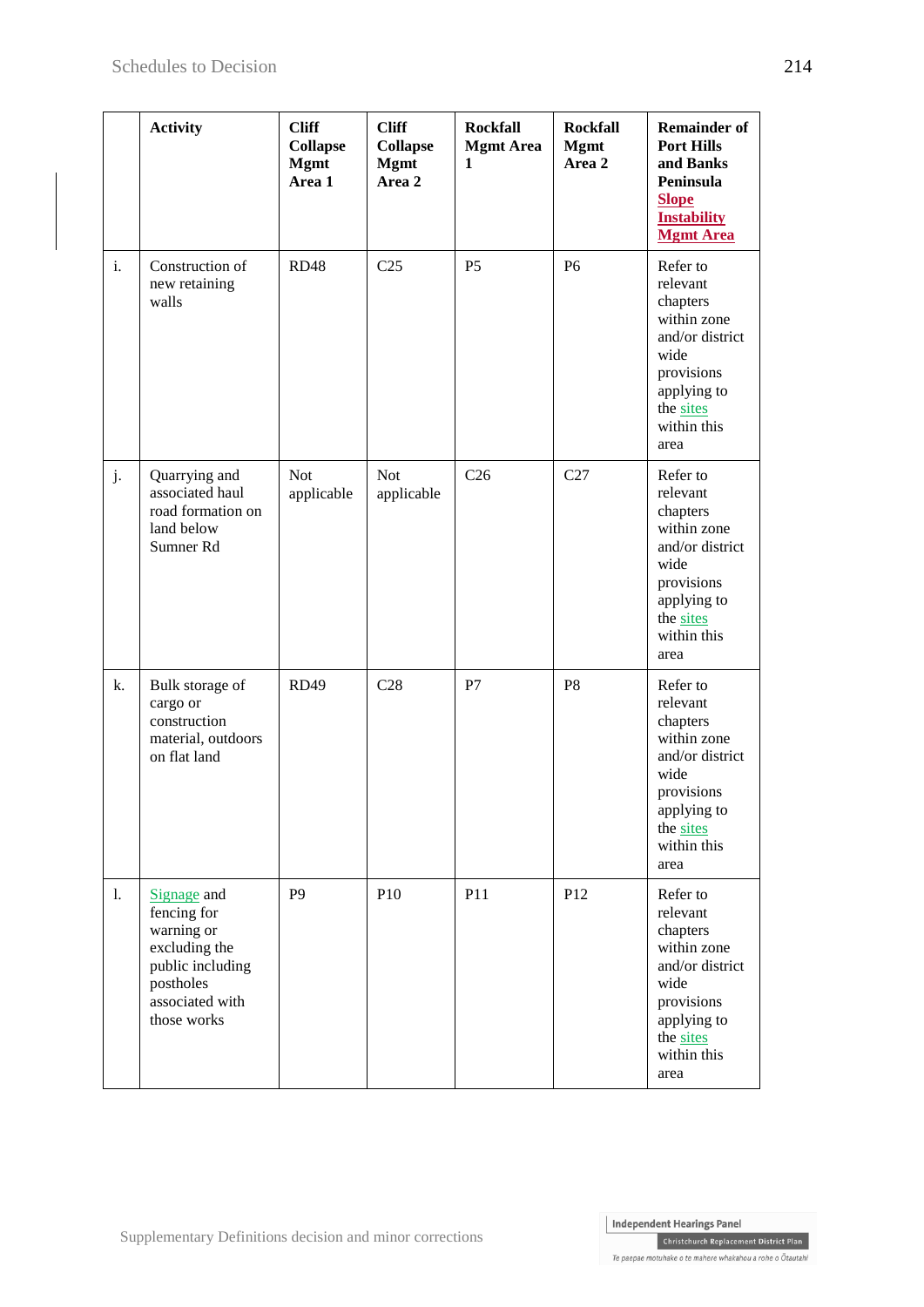| | Activity | Cliff Collapse Mgmt Area 1 | Cliff Collapse Mgmt Area 2 | Rockfall Mgmt Area 1 | Rockfall Mgmt Area 2 | Remainder of Port Hills and Banks Peninsula Slope Instability Mgmt Area |
|---|---|---|---|---|---|---|
| i. | Construction of new retaining walls | RD48 | C25 | P5 | P6 | Refer to relevant chapters within zone and/or district wide provisions applying to the sites within this area |
| j. | Quarrying and associated haul road formation on land below Sumner Rd | Not applicable | Not applicable | C26 | C27 | Refer to relevant chapters within zone and/or district wide provisions applying to the sites within this area |
| k. | Bulk storage of cargo or construction material, outdoors on flat land | RD49 | C28 | P7 | P8 | Refer to relevant chapters within zone and/or district wide provisions applying to the sites within this area |
| l. | Signage and fencing for warning or excluding the public including postholes associated with those works | P9 | P10 | P11 | P12 | Refer to relevant chapters within zone and/or district wide provisions applying to the sites within this area |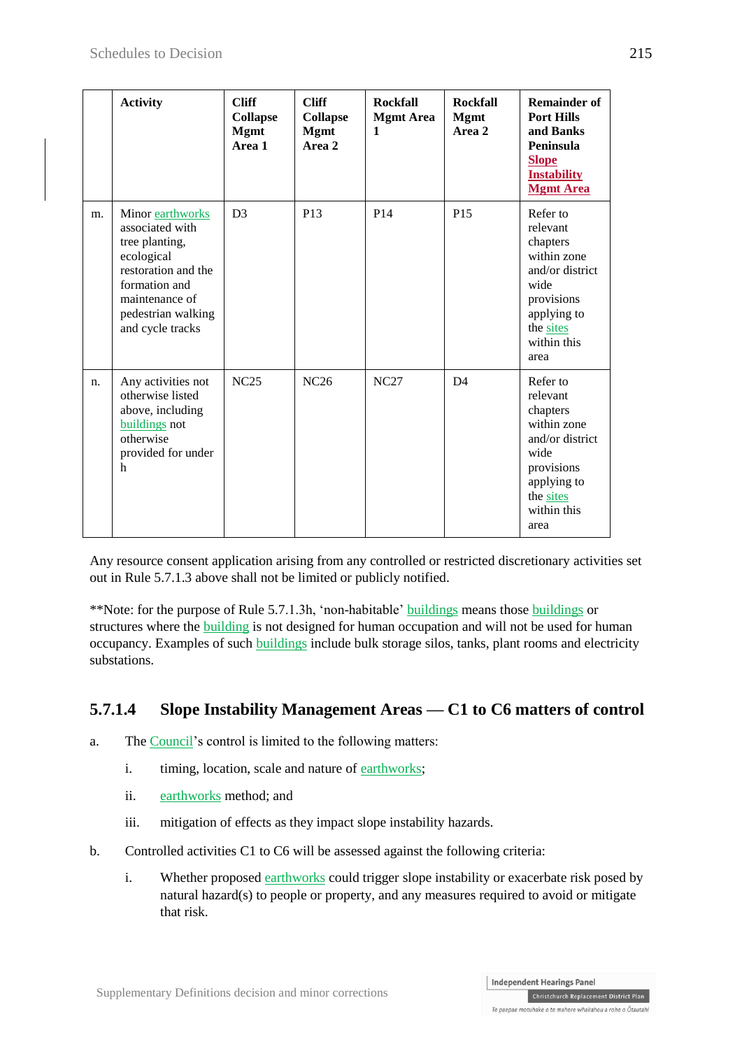| | Activity | Cliff Collapse Mgmt Area 1 | Cliff Collapse Mgmt Area 2 | Rockfall Mgmt Area 1 | Rockfall Mgmt Area 2 | Remainder of Port Hills and Banks Peninsula Slope Instability Mgmt Area |
|---|---|---|---|---|---|---|
| m. | Minor earthworks associated with tree planting, ecological restoration and the formation and maintenance of pedestrian walking and cycle tracks | D3 | P13 | P14 | P15 | Refer to relevant chapters within zone and/or district wide provisions applying to the sites within this area |
| n. | Any activities not otherwise listed above, including buildings not otherwise provided for under h | NC25 | NC26 | NC27 | D4 | Refer to relevant chapters within zone and/or district wide provisions applying to the sites within this area |

Any resource consent application arising from any controlled or restricted discretionary activities set out in Rule 5.7.1.3 above shall not be limited or publicly notified.

**Note: for the purpose of Rule 5.7.1.3h, 'non-habitable' buildings means those buildings or structures where the building is not designed for human occupation and will not be used for human occupancy. Examples of such buildings include bulk storage silos, tanks, plant rooms and electricity substations.

## 5.7.1.4 Slope Instability Management Areas — C1 to C6 matters of control

a. The Council's control is limited to the following matters:

   i. timing, location, scale and nature of earthworks;

   ii. earthworks method; and

   iii. mitigation of effects as they impact slope instability hazards.

b. Controlled activities C1 to C6 will be assessed against the following criteria:

   i. Whether proposed earthworks could trigger slope instability or exacerbate risk posed by natural hazard(s) to people or property, and any measures required to avoid or mitigate that risk.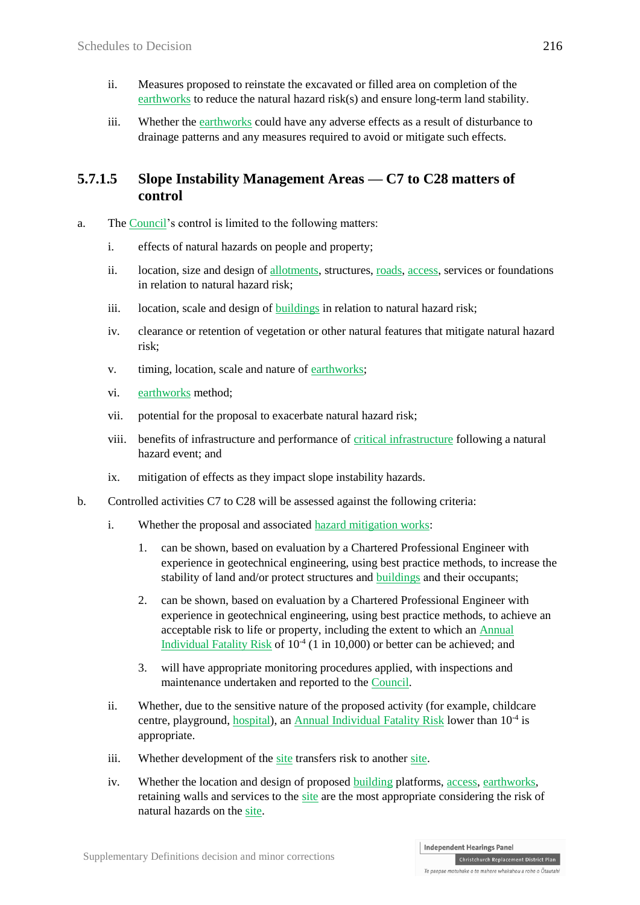ii. Measures proposed to reinstate the excavated or filled area on completion of the earthworks to reduce the natural hazard risk(s) and ensure long-term land stability.

iii. Whether the earthworks could have any adverse effects as a result of disturbance to drainage patterns and any measures required to avoid or mitigate such effects.

### 5.7.1.5 Slope Instability Management Areas — C7 to C28 matters of control

a. The Council's control is limited to the following matters:

   i. effects of natural hazards on people and property;

   ii. location, size and design of allotments, structures, roads, access, services or foundations in relation to natural hazard risk;

   iii. location, scale and design of buildings in relation to natural hazard risk;

   iv. clearance or retention of vegetation or other natural features that mitigate natural hazard risk;

   v. timing, location, scale and nature of earthworks;

   vi. earthworks method;

   vii. potential for the proposal to exacerbate natural hazard risk;

   viii. benefits of infrastructure and performance of critical infrastructure following a natural hazard event; and

   ix. mitigation of effects as they impact slope instability hazards.

b. Controlled activities C7 to C28 will be assessed against the following criteria:

   i. Whether the proposal and associated hazard mitigation works:

      1. can be shown, based on evaluation by a Chartered Professional Engineer with experience in geotechnical engineering, using best practice methods, to increase the stability of land and/or protect structures and buildings and their occupants;

      2. can be shown, based on evaluation by a Chartered Professional Engineer with experience in geotechnical engineering, using best practice methods, to achieve an acceptable risk to life or property, including the extent to which an Annual Individual Fatality Risk of $10^{-4}$ (1 in 10,000) or better can be achieved; and

      3. will have appropriate monitoring procedures applied, with inspections and maintenance undertaken and reported to the Council.

   ii. Whether, due to the sensitive nature of the proposed activity (for example, childcare centre, playground, hospital), an Annual Individual Fatality Risk lower than $10^{-4}$ is appropriate.

   iii. Whether development of the site transfers risk to another site.

   iv. Whether the location and design of proposed building platforms, access, earthworks, retaining walls and services to the site are the most appropriate considering the risk of natural hazards on the site.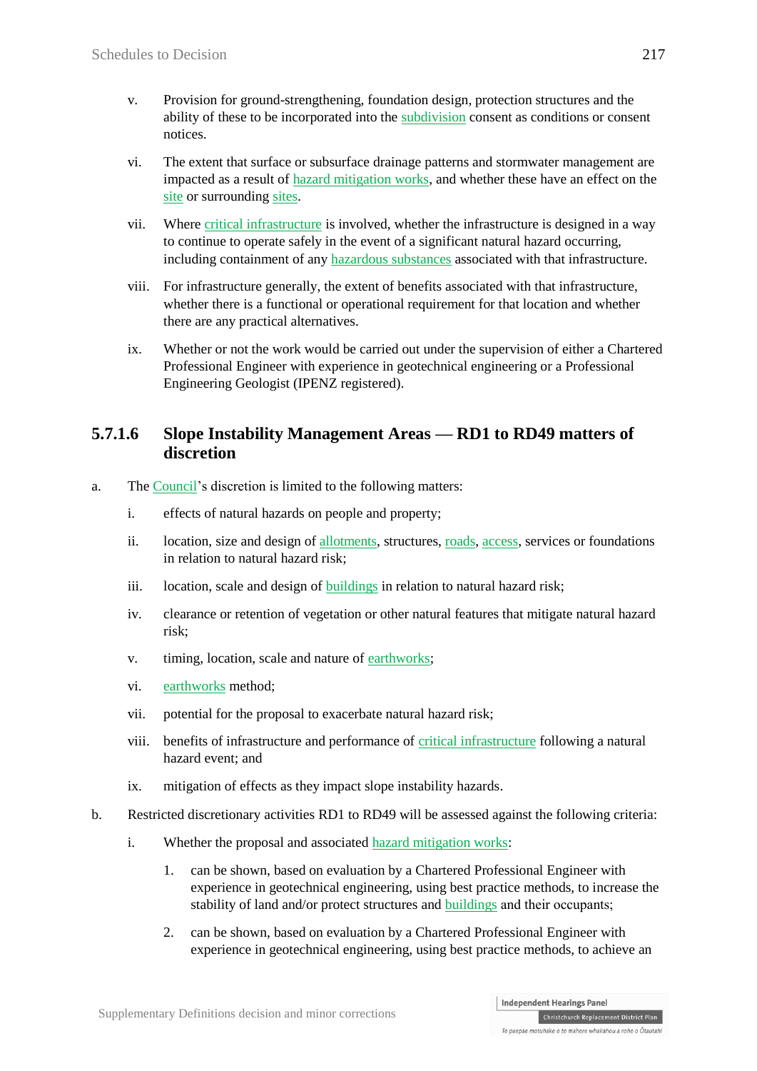v. Provision for ground-strengthening, foundation design, protection structures and the ability of these to be incorporated into the subdivision consent as conditions or consent notices.

vi. The extent that surface or subsurface drainage patterns and stormwater management are impacted as a result of hazard mitigation works, and whether these have an effect on the site or surrounding sites.

vii. Where critical infrastructure is involved, whether the infrastructure is designed in a way to continue to operate safely in the event of a significant natural hazard occurring, including containment of any hazardous substances associated with that infrastructure.

viii. For infrastructure generally, the extent of benefits associated with that infrastructure, whether there is a functional or operational requirement for that location and whether there are any practical alternatives.

ix. Whether or not the work would be carried out under the supervision of either a Chartered Professional Engineer with experience in geotechnical engineering or a Professional Engineering Geologist (IPENZ registered).

## 5.7.1.6 Slope Instability Management Areas — RD1 to RD49 matters of discretion

a. The Council's discretion is limited to the following matters:

   i. effects of natural hazards on people and property;

   ii. location, size and design of allotments, structures, roads, access, services or foundations in relation to natural hazard risk;

   iii. location, scale and design of buildings in relation to natural hazard risk;

   iv. clearance or retention of vegetation or other natural features that mitigate natural hazard risk;

   v. timing, location, scale and nature of earthworks;

   vi. earthworks method;

   vii. potential for the proposal to exacerbate natural hazard risk;

   viii. benefits of infrastructure and performance of critical infrastructure following a natural hazard event; and

   ix. mitigation of effects as they impact slope instability hazards.

b. Restricted discretionary activities RD1 to RD49 will be assessed against the following criteria:

   i. Whether the proposal and associated hazard mitigation works:

      1. can be shown, based on evaluation by a Chartered Professional Engineer with experience in geotechnical engineering, using best practice methods, to increase the stability of land and/or protect structures and buildings and their occupants;

      2. can be shown, based on evaluation by a Chartered Professional Engineer with experience in geotechnical engineering, using best practice methods, to achieve an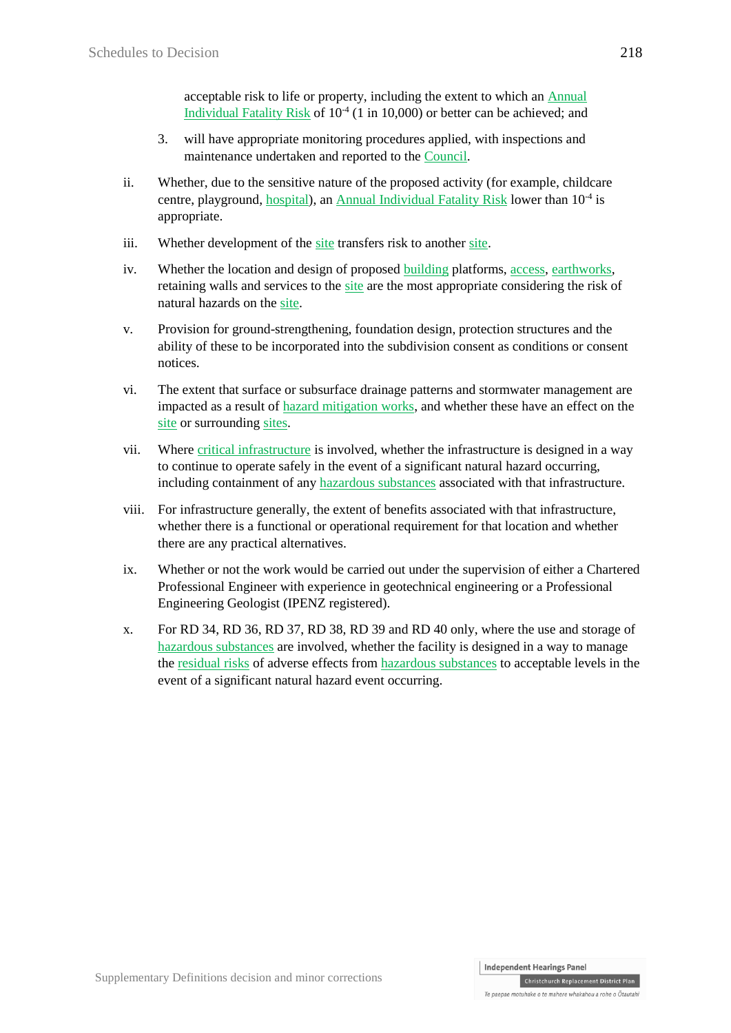acceptable risk to life or property, including the extent to which an Annual Individual Fatality Risk of $10^{-4}$ (1 in 10,000) or better can be achieved; and

3. will have appropriate monitoring procedures applied, with inspections and maintenance undertaken and reported to the Council.

ii. Whether, due to the sensitive nature of the proposed activity (for example, childcare centre, playground, hospital), an Annual Individual Fatality Risk lower than $10^{-4}$ is appropriate.

iii. Whether development of the site transfers risk to another site.

iv. Whether the location and design of proposed building platforms, access, earthworks, retaining walls and services to the site are the most appropriate considering the risk of natural hazards on the site.

v. Provision for ground-strengthening, foundation design, protection structures and the ability of these to be incorporated into the subdivision consent as conditions or consent notices.

vi. The extent that surface or subsurface drainage patterns and stormwater management are impacted as a result of hazard mitigation works, and whether these have an effect on the site or surrounding sites.

vii. Where critical infrastructure is involved, whether the infrastructure is designed in a way to continue to operate safely in the event of a significant natural hazard occurring, including containment of any hazardous substances associated with that infrastructure.

viii. For infrastructure generally, the extent of benefits associated with that infrastructure, whether there is a functional or operational requirement for that location and whether there are any practical alternatives.

ix. Whether or not the work would be carried out under the supervision of either a Chartered Professional Engineer with experience in geotechnical engineering or a Professional Engineering Geologist (IPENZ registered).

x. For RD 34, RD 36, RD 37, RD 38, RD 39 and RD 40 only, where the use and storage of hazardous substances are involved, whether the facility is designed in a way to manage the residual risks of adverse effects from hazardous substances to acceptable levels in the event of a significant natural hazard event occurring.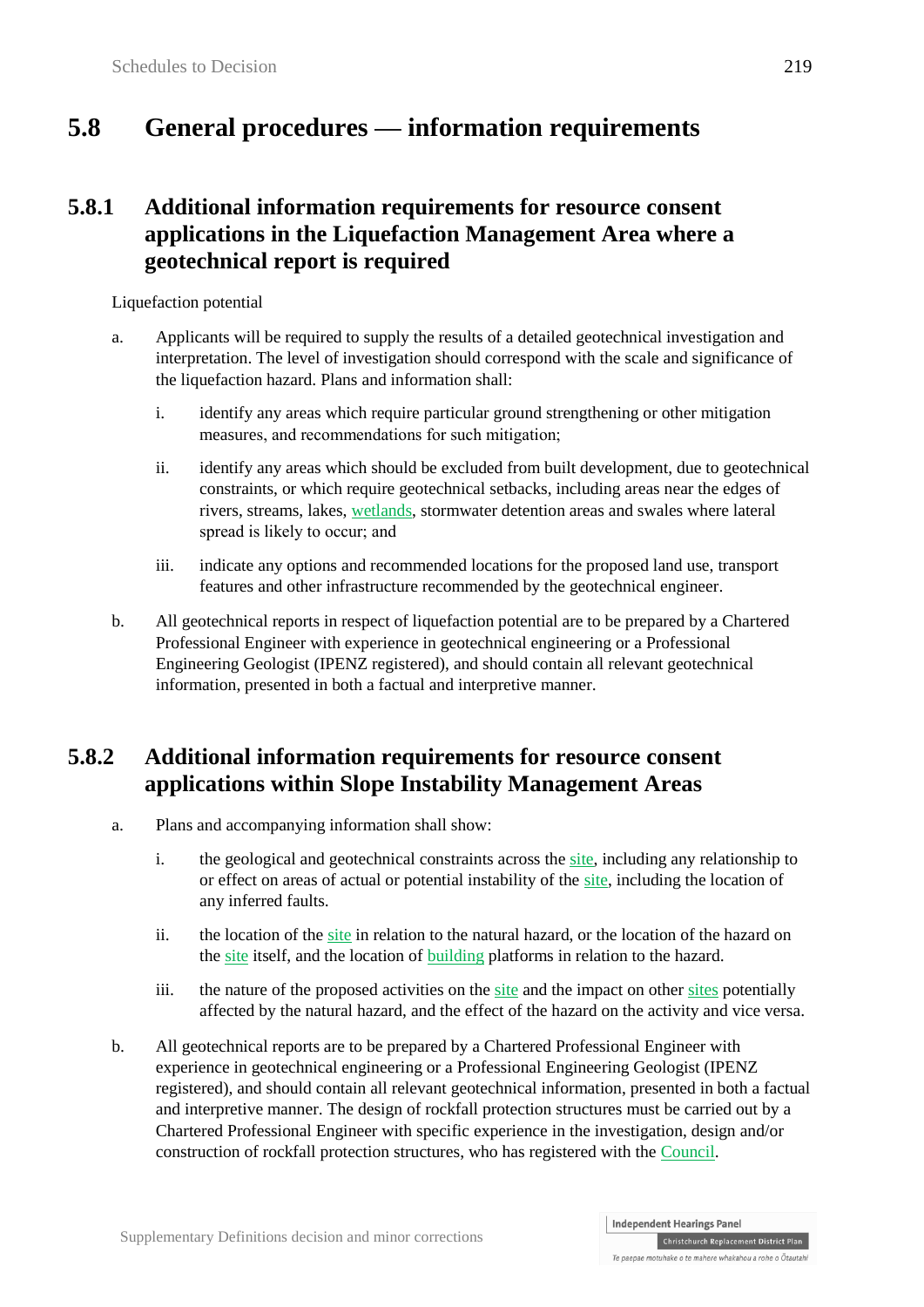# 5.8 General procedures — information requirements

## 5.8.1 Additional information requirements for resource consent applications in the Liquefaction Management Area where a geotechnical report is required

Liquefaction potential

a. Applicants will be required to supply the results of a detailed geotechnical investigation and interpretation. The level of investigation should correspond with the scale and significance of the liquefaction hazard. Plans and information shall:

   i. identify any areas which require particular ground strengthening or other mitigation measures, and recommendations for such mitigation;

   ii. identify any areas which should be excluded from built development, due to geotechnical constraints, or which require geotechnical setbacks, including areas near the edges of rivers, streams, lakes, wetlands, stormwater detention areas and swales where lateral spread is likely to occur; and

   iii. indicate any options and recommended locations for the proposed land use, transport features and other infrastructure recommended by the geotechnical engineer.

b. All geotechnical reports in respect of liquefaction potential are to be prepared by a Chartered Professional Engineer with experience in geotechnical engineering or a Professional Engineering Geologist (IPENZ registered), and should contain all relevant geotechnical information, presented in both a factual and interpretive manner.

## 5.8.2 Additional information requirements for resource consent applications within Slope Instability Management Areas

a. Plans and accompanying information shall show:

   i. the geological and geotechnical constraints across the site, including any relationship to or effect on areas of actual or potential instability of the site, including the location of any inferred faults.

   ii. the location of the site in relation to the natural hazard, or the location of the hazard on the site itself, and the location of building platforms in relation to the hazard.

   iii. the nature of the proposed activities on the site and the impact on other sites potentially affected by the natural hazard, and the effect of the hazard on the activity and vice versa.

b. All geotechnical reports are to be prepared by a Chartered Professional Engineer with experience in geotechnical engineering or a Professional Engineering Geologist (IPENZ registered), and should contain all relevant geotechnical information, presented in both a factual and interpretive manner. The design of rockfall protection structures must be carried out by a Chartered Professional Engineer with specific experience in the investigation, design and/or construction of rockfall protection structures, who has registered with the Council.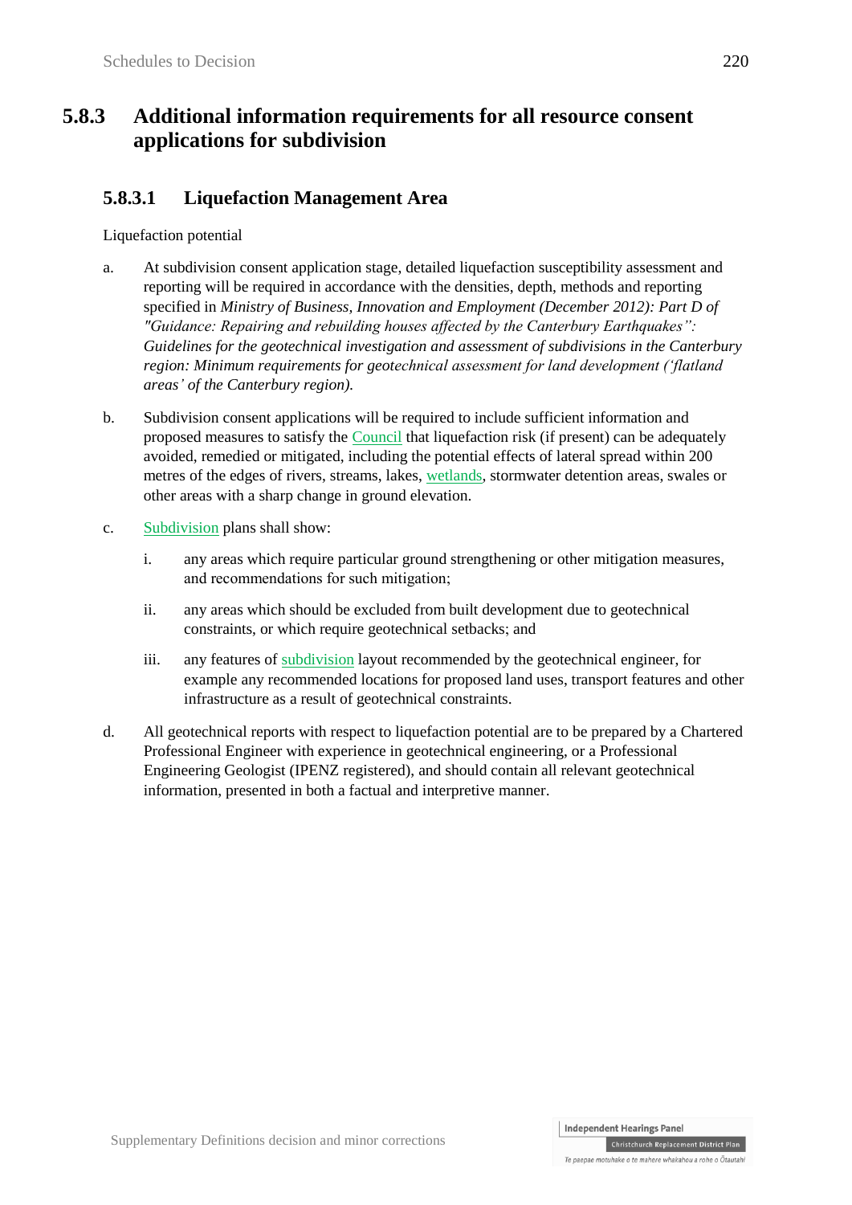## 5.8.3 Additional information requirements for all resource consent applications for subdivision

### 5.8.3.1 Liquefaction Management Area

Liquefaction potential

a. At subdivision consent application stage, detailed liquefaction susceptibility assessment and reporting will be required in accordance with the densities, depth, methods and reporting specified in *Ministry of Business, Innovation and Employment (December 2012): Part D of "Guidance: Repairing and rebuilding houses affected by the Canterbury Earthquakes": Guidelines for the geotechnical investigation and assessment of subdivisions in the Canterbury region: Minimum requirements for geotechnical assessment for land development ('flatland areas' of the Canterbury region).*

b. Subdivision consent applications will be required to include sufficient information and proposed measures to satisfy the Council that liquefaction risk (if present) can be adequately avoided, remedied or mitigated, including the potential effects of lateral spread within 200 metres of the edges of rivers, streams, lakes, wetlands, stormwater detention areas, swales or other areas with a sharp change in ground elevation.

c. Subdivision plans shall show:

   i. any areas which require particular ground strengthening or other mitigation measures, and recommendations for such mitigation;

   ii. any areas which should be excluded from built development due to geotechnical constraints, or which require geotechnical setbacks; and

   iii. any features of subdivision layout recommended by the geotechnical engineer, for example any recommended locations for proposed land uses, transport features and other infrastructure as a result of geotechnical constraints.

d. All geotechnical reports with respect to liquefaction potential are to be prepared by a Chartered Professional Engineer with experience in geotechnical engineering, or a Professional Engineering Geologist (IPENZ registered), and should contain all relevant geotechnical information, presented in both a factual and interpretive manner.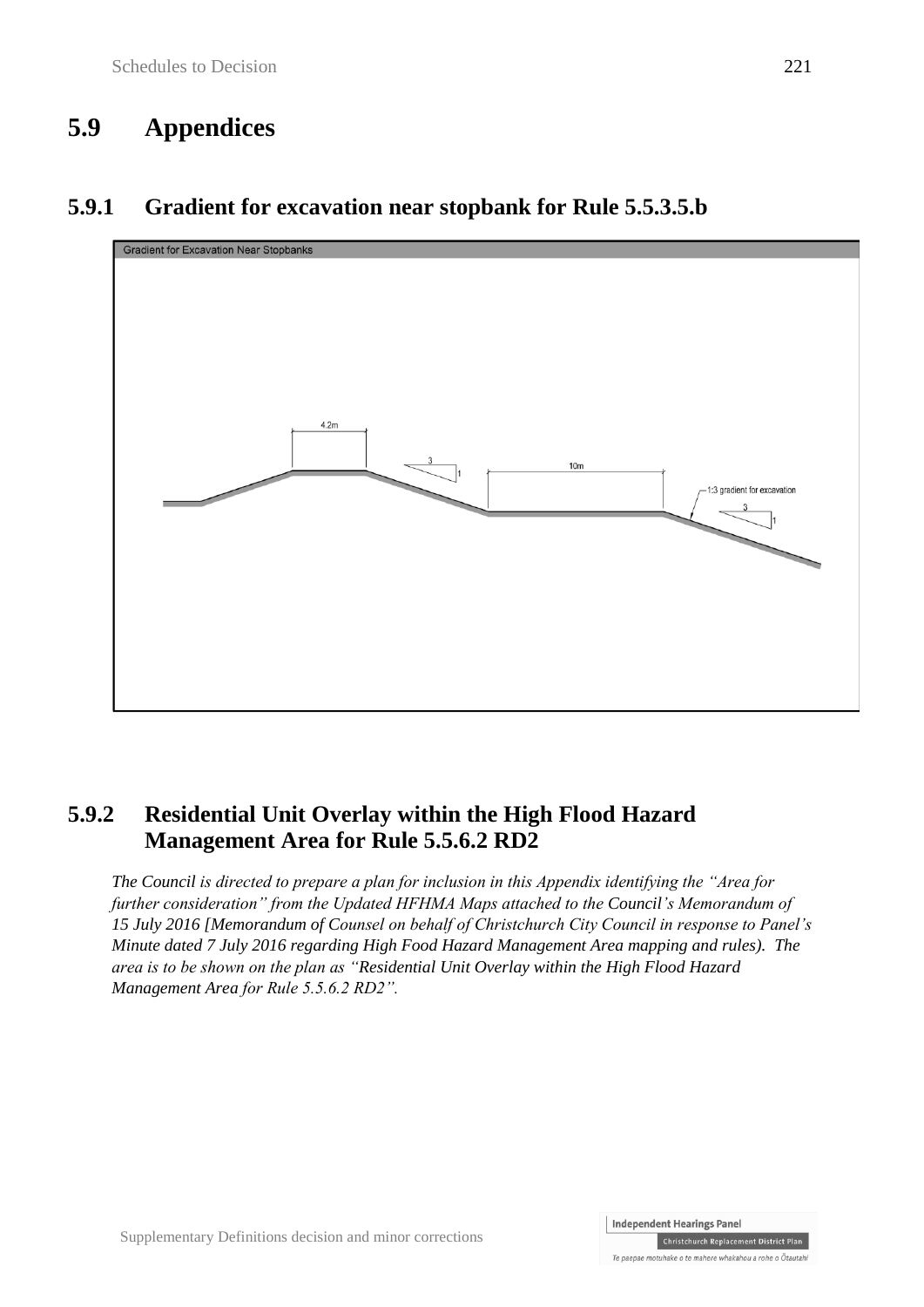# 5.9 Appendices

## 5.9.1 Gradient for excavation near stopbank for Rule 5.5.3.5.b

Gradient for Excavation Near Stopbanks

4.2m

3

1

10m

1:3 gradient for excavation

3

1

## 5.9.2 Residential Unit Overlay within the High Flood Hazard Management Area for Rule 5.5.6.2 RD2

*The Council is directed to prepare a plan for inclusion in this Appendix identifying the "Area for further consideration" from the Updated HFHMA Maps attached to the Council's Memorandum of 15 July 2016 [Memorandum of Counsel on behalf of Christchurch City Council in response to Panel's Minute dated 7 July 2016 regarding High Food Hazard Management Area mapping and rules). The area is to be shown on the plan as "Residential Unit Overlay within the High Flood Hazard Management Area for Rule 5.5.6.2 RD2".*